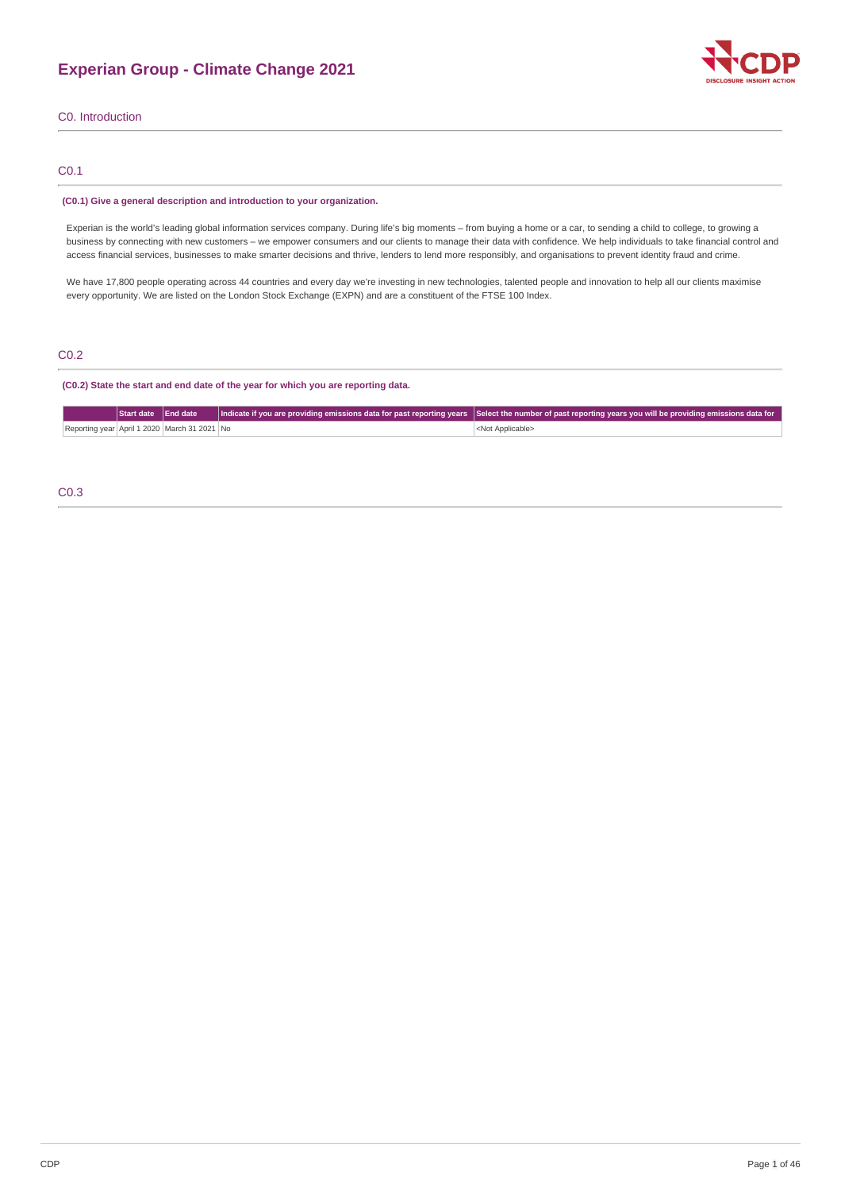# Experian Group - Climate Change 2021

## C0. Introduction

### C0.1

**(C0.1) Give a general description and introduction to your organization.**

Experian is the world's leading global information services company. During life's big moments – from buying a home or a car, to sending a child to college, to growing a business by connecting with new customers – we empower consumers and our clients to manage their data with confidence. We help individuals to take financial control and access financial services, businesses to make smarter decisions and thrive, lenders to lend more responsibly, and organisations to prevent identity fraud and crime.

We have 17,800 people operating across 44 countries and every day we're investing in new technologies, talented people and innovation to help all our clients maximise every opportunity. We are listed on the London Stock Exchange (EXPN) and are a constituent of the FTSE 100 Index.

### C0.2

**(C0.2) State the start and end date of the year for which you are reporting data.**

| | Start date | End date | Indicate if you are providing emissions data for past reporting years | Select the number of past reporting years you will be providing emissions data for |
|---|---|---|---|---|
| Reporting year | April 1 2020 | March 31 2021 | No | <Not Applicable> |

### C0.3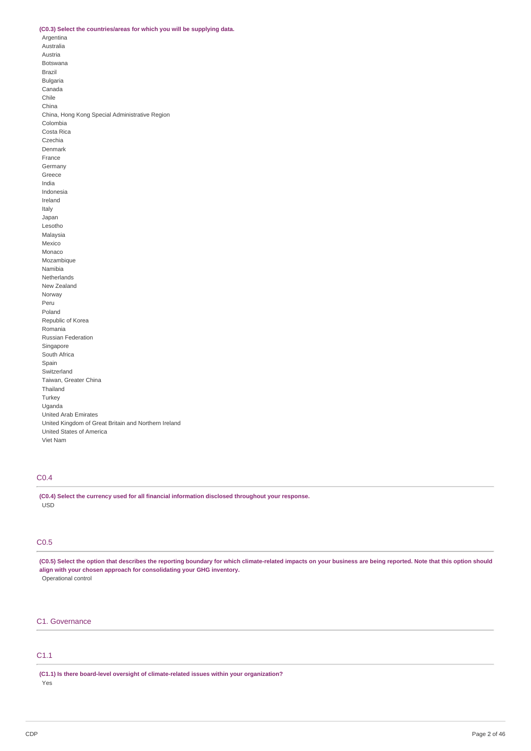**(C0.3) Select the countries/areas for which you will be supplying data.**

Argentina
Australia
Austria
Botswana
Brazil
Bulgaria
Canada
Chile
China
China, Hong Kong Special Administrative Region
Colombia
Costa Rica
Czechia
Denmark
France
Germany
Greece
India
Indonesia
Ireland
Italy
Japan
Lesotho
Malaysia
Mexico
Monaco
Mozambique
Namibia
Netherlands
New Zealand
Norway
Peru
Poland
Republic of Korea
Romania
Russian Federation
Singapore
South Africa
Spain
Switzerland
Taiwan, Greater China
Thailand
Turkey
Uganda
United Arab Emirates
United Kingdom of Great Britain and Northern Ireland
United States of America
Viet Nam

## C0.4

**(C0.4) Select the currency used for all financial information disclosed throughout your response.**

USD

## C0.5

**(C0.5) Select the option that describes the reporting boundary for which climate-related impacts on your business are being reported. Note that this option should align with your chosen approach for consolidating your GHG inventory.**

Operational control

# C1. Governance

## C1.1

**(C1.1) Is there board-level oversight of climate-related issues within your organization?**

Yes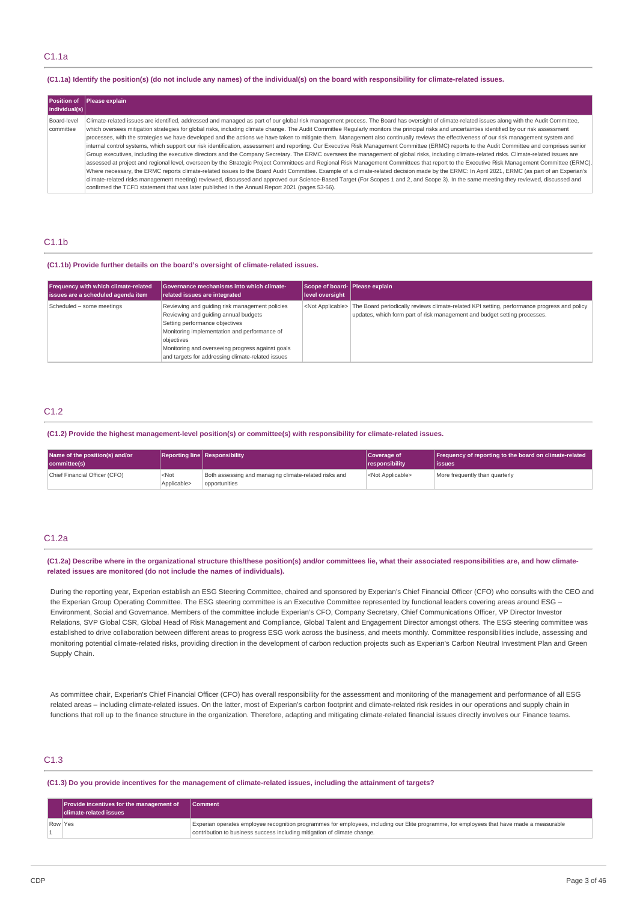## C1.1a

**(C1.1a) Identify the position(s) (do not include any names) of the individual(s) on the board with responsibility for climate-related issues.**

| Position of individual(s) | Please explain |
|---|---|
| Board-level committee | Climate-related issues are identified, addressed and managed as part of our global risk management process. The Board has oversight of climate-related issues along with the Audit Committee, which oversees mitigation strategies for global risks, including climate change. The Audit Committee Regularly monitors the principal risks and uncertainties identified by our risk assessment processes, with the strategies we have developed and the actions we have taken to mitigate them. Management also continually reviews the effectiveness of our risk management system and internal control systems, which support our risk identification, assessment and reporting. Our Executive Risk Management Committee (ERMC) reports to the Audit Committee and comprises senior Group executives, including the executive directors and the Company Secretary. The ERMC oversees the management of global risks, including climate-related risks. Climate-related issues are assessed at project and regional level, overseen by the Strategic Project Committees and Regional Risk Management Committees that report to the Executive Risk Management Committee (ERMC). Where necessary, the ERMC reports climate-related issues to the Board Audit Committee. Example of a climate-related decision made by the ERMC: In April 2021, ERMC (as part of an Experian's climate-related risks management meeting) reviewed, discussed and approved our Science-Based Target (For Scopes 1 and 2, and Scope 3). In the same meeting they reviewed, discussed and confirmed the TCFD statement that was later published in the Annual Report 2021 (pages 53-56). |

## C1.1b

**(C1.1b) Provide further details on the board's oversight of climate-related issues.**

| Frequency with which climate-related issues are a scheduled agenda item | Governance mechanisms into which climate-related issues are integrated | Scope of board-level oversight | Please explain |
|---|---|---|---|
| Scheduled – some meetings | Reviewing and guiding risk management policies<br>Reviewing and guiding annual budgets<br>Setting performance objectives<br>Monitoring implementation and performance of objectives<br>Monitoring and overseeing progress against goals and targets for addressing climate-related issues | <Not Applicable> | The Board periodically reviews climate-related KPI setting, performance progress and policy updates, which form part of risk management and budget setting processes. |

## C1.2

**(C1.2) Provide the highest management-level position(s) or committee(s) with responsibility for climate-related issues.**

| Name of the position(s) and/or committee(s) | Reporting line | Responsibility | Coverage of responsibility | Frequency of reporting to the board on climate-related issues |
|---|---|---|---|---|
| Chief Financial Officer (CFO) | <Not Applicable> | Both assessing and managing climate-related risks and opportunities | <Not Applicable> | More frequently than quarterly |

## C1.2a

**(C1.2a) Describe where in the organizational structure this/these position(s) and/or committees lie, what their associated responsibilities are, and how climate-related issues are monitored (do not include the names of individuals).**

During the reporting year, Experian establish an ESG Steering Committee, chaired and sponsored by Experian's Chief Financial Officer (CFO) who consults with the CEO and the Experian Group Operating Committee. The ESG steering committee is an Executive Committee represented by functional leaders covering areas around ESG – Environment, Social and Governance. Members of the committee include Experian's CFO, Company Secretary, Chief Communications Officer, VP Director Investor Relations, SVP Global CSR, Global Head of Risk Management and Compliance, Global Talent and Engagement Director amongst others. The ESG steering committee was established to drive collaboration between different areas to progress ESG work across the business, and meets monthly. Committee responsibilities include, assessing and monitoring potential climate-related risks, providing direction in the development of carbon reduction projects such as Experian's Carbon Neutral Investment Plan and Green Supply Chain.

As committee chair, Experian's Chief Financial Officer (CFO) has overall responsibility for the assessment and monitoring of the management and performance of all ESG related areas – including climate-related issues. On the latter, most of Experian's carbon footprint and climate-related risk resides in our operations and supply chain in functions that roll up to the finance structure in the organization. Therefore, adapting and mitigating climate-related financial issues directly involves our Finance teams.

## C1.3

**(C1.3) Do you provide incentives for the management of climate-related issues, including the attainment of targets?**

| | Provide incentives for the management of climate-related issues | Comment |
|---|---|---|
| Row 1 | Yes | Experian operates employee recognition programmes for employees, including our Elite programme, for employees that have made a measurable contribution to business success including mitigation of climate change. |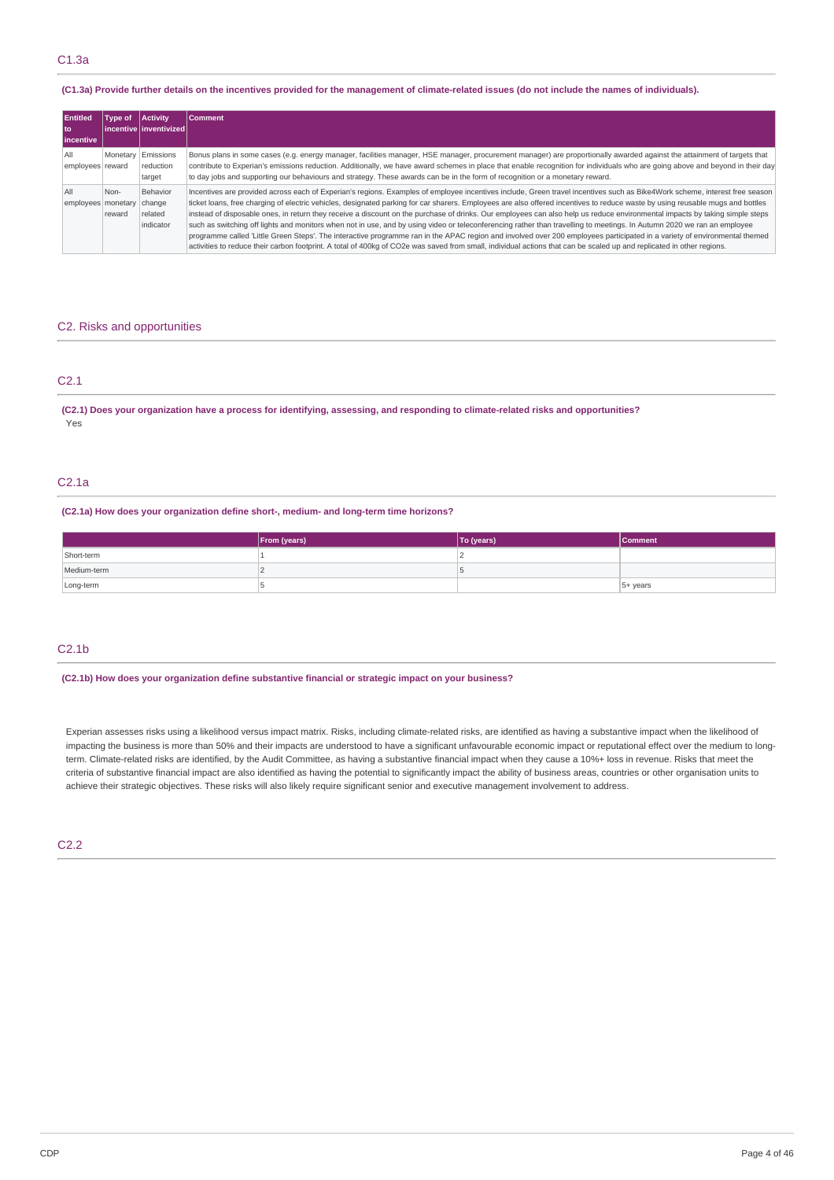## C1.3a

**(C1.3a) Provide further details on the incentives provided for the management of climate-related issues (do not include the names of individuals).**

| Entitled to incentive | Type of incentive | Activity inventivized | Comment |
|---|---|---|---|
| All employees | Monetary reward | Emissions reduction target | Bonus plans in some cases (e.g. energy manager, facilities manager, HSE manager, procurement manager) are proportionally awarded against the attainment of targets that contribute to Experian's emissions reduction. Additionally, we have award schemes in place that enable recognition for individuals who are going above and beyond in their day to day jobs and supporting our behaviours and strategy. These awards can be in the form of recognition or a monetary reward. |
| All employees | Non-monetary reward | Behavior change related indicator | Incentives are provided across each of Experian's regions. Examples of employee incentives include, Green travel incentives such as Bike4Work scheme, interest free season ticket loans, free charging of electric vehicles, designated parking for car sharers. Employees are also offered incentives to reduce waste by using reusable mugs and bottles instead of disposable ones, in return they receive a discount on the purchase of drinks. Our employees can also help us reduce environmental impacts by taking simple steps such as switching off lights and monitors when not in use, and by using video or teleconferencing rather than travelling to meetings. In Autumn 2020 we ran an employee programme called 'Little Green Steps'. The interactive programme ran in the APAC region and involved over 200 employees participated in a variety of environmental themed activities to reduce their carbon footprint. A total of 400kg of CO2e was saved from small, individual actions that can be scaled up and replicated in other regions. |

# C2. Risks and opportunities

## C2.1

**(C2.1) Does your organization have a process for identifying, assessing, and responding to climate-related risks and opportunities?**

Yes

## C2.1a

**(C2.1a) How does your organization define short-, medium- and long-term time horizons?**

| | From (years) | To (years) | Comment |
|---|---|---|---|
| Short-term | 1 | 2 | |
| Medium-term | 2 | 5 | |
| Long-term | 5 | | 5+ years |

## C2.1b

**(C2.1b) How does your organization define substantive financial or strategic impact on your business?**

Experian assesses risks using a likelihood versus impact matrix. Risks, including climate-related risks, are identified as having a substantive impact when the likelihood of impacting the business is more than 50% and their impacts are understood to have a significant unfavourable economic impact or reputational effect over the medium to long-term. Climate-related risks are identified, by the Audit Committee, as having a substantive financial impact when they cause a 10%+ loss in revenue. Risks that meet the criteria of substantive financial impact are also identified as having the potential to significantly impact the ability of business areas, countries or other organisation units to achieve their strategic objectives. These risks will also likely require significant senior and executive management involvement to address.

## C2.2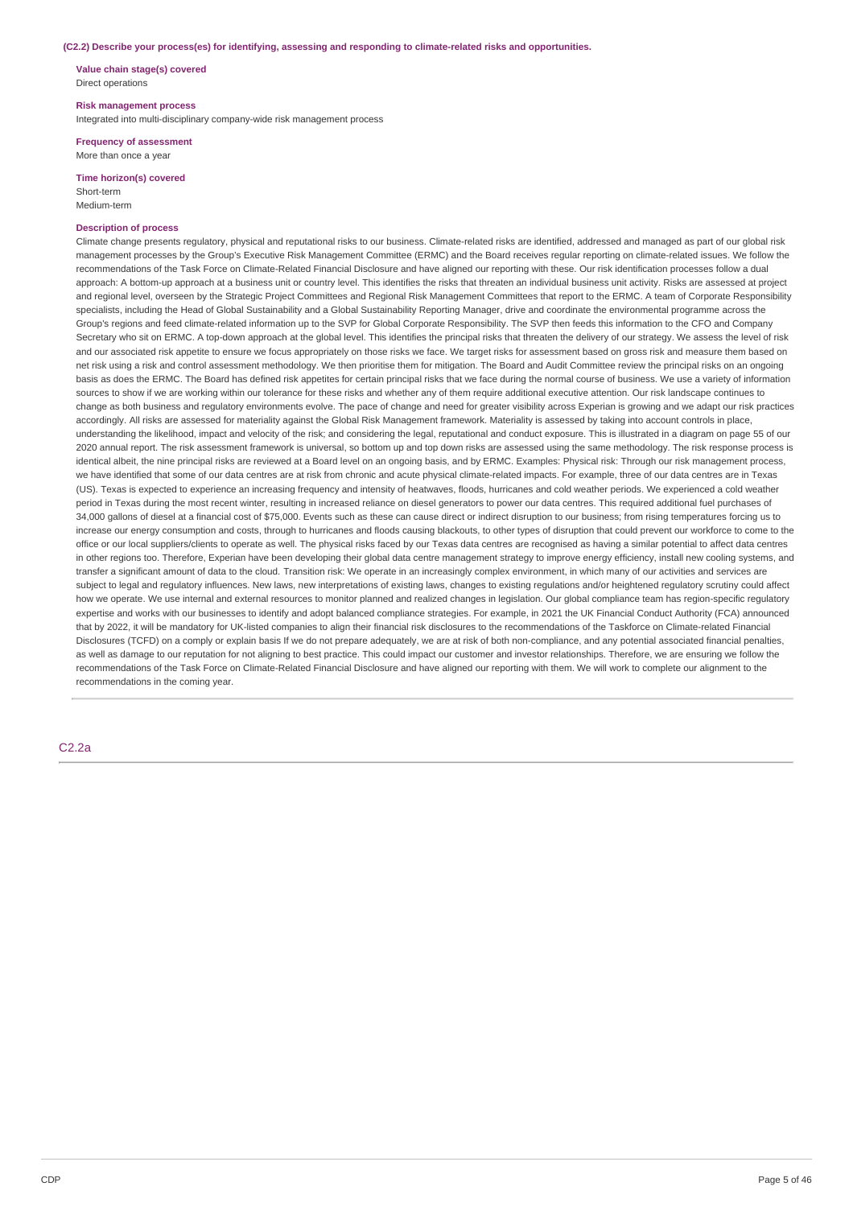**(C2.2) Describe your process(es) for identifying, assessing and responding to climate-related risks and opportunities.**

**Value chain stage(s) covered**
Direct operations

**Risk management process**
Integrated into multi-disciplinary company-wide risk management process

**Frequency of assessment**
More than once a year

**Time horizon(s) covered**
Short-term
Medium-term

**Description of process**
Climate change presents regulatory, physical and reputational risks to our business. Climate-related risks are identified, addressed and managed as part of our global risk management processes by the Group's Executive Risk Management Committee (ERMC) and the Board receives regular reporting on climate-related issues. We follow the recommendations of the Task Force on Climate-Related Financial Disclosure and have aligned our reporting with these. Our risk identification processes follow a dual approach: A bottom-up approach at a business unit or country level. This identifies the risks that threaten an individual business unit activity. Risks are assessed at project and regional level, overseen by the Strategic Project Committees and Regional Risk Management Committees that report to the ERMC. A team of Corporate Responsibility specialists, including the Head of Global Sustainability and a Global Sustainability Reporting Manager, drive and coordinate the environmental programme across the Group's regions and feed climate-related information up to the SVP for Global Corporate Responsibility. The SVP then feeds this information to the CFO and Company Secretary who sit on ERMC. A top-down approach at the global level. This identifies the principal risks that threaten the delivery of our strategy. We assess the level of risk and our associated risk appetite to ensure we focus appropriately on those risks we face. We target risks for assessment based on gross risk and measure them based on net risk using a risk and control assessment methodology. We then prioritise them for mitigation. The Board and Audit Committee review the principal risks on an ongoing basis as does the ERMC. The Board has defined risk appetites for certain principal risks that we face during the normal course of business. We use a variety of information sources to show if we are working within our tolerance for these risks and whether any of them require additional executive attention. Our risk landscape continues to change as both business and regulatory environments evolve. The pace of change and need for greater visibility across Experian is growing and we adapt our risk practices accordingly. All risks are assessed for materiality against the Global Risk Management framework. Materiality is assessed by taking into account controls in place, understanding the likelihood, impact and velocity of the risk; and considering the legal, reputational and conduct exposure. This is illustrated in a diagram on page 55 of our 2020 annual report. The risk assessment framework is universal, so bottom up and top down risks are assessed using the same methodology. The risk response process is identical albeit, the nine principal risks are reviewed at a Board level on an ongoing basis, and by ERMC. Examples: Physical risk: Through our risk management process, we have identified that some of our data centres are at risk from chronic and acute physical climate-related impacts. For example, three of our data centres are in Texas (US). Texas is expected to experience an increasing frequency and intensity of heatwaves, floods, hurricanes and cold weather periods. We experienced a cold weather period in Texas during the most recent winter, resulting in increased reliance on diesel generators to power our data centres. This required additional fuel purchases of 34,000 gallons of diesel at a financial cost of $75,000. Events such as these can cause direct or indirect disruption to our business; from rising temperatures forcing us to increase our energy consumption and costs, through to hurricanes and floods causing blackouts, to other types of disruption that could prevent our workforce to come to the office or our local suppliers/clients to operate as well. The physical risks faced by our Texas data centres are recognised as having a similar potential to affect data centres in other regions too. Therefore, Experian have been developing their global data centre management strategy to improve energy efficiency, install new cooling systems, and transfer a significant amount of data to the cloud. Transition risk: We operate in an increasingly complex environment, in which many of our activities and services are subject to legal and regulatory influences. New laws, new interpretations of existing laws, changes to existing regulations and/or heightened regulatory scrutiny could affect how we operate. We use internal and external resources to monitor planned and realized changes in legislation. Our global compliance team has region-specific regulatory expertise and works with our businesses to identify and adopt balanced compliance strategies. For example, in 2021 the UK Financial Conduct Authority (FCA) announced that by 2022, it will be mandatory for UK-listed companies to align their financial risk disclosures to the recommendations of the Taskforce on Climate-related Financial Disclosures (TCFD) on a comply or explain basis If we do not prepare adequately, we are at risk of both non-compliance, and any potential associated financial penalties, as well as damage to our reputation for not aligning to best practice. This could impact our customer and investor relationships. Therefore, we are ensuring we follow the recommendations of the Task Force on Climate-Related Financial Disclosure and have aligned our reporting with them. We will work to complete our alignment to the recommendations in the coming year.

## C2.2a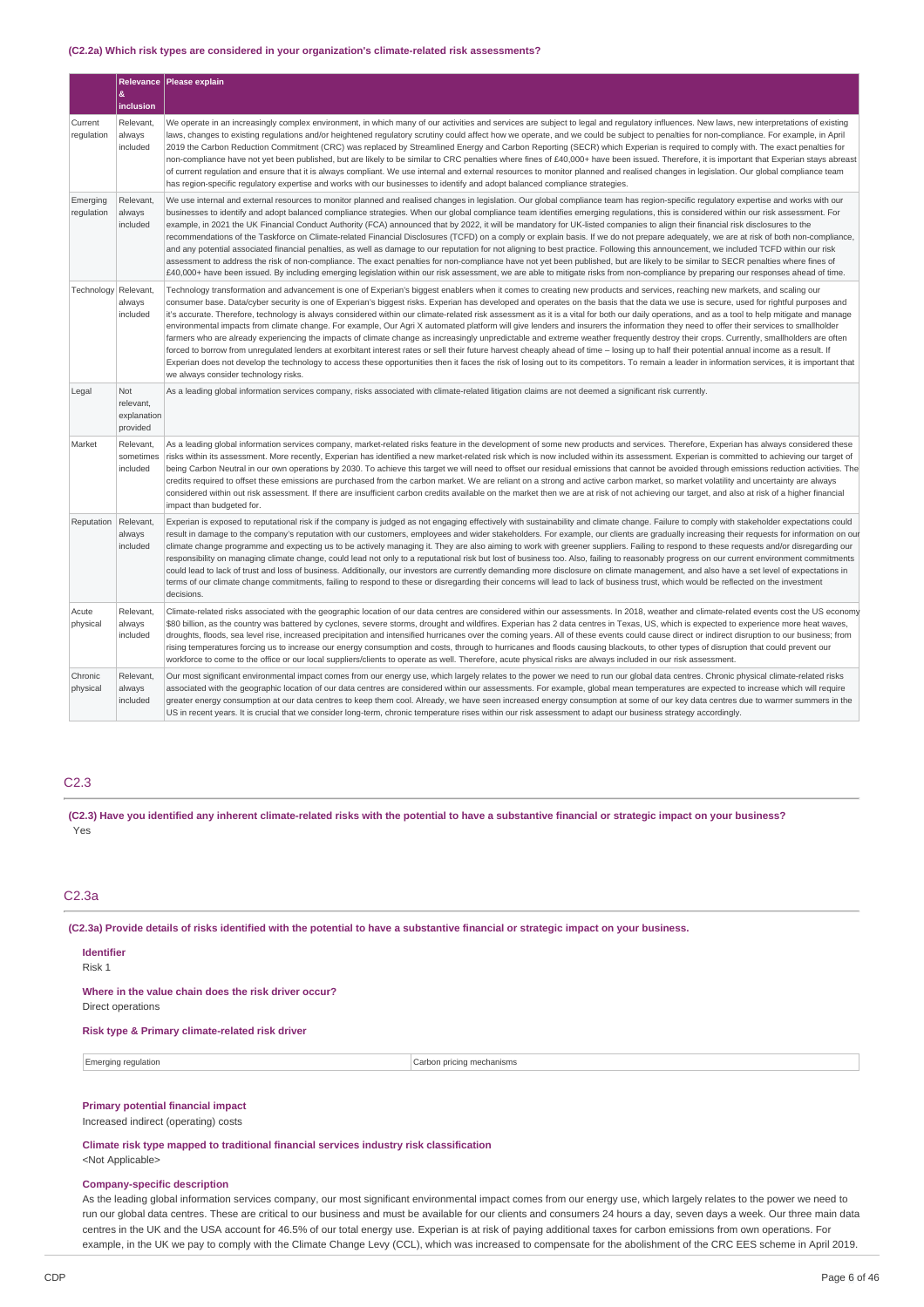### (C2.2a) Which risk types are considered in your organization's climate-related risk assessments?

| | Relevance & inclusion | Please explain |
|---|---|---|
| Current regulation | Relevant, always included | We operate in an increasingly complex environment, in which many of our activities and services are subject to legal and regulatory influences. New laws, new interpretations of existing laws, changes to existing regulations and/or heightened regulatory scrutiny could affect how we operate, and we could be subject to penalties for non-compliance. For example, in April 2019 the Carbon Reduction Commitment (CRC) was replaced by Streamlined Energy and Carbon Reporting (SECR) which Experian is required to comply with. The exact penalties for non-compliance have not yet been published, but are likely to be similar to CRC penalties where fines of £40,000+ have been issued. Therefore, it is important that Experian stays abreast of current regulation and ensure that it is always compliant. We use internal and external resources to monitor planned and realised changes in legislation. Our global compliance team has region-specific regulatory expertise and works with our businesses to identify and adopt balanced compliance strategies. |
| Emerging regulation | Relevant, always included | We use internal and external resources to monitor planned and realised changes in legislation. Our global compliance team has region-specific regulatory expertise and works with our businesses to identify and adopt balanced compliance strategies. When our global compliance team identifies emerging regulations, this is considered within our risk assessment. For example, in 2021 the UK Financial Conduct Authority (FCA) announced that by 2022, it will be mandatory for UK-listed companies to align their financial risk disclosures to the recommendations of the Taskforce on Climate-related Financial Disclosures (TCFD) on a comply or explain basis. If we do not prepare adequately, we are at risk of both non-compliance, and any potential associated financial penalties, as well as damage to our reputation for not aligning to best practice. Following this announcement, we included TCFD within our risk assessment to address the risk of non-compliance. The exact penalties for non-compliance have not yet been published, but are likely to be similar to SECR penalties where fines of £40,000+ have been issued. By including emerging legislation within our risk assessment, we are able to mitigate risks from non-compliance by preparing our responses ahead of time. |
| Technology | Relevant, always included | Technology transformation and advancement is one of Experian's biggest enablers when it comes to creating new products and services, reaching new markets, and scaling our consumer base. Data/cyber security is one of Experian's biggest risks. Experian has developed and operates on the basis that the data we use is secure, used for rightful purposes and it's accurate. Therefore, technology is always considered within our climate-related risk assessment as it is a vital for both our daily operations, and as a tool to help mitigate and manage environmental impacts from climate change. For example, Our Agri X automated platform will give lenders and insurers the information they need to offer their services to smallholder farmers who are already experiencing the impacts of climate change as increasingly unpredictable and extreme weather frequently destroy their crops. Currently, smallholders are often forced to borrow from unregulated lenders at exorbitant interest rates or sell their future harvest cheaply ahead of time – losing up to half their potential annual income as a result. If Experian does not develop the technology to access these opportunities then it faces the risk of losing out to its competitors. To remain a leader in information services, it is important that we always consider technology risks. |
| Legal | Not relevant, explanation provided | As a leading global information services company, risks associated with climate-related litigation claims are not deemed a significant risk currently. |
| Market | Relevant, sometimes included | As a leading global information services company, market-related risks feature in the development of some new products and services. Therefore, Experian has always considered these risks within its assessment. More recently, Experian has identified a new market-related risk which is now included within its assessment. Experian is committed to achieving our target of being Carbon Neutral in our own operations by 2030. To achieve this target we will need to offset our residual emissions that cannot be avoided through emissions reduction activities. The credits required to offset these emissions are purchased from the carbon market. We are reliant on a strong and active carbon market, so market volatility and uncertainty are always considered within out risk assessment. If there are insufficient carbon credits available on the market then we are at risk of not achieving our target, and also at risk of a higher financial impact than budgeted for. |
| Reputation | Relevant, always included | Experian is exposed to reputational risk if the company is judged as not engaging effectively with sustainability and climate change. Failure to comply with stakeholder expectations could result in damage to the company's reputation with our customers, employees and wider stakeholders. For example, our clients are gradually increasing their requests for information on our climate change programme and expecting us to be actively managing it. They are also aiming to work with greener suppliers. Failing to respond to these requests and/or disregarding our responsibility on managing climate change, could lead not only to a reputational risk but lost of business too. Also, failing to reasonably progress on our current environment commitments could lead to lack of trust and loss of business. Additionally, our investors are currently demanding more disclosure on climate management, and also have a set level of expectations in terms of our climate change commitments, failing to respond to these or disregarding their concerns will lead to lack of business trust, which would be reflected on the investment decisions. |
| Acute physical | Relevant, always included | Climate-related risks associated with the geographic location of our data centres are considered within our assessments. In 2018, weather and climate-related events cost the US economy $80 billion, as the country was battered by cyclones, severe storms, drought and wildfires. Experian has 2 data centres in Texas, US, which is expected to experience more heat waves, droughts, floods, sea level rise, increased precipitation and intensified hurricanes over the coming years. All of these events could cause direct or indirect disruption to our business; from rising temperatures forcing us to increase our energy consumption and costs, through to hurricanes and floods causing blackouts, to other types of disruption that could prevent our workforce to come to the office or our local suppliers/clients to operate as well. Therefore, acute physical risks are always included in our risk assessment. |
| Chronic physical | Relevant, always included | Our most significant environmental impact comes from our energy use, which largely relates to the power we need to run our global data centres. Chronic physical climate-related risks associated with the geographic location of our data centres are considered within our assessments. For example, global mean temperatures are expected to increase which will require greater energy consumption at our data centres to keep them cool. Already, we have seen increased energy consumption at some of our key data centres due to warmer summers in the US in recent years. It is crucial that we consider long-term, chronic temperature rises within our risk assessment to adapt our business strategy accordingly. |

## C2.3

**(C2.3) Have you identified any inherent climate-related risks with the potential to have a substantive financial or strategic impact on your business?**

Yes

## C2.3a

**(C2.3a) Provide details of risks identified with the potential to have a substantive financial or strategic impact on your business.**

**Identifier**

Risk 1

**Where in the value chain does the risk driver occur?**

Direct operations

**Risk type & Primary climate-related risk driver**

| Emerging regulation | Carbon pricing mechanisms |
|---|---|

**Primary potential financial impact**

Increased indirect (operating) costs

**Climate risk type mapped to traditional financial services industry risk classification**

<Not Applicable>

**Company-specific description**

As the leading global information services company, our most significant environmental impact comes from our energy use, which largely relates to the power we need to run our global data centres. These are critical to our business and must be available for our clients and consumers 24 hours a day, seven days a week. Our three main data centres in the UK and the USA account for 46.5% of our total energy use. Experian is at risk of paying additional taxes for carbon emissions from own operations. For example, in the UK we pay to comply with the Climate Change Levy (CCL), which was increased to compensate for the abolishment of the CRC EES scheme in April 2019.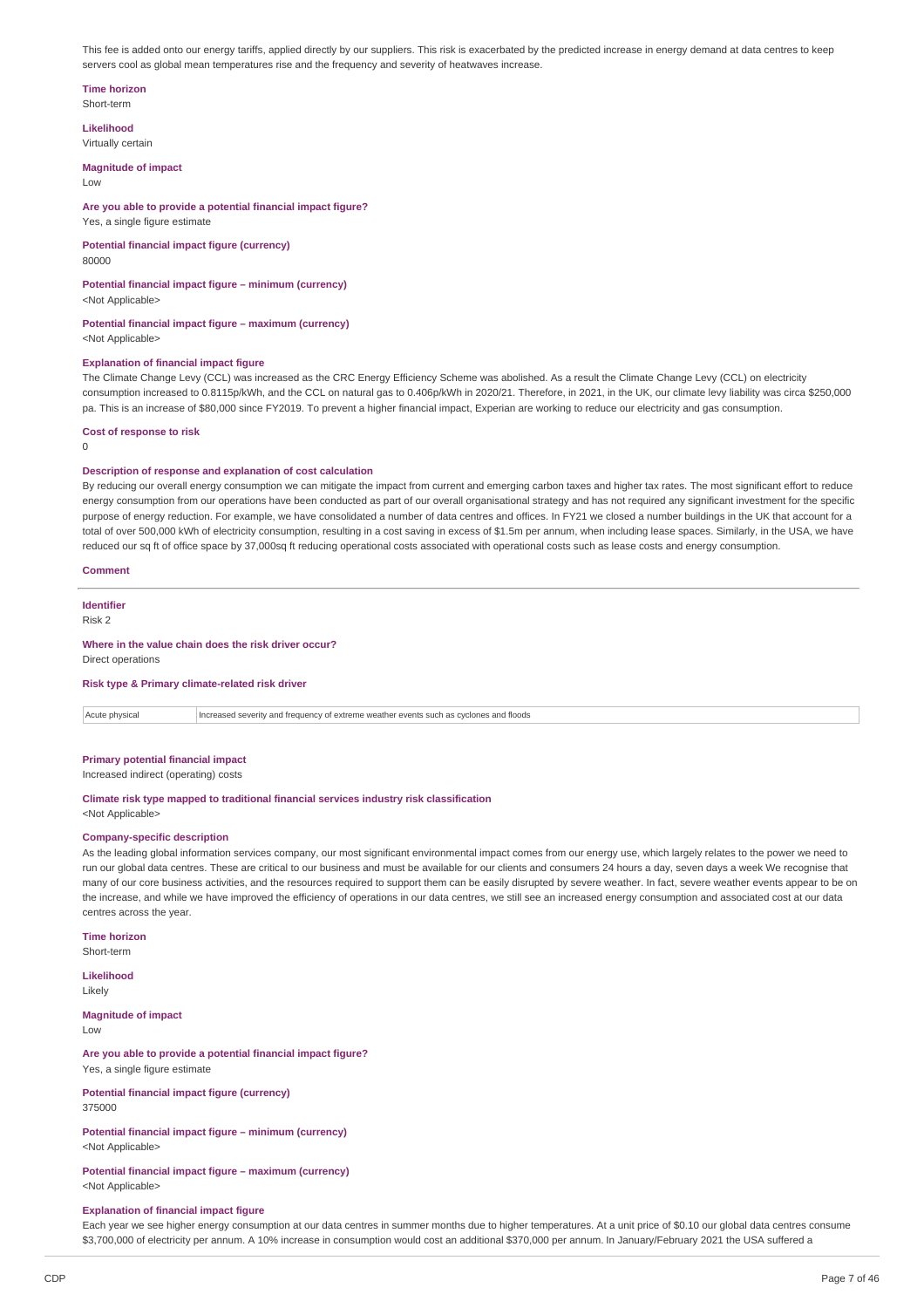This fee is added onto our energy tariffs, applied directly by our suppliers. This risk is exacerbated by the predicted increase in energy demand at data centres to keep servers cool as global mean temperatures rise and the frequency and severity of heatwaves increase.

**Time horizon**
Short-term

**Likelihood**
Virtually certain

**Magnitude of impact**
Low

**Are you able to provide a potential financial impact figure?**
Yes, a single figure estimate

**Potential financial impact figure (currency)**
80000

**Potential financial impact figure – minimum (currency)**
<Not Applicable>

**Potential financial impact figure – maximum (currency)**
<Not Applicable>

**Explanation of financial impact figure**
The Climate Change Levy (CCL) was increased as the CRC Energy Efficiency Scheme was abolished. As a result the Climate Change Levy (CCL) on electricity consumption increased to 0.8115p/kWh, and the CCL on natural gas to 0.406p/kWh in 2020/21. Therefore, in 2021, in the UK, our climate levy liability was circa $250,000 pa. This is an increase of $80,000 since FY2019. To prevent a higher financial impact, Experian are working to reduce our electricity and gas consumption.

**Cost of response to risk**
0

**Description of response and explanation of cost calculation**
By reducing our overall energy consumption we can mitigate the impact from current and emerging carbon taxes and higher tax rates. The most significant effort to reduce energy consumption from our operations have been conducted as part of our overall organisational strategy and has not required any significant investment for the specific purpose of energy reduction. For example, we have consolidated a number of data centres and offices. In FY21 we closed a number buildings in the UK that account for a total of over 500,000 kWh of electricity consumption, resulting in a cost saving in excess of $1.5m per annum, when including lease spaces. Similarly, in the USA, we have reduced our sq ft of office space by 37,000sq ft reducing operational costs associated with operational costs such as lease costs and energy consumption.

**Comment**

---

**Identifier**
Risk 2

**Where in the value chain does the risk driver occur?**
Direct operations

**Risk type & Primary climate-related risk driver**

| | |
|---|---|
| Acute physical | Increased severity and frequency of extreme weather events such as cyclones and floods |

**Primary potential financial impact**
Increased indirect (operating) costs

**Climate risk type mapped to traditional financial services industry risk classification**
<Not Applicable>

**Company-specific description**
As the leading global information services company, our most significant environmental impact comes from our energy use, which largely relates to the power we need to run our global data centres. These are critical to our business and must be available for our clients and consumers 24 hours a day, seven days a week We recognise that many of our core business activities, and the resources required to support them can be easily disrupted by severe weather. In fact, severe weather events appear to be on the increase, and while we have improved the efficiency of operations in our data centres, we still see an increased energy consumption and associated cost at our data centres across the year.

**Time horizon**
Short-term

**Likelihood**
Likely

**Magnitude of impact**
Low

**Are you able to provide a potential financial impact figure?**
Yes, a single figure estimate

**Potential financial impact figure (currency)**
375000

**Potential financial impact figure – minimum (currency)**
<Not Applicable>

**Potential financial impact figure – maximum (currency)**
<Not Applicable>

**Explanation of financial impact figure**
Each year we see higher energy consumption at our data centres in summer months due to higher temperatures. At a unit price of $0.10 our global data centres consume $3,700,000 of electricity per annum. A 10% increase in consumption would cost an additional $370,000 per annum. In January/February 2021 the USA suffered a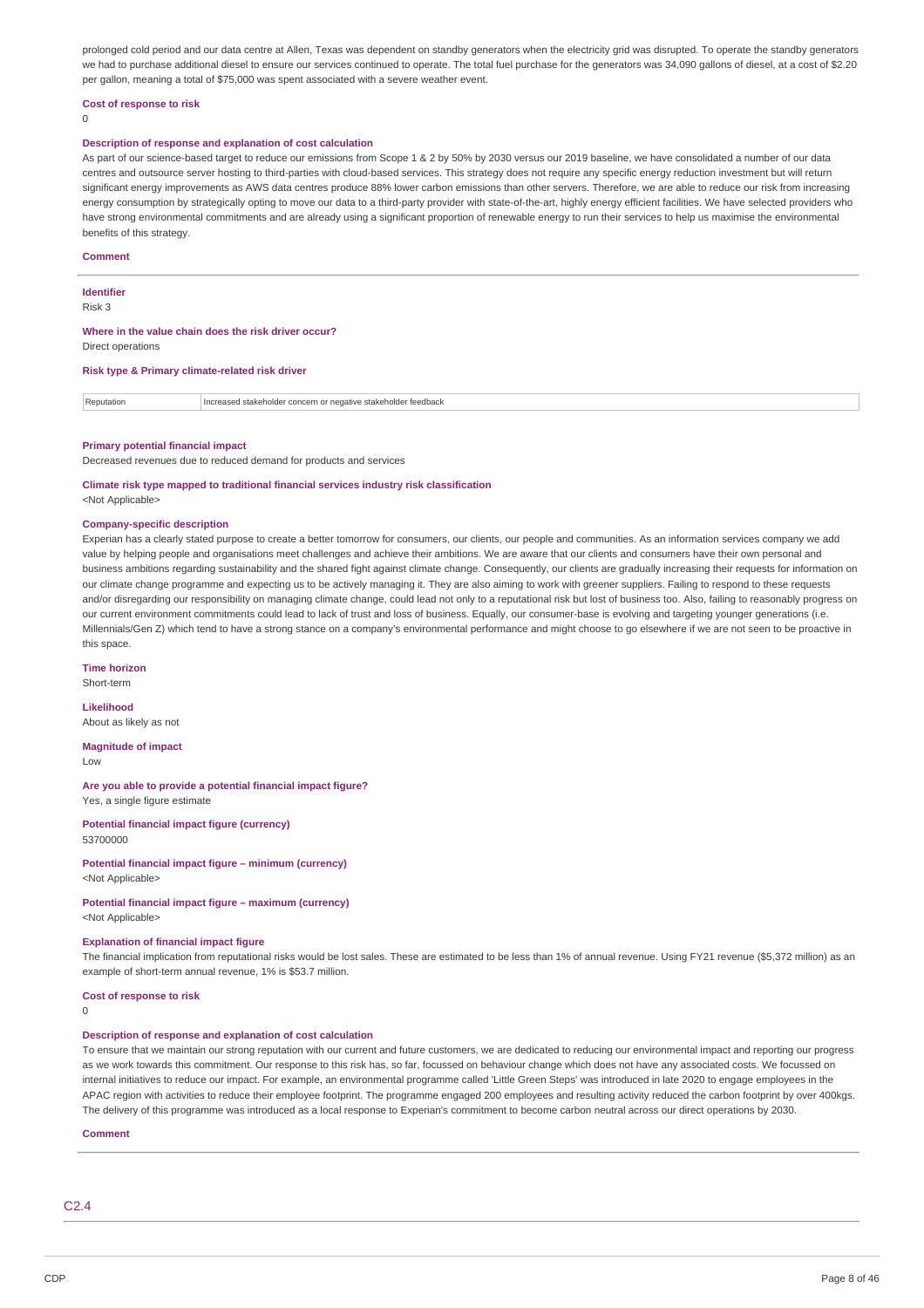prolonged cold period and our data centre at Allen, Texas was dependent on standby generators when the electricity grid was disrupted. To operate the standby generators we had to purchase additional diesel to ensure our services continued to operate. The total fuel purchase for the generators was 34,090 gallons of diesel, at a cost of $2.20 per gallon, meaning a total of $75,000 was spent associated with a severe weather event.

**Cost of response to risk**

0

**Description of response and explanation of cost calculation**

As part of our science-based target to reduce our emissions from Scope 1 & 2 by 50% by 2030 versus our 2019 baseline, we have consolidated a number of our data centres and outsource server hosting to third-parties with cloud-based services. This strategy does not require any specific energy reduction investment but will return significant energy improvements as AWS data centres produce 88% lower carbon emissions than other servers. Therefore, we are able to reduce our risk from increasing energy consumption by strategically opting to move our data to a third-party provider with state-of-the-art, highly energy efficient facilities. We have selected providers who have strong environmental commitments and are already using a significant proportion of renewable energy to run their services to help us maximise the environmental benefits of this strategy.

**Comment**

---

**Identifier**

Risk 3

**Where in the value chain does the risk driver occur?**

Direct operations

**Risk type & Primary climate-related risk driver**

| Reputation | Increased stakeholder concern or negative stakeholder feedback |
|---|---|

**Primary potential financial impact**

Decreased revenues due to reduced demand for products and services

**Climate risk type mapped to traditional financial services industry risk classification**

<Not Applicable>

**Company-specific description**

Experian has a clearly stated purpose to create a better tomorrow for consumers, our clients, our people and communities. As an information services company we add value by helping people and organisations meet challenges and achieve their ambitions. We are aware that our clients and consumers have their own personal and business ambitions regarding sustainability and the shared fight against climate change. Consequently, our clients are gradually increasing their requests for information on our climate change programme and expecting us to be actively managing it. They are also aiming to work with greener suppliers. Failing to respond to these requests and/or disregarding our responsibility on managing climate change, could lead not only to a reputational risk but lost of business too. Also, failing to reasonably progress on our current environment commitments could lead to lack of trust and loss of business. Equally, our consumer-base is evolving and targeting younger generations (i.e. Millennials/Gen Z) which tend to have a strong stance on a company's environmental performance and might choose to go elsewhere if we are not seen to be proactive in this space.

**Time horizon**

Short-term

**Likelihood**

About as likely as not

**Magnitude of impact**

Low

**Are you able to provide a potential financial impact figure?**

Yes, a single figure estimate

**Potential financial impact figure (currency)**

53700000

**Potential financial impact figure – minimum (currency)**

<Not Applicable>

**Potential financial impact figure – maximum (currency)**

<Not Applicable>

**Explanation of financial impact figure**

The financial implication from reputational risks would be lost sales. These are estimated to be less than 1% of annual revenue. Using FY21 revenue ($5,372 million) as an example of short-term annual revenue, 1% is $53.7 million.

**Cost of response to risk**

0

**Description of response and explanation of cost calculation**

To ensure that we maintain our strong reputation with our current and future customers, we are dedicated to reducing our environmental impact and reporting our progress as we work towards this commitment. Our response to this risk has, so far, focussed on behaviour change which does not have any associated costs. We focussed on internal initiatives to reduce our impact. For example, an environmental programme called 'Little Green Steps' was introduced in late 2020 to engage employees in the APAC region with activities to reduce their employee footprint. The programme engaged 200 employees and resulting activity reduced the carbon footprint by over 400kgs. The delivery of this programme was introduced as a local response to Experian's commitment to become carbon neutral across our direct operations by 2030.

**Comment**

---

## C2.4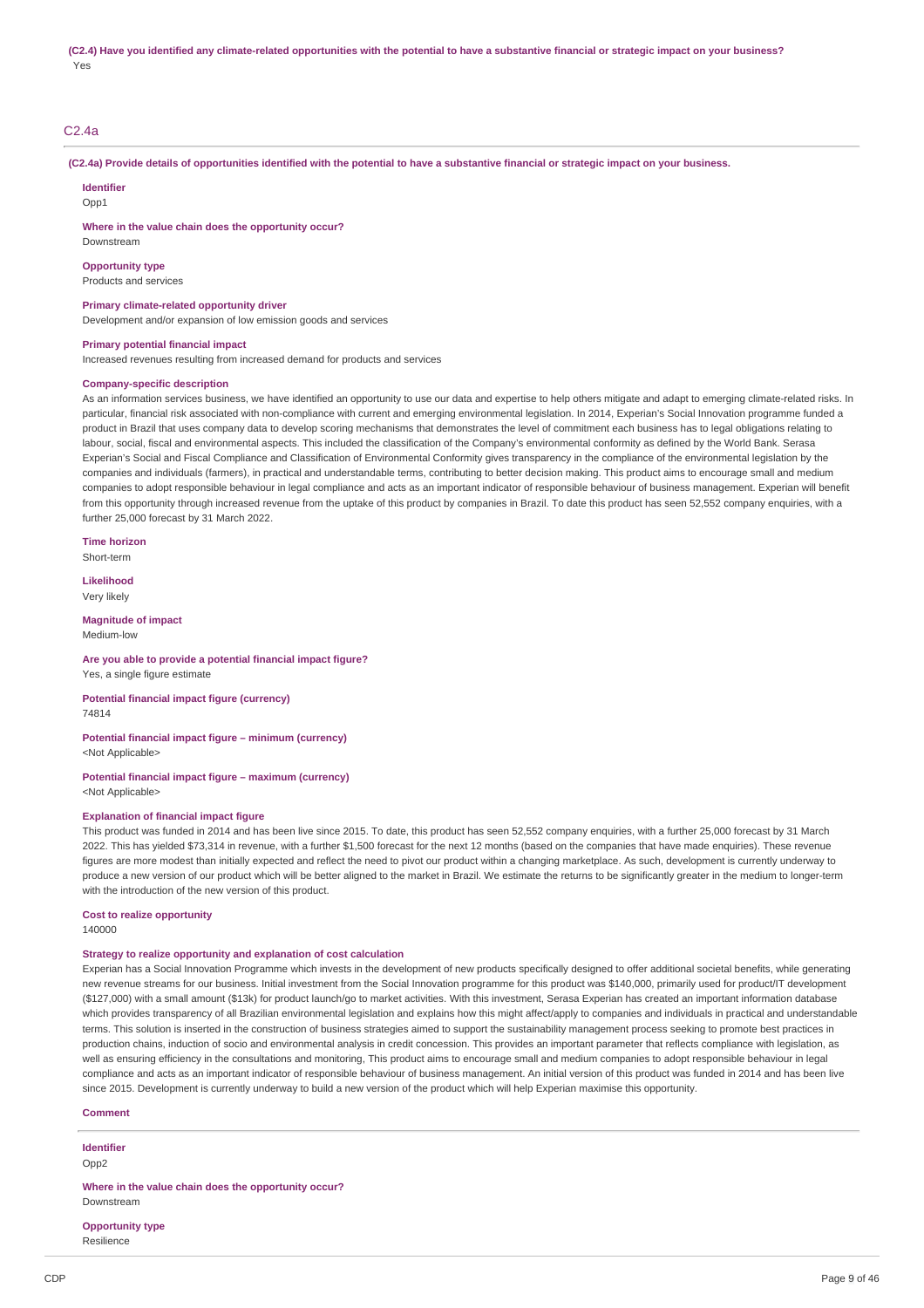**(C2.4) Have you identified any climate-related opportunities with the potential to have a substantive financial or strategic impact on your business?**

Yes

## C2.4a

**(C2.4a) Provide details of opportunities identified with the potential to have a substantive financial or strategic impact on your business.**

**Identifier**

Opp1

**Where in the value chain does the opportunity occur?**

Downstream

**Opportunity type**

Products and services

**Primary climate-related opportunity driver**

Development and/or expansion of low emission goods and services

**Primary potential financial impact**

Increased revenues resulting from increased demand for products and services

**Company-specific description**

As an information services business, we have identified an opportunity to use our data and expertise to help others mitigate and adapt to emerging climate-related risks. In particular, financial risk associated with non-compliance with current and emerging environmental legislation. In 2014, Experian's Social Innovation programme funded a product in Brazil that uses company data to develop scoring mechanisms that demonstrates the level of commitment each business has to legal obligations relating to labour, social, fiscal and environmental aspects. This included the classification of the Company's environmental conformity as defined by the World Bank. Serasa Experian's Social and Fiscal Compliance and Classification of Environmental Conformity gives transparency in the compliance of the environmental legislation by the companies and individuals (farmers), in practical and understandable terms, contributing to better decision making. This product aims to encourage small and medium companies to adopt responsible behaviour in legal compliance and acts as an important indicator of responsible behaviour of business management. Experian will benefit from this opportunity through increased revenue from the uptake of this product by companies in Brazil. To date this product has seen 52,552 company enquiries, with a further 25,000 forecast by 31 March 2022.

**Time horizon**

Short-term

**Likelihood**

Very likely

**Magnitude of impact**

Medium-low

**Are you able to provide a potential financial impact figure?**

Yes, a single figure estimate

**Potential financial impact figure (currency)**

74814

**Potential financial impact figure – minimum (currency)**

<Not Applicable>

**Potential financial impact figure – maximum (currency)**

<Not Applicable>

**Explanation of financial impact figure**

This product was funded in 2014 and has been live since 2015. To date, this product has seen 52,552 company enquiries, with a further 25,000 forecast by 31 March 2022. This has yielded $73,314 in revenue, with a further $1,500 forecast for the next 12 months (based on the companies that have made enquiries). These revenue figures are more modest than initially expected and reflect the need to pivot our product within a changing marketplace. As such, development is currently underway to produce a new version of our product which will be better aligned to the market in Brazil. We estimate the returns to be significantly greater in the medium to longer-term with the introduction of the new version of this product.

**Cost to realize opportunity**

140000

**Strategy to realize opportunity and explanation of cost calculation**

Experian has a Social Innovation Programme which invests in the development of new products specifically designed to offer additional societal benefits, while generating new revenue streams for our business. Initial investment from the Social Innovation programme for this product was $140,000, primarily used for product/IT development ($127,000) with a small amount ($13k) for product launch/go to market activities. With this investment, Serasa Experian has created an important information database which provides transparency of all Brazilian environmental legislation and explains how this might affect/apply to companies and individuals in practical and understandable terms. This solution is inserted in the construction of business strategies aimed to support the sustainability management process seeking to promote best practices in production chains, induction of socio and environmental analysis in credit concession. This provides an important parameter that reflects compliance with legislation, as well as ensuring efficiency in the consultations and monitoring, This product aims to encourage small and medium companies to adopt responsible behaviour in legal compliance and acts as an important indicator of responsible behaviour of business management. An initial version of this product was funded in 2014 and has been live since 2015. Development is currently underway to build a new version of the product which will help Experian maximise this opportunity.

**Comment**

**Identifier**

Opp2

**Where in the value chain does the opportunity occur?**

Downstream

**Opportunity type**

Resilience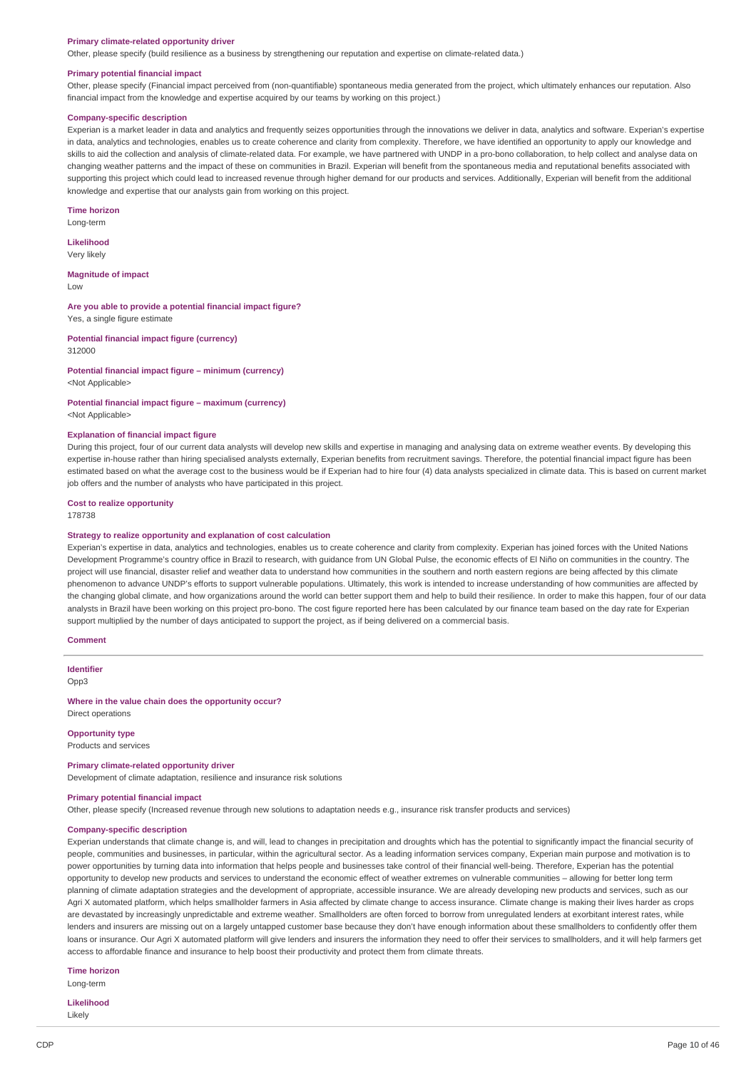**Primary climate-related opportunity driver**
Other, please specify (build resilience as a business by strengthening our reputation and expertise on climate-related data.)

**Primary potential financial impact**
Other, please specify (Financial impact perceived from (non-quantifiable) spontaneous media generated from the project, which ultimately enhances our reputation. Also financial impact from the knowledge and expertise acquired by our teams by working on this project.)

**Company-specific description**
Experian is a market leader in data and analytics and frequently seizes opportunities through the innovations we deliver in data, analytics and software. Experian's expertise in data, analytics and technologies, enables us to create coherence and clarity from complexity. Therefore, we have identified an opportunity to apply our knowledge and skills to aid the collection and analysis of climate-related data. For example, we have partnered with UNDP in a pro-bono collaboration, to help collect and analyse data on changing weather patterns and the impact of these on communities in Brazil. Experian will benefit from the spontaneous media and reputational benefits associated with supporting this project which could lead to increased revenue through higher demand for our products and services. Additionally, Experian will benefit from the additional knowledge and expertise that our analysts gain from working on this project.

**Time horizon**
Long-term

**Likelihood**
Very likely

**Magnitude of impact**
Low

**Are you able to provide a potential financial impact figure?**
Yes, a single figure estimate

**Potential financial impact figure (currency)**
312000

**Potential financial impact figure – minimum (currency)**
<Not Applicable>

**Potential financial impact figure – maximum (currency)**
<Not Applicable>

**Explanation of financial impact figure**
During this project, four of our current data analysts will develop new skills and expertise in managing and analysing data on extreme weather events. By developing this expertise in-house rather than hiring specialised analysts externally, Experian benefits from recruitment savings. Therefore, the potential financial impact figure has been estimated based on what the average cost to the business would be if Experian had to hire four (4) data analysts specialized in climate data. This is based on current market job offers and the number of analysts who have participated in this project.

**Cost to realize opportunity**
178738

**Strategy to realize opportunity and explanation of cost calculation**
Experian's expertise in data, analytics and technologies, enables us to create coherence and clarity from complexity. Experian has joined forces with the United Nations Development Programme's country office in Brazil to research, with guidance from UN Global Pulse, the economic effects of El Niño on communities in the country. The project will use financial, disaster relief and weather data to understand how communities in the southern and north eastern regions are being affected by this climate phenomenon to advance UNDP's efforts to support vulnerable populations. Ultimately, this work is intended to increase understanding of how communities are affected by the changing global climate, and how organizations around the world can better support them and help to build their resilience. In order to make this happen, four of our data analysts in Brazil have been working on this project pro-bono. The cost figure reported here has been calculated by our finance team based on the day rate for Experian support multiplied by the number of days anticipated to support the project, as if being delivered on a commercial basis.

**Comment**

---

**Identifier**
Opp3

**Where in the value chain does the opportunity occur?**
Direct operations

**Opportunity type**
Products and services

**Primary climate-related opportunity driver**
Development of climate adaptation, resilience and insurance risk solutions

**Primary potential financial impact**
Other, please specify (Increased revenue through new solutions to adaptation needs e.g., insurance risk transfer products and services)

**Company-specific description**
Experian understands that climate change is, and will, lead to changes in precipitation and droughts which has the potential to significantly impact the financial security of people, communities and businesses, in particular, within the agricultural sector. As a leading information services company, Experian main purpose and motivation is to power opportunities by turning data into information that helps people and businesses take control of their financial well-being. Therefore, Experian has the potential opportunity to develop new products and services to understand the economic effect of weather extremes on vulnerable communities – allowing for better long term planning of climate adaptation strategies and the development of appropriate, accessible insurance. We are already developing new products and services, such as our Agri X automated platform, which helps smallholder farmers in Asia affected by climate change to access insurance. Climate change is making their lives harder as crops are devastated by increasingly unpredictable and extreme weather. Smallholders are often forced to borrow from unregulated lenders at exorbitant interest rates, while lenders and insurers are missing out on a largely untapped customer base because they don't have enough information about these smallholders to confidently offer them loans or insurance. Our Agri X automated platform will give lenders and insurers the information they need to offer their services to smallholders, and it will help farmers get access to affordable finance and insurance to help boost their productivity and protect them from climate threats.

**Time horizon**
Long-term

**Likelihood**
Likely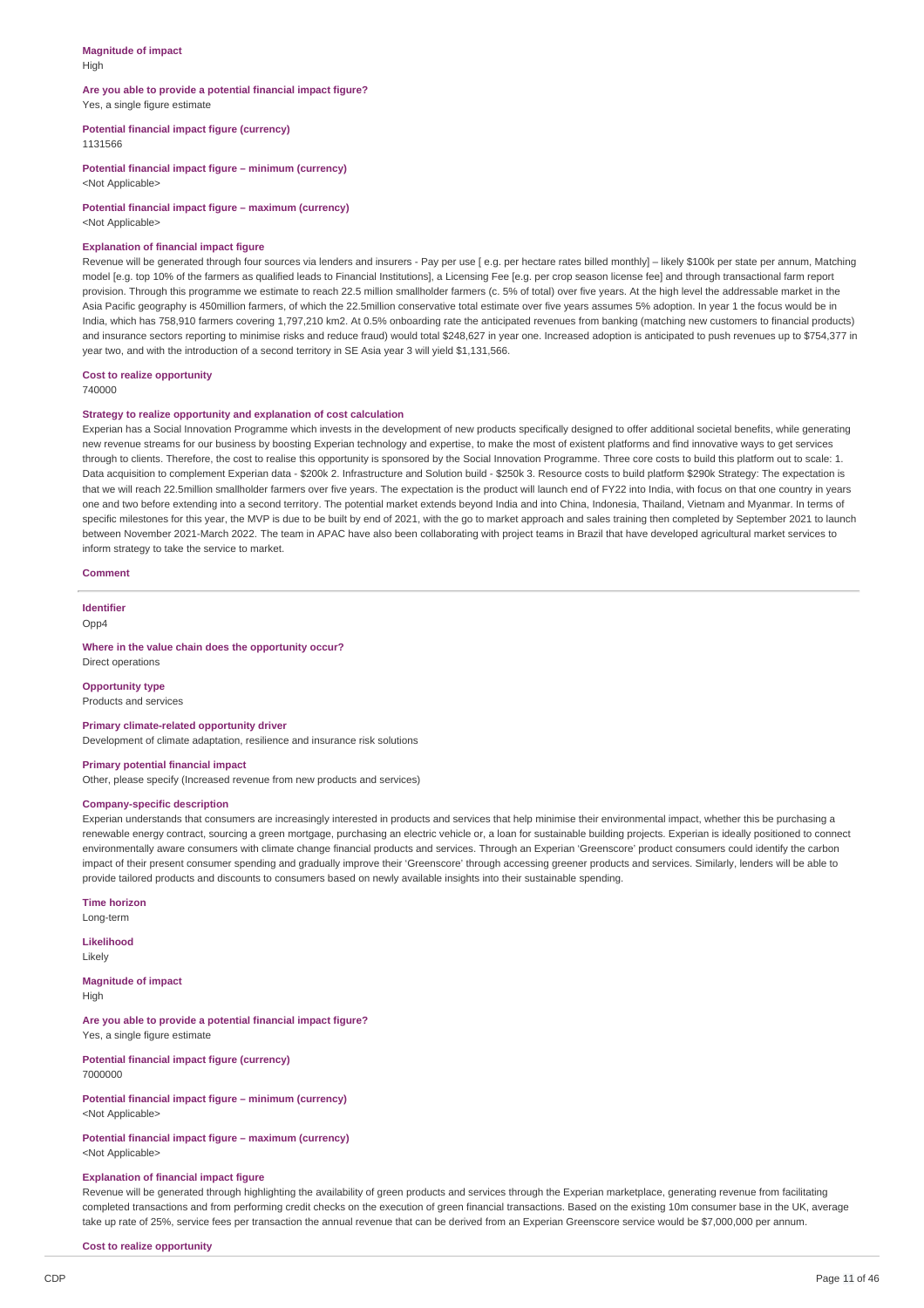**Magnitude of impact**
High

**Are you able to provide a potential financial impact figure?**
Yes, a single figure estimate

**Potential financial impact figure (currency)**
1131566

**Potential financial impact figure – minimum (currency)**
<Not Applicable>

**Potential financial impact figure – maximum (currency)**
<Not Applicable>

**Explanation of financial impact figure**
Revenue will be generated through four sources via lenders and insurers - Pay per use [ e.g. per hectare rates billed monthly] – likely $100k per state per annum, Matching model [e.g. top 10% of the farmers as qualified leads to Financial Institutions], a Licensing Fee [e.g. per crop season license fee] and through transactional farm report provision. Through this programme we estimate to reach 22.5 million smallholder farmers (c. 5% of total) over five years. At the high level the addressable market in the Asia Pacific geography is 450million farmers, of which the 22.5million conservative total estimate over five years assumes 5% adoption. In year 1 the focus would be in India, which has 758,910 farmers covering 1,797,210 km2. At 0.5% onboarding rate the anticipated revenues from banking (matching new customers to financial products) and insurance sectors reporting to minimise risks and reduce fraud) would total $248,627 in year one. Increased adoption is anticipated to push revenues up to $754,377 in year two, and with the introduction of a second territory in SE Asia year 3 will yield $1,131,566.

**Cost to realize opportunity**
740000

**Strategy to realize opportunity and explanation of cost calculation**
Experian has a Social Innovation Programme which invests in the development of new products specifically designed to offer additional societal benefits, while generating new revenue streams for our business by boosting Experian technology and expertise, to make the most of existent platforms and find innovative ways to get services through to clients. Therefore, the cost to realise this opportunity is sponsored by the Social Innovation Programme. Three core costs to build this platform out to scale: 1. Data acquisition to complement Experian data - $200k 2. Infrastructure and Solution build - $250k 3. Resource costs to build platform $290k Strategy: The expectation is that we will reach 22.5million smallholder farmers over five years. The expectation is the product will launch end of FY22 into India, with focus on that one country in years one and two before extending into a second territory. The potential market extends beyond India and into China, Indonesia, Thailand, Vietnam and Myanmar. In terms of specific milestones for this year, the MVP is due to be built by end of 2021, with the go to market approach and sales training then completed by September 2021 to launch between November 2021-March 2022. The team in APAC have also been collaborating with project teams in Brazil that have developed agricultural market services to inform strategy to take the service to market.

**Comment**

---

**Identifier**
Opp4

**Where in the value chain does the opportunity occur?**
Direct operations

**Opportunity type**
Products and services

**Primary climate-related opportunity driver**
Development of climate adaptation, resilience and insurance risk solutions

**Primary potential financial impact**
Other, please specify (Increased revenue from new products and services)

**Company-specific description**
Experian understands that consumers are increasingly interested in products and services that help minimise their environmental impact, whether this be purchasing a renewable energy contract, sourcing a green mortgage, purchasing an electric vehicle or, a loan for sustainable building projects. Experian is ideally positioned to connect environmentally aware consumers with climate change financial products and services. Through an Experian 'Greenscore' product consumers could identify the carbon impact of their present consumer spending and gradually improve their 'Greenscore' through accessing greener products and services. Similarly, lenders will be able to provide tailored products and discounts to consumers based on newly available insights into their sustainable spending.

**Time horizon**
Long-term

**Likelihood**
Likely

**Magnitude of impact**
High

**Are you able to provide a potential financial impact figure?**
Yes, a single figure estimate

**Potential financial impact figure (currency)**
7000000

**Potential financial impact figure – minimum (currency)**
<Not Applicable>

**Potential financial impact figure – maximum (currency)**
<Not Applicable>

**Explanation of financial impact figure**
Revenue will be generated through highlighting the availability of green products and services through the Experian marketplace, generating revenue from facilitating completed transactions and from performing credit checks on the execution of green financial transactions. Based on the existing 10m consumer base in the UK, average take up rate of 25%, service fees per transaction the annual revenue that can be derived from an Experian Greenscore service would be $7,000,000 per annum.

**Cost to realize opportunity**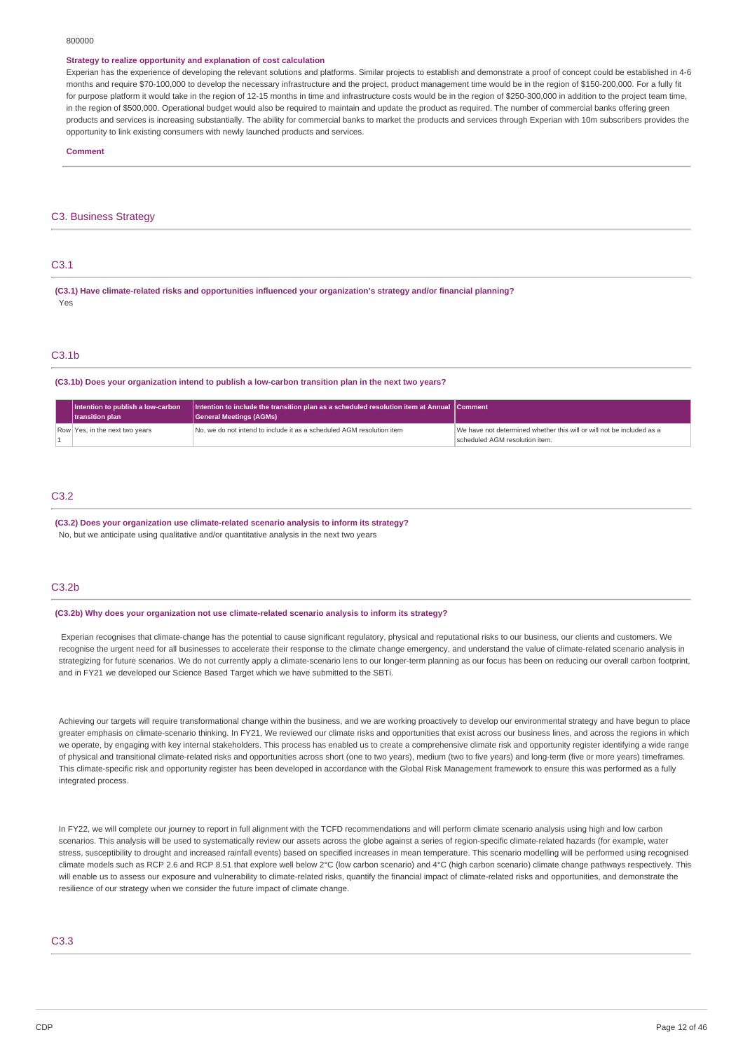800000

**Strategy to realize opportunity and explanation of cost calculation**

Experian has the experience of developing the relevant solutions and platforms. Similar projects to establish and demonstrate a proof of concept could be established in 4-6 months and require $70-100,000 to develop the necessary infrastructure and the project, product management time would be in the region of $150-200,000. For a fully fit for purpose platform it would take in the region of 12-15 months in time and infrastructure costs would be in the region of $250-300,000 in addition to the project team time, in the region of $500,000. Operational budget would also be required to maintain and update the product as required. The number of commercial banks offering green products and services is increasing substantially. The ability for commercial banks to market the products and services through Experian with 10m subscribers provides the opportunity to link existing consumers with newly launched products and services.

**Comment**

## C3. Business Strategy

### C3.1

**(C3.1) Have climate-related risks and opportunities influenced your organization's strategy and/or financial planning?**

Yes

### C3.1b

**(C3.1b) Does your organization intend to publish a low-carbon transition plan in the next two years?**

| | Intention to publish a low-carbon transition plan | Intention to include the transition plan as a scheduled resolution item at Annual General Meetings (AGMs) | Comment |
|---|---|---|---|
| Row 1 | Yes, in the next two years | No, we do not intend to include it as a scheduled AGM resolution item | We have not determined whether this will or will not be included as a scheduled AGM resolution item. |

### C3.2

**(C3.2) Does your organization use climate-related scenario analysis to inform its strategy?**

No, but we anticipate using qualitative and/or quantitative analysis in the next two years

### C3.2b

**(C3.2b) Why does your organization not use climate-related scenario analysis to inform its strategy?**

Experian recognises that climate-change has the potential to cause significant regulatory, physical and reputational risks to our business, our clients and customers. We recognise the urgent need for all businesses to accelerate their response to the climate change emergency, and understand the value of climate-related scenario analysis in strategizing for future scenarios. We do not currently apply a climate-scenario lens to our longer-term planning as our focus has been on reducing our overall carbon footprint, and in FY21 we developed our Science Based Target which we have submitted to the SBTi.

Achieving our targets will require transformational change within the business, and we are working proactively to develop our environmental strategy and have begun to place greater emphasis on climate-scenario thinking. In FY21, We reviewed our climate risks and opportunities that exist across our business lines, and across the regions in which we operate, by engaging with key internal stakeholders. This process has enabled us to create a comprehensive climate risk and opportunity register identifying a wide range of physical and transitional climate-related risks and opportunities across short (one to two years), medium (two to five years) and long-term (five or more years) timeframes. This climate-specific risk and opportunity register has been developed in accordance with the Global Risk Management framework to ensure this was performed as a fully integrated process.

In FY22, we will complete our journey to report in full alignment with the TCFD recommendations and will perform climate scenario analysis using high and low carbon scenarios. This analysis will be used to systematically review our assets across the globe against a series of region-specific climate-related hazards (for example, water stress, susceptibility to drought and increased rainfall events) based on specified increases in mean temperature. This scenario modelling will be performed using recognised climate models such as RCP 2.6 and RCP 8.51 that explore well below 2°C (low carbon scenario) and 4°C (high carbon scenario) climate change pathways respectively. This will enable us to assess our exposure and vulnerability to climate-related risks, quantify the financial impact of climate-related risks and opportunities, and demonstrate the resilience of our strategy when we consider the future impact of climate change.

### C3.3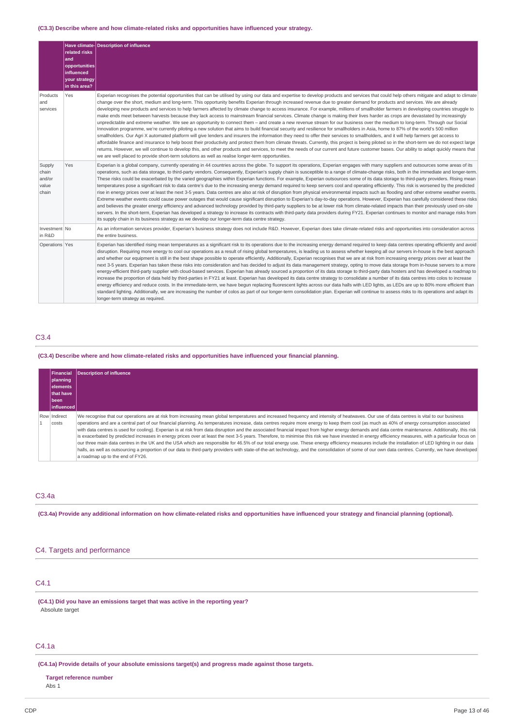(C3.3) Describe where and how climate-related risks and opportunities have influenced your strategy.

| | Have climate-related risks and opportunities influenced your strategy in this area? | Description of influence |
|---|---|---|
| Products and services | Yes | Experian recognises the potential opportunities that can be utilised by using our data and expertise to develop products and services that could help others mitigate and adapt to climate change over the short, medium and long-term. This opportunity benefits Experian through increased revenue due to greater demand for products and services. We are already developing new products and services to help farmers affected by climate change to access insurance. For example, millions of smallholder farmers in developing countries struggle to make ends meet between harvests because they lack access to mainstream financial services. Climate change is making their lives harder as crops are devastated by increasingly unpredictable and extreme weather. We see an opportunity to connect them – and create a new revenue stream for our business over the medium to long-term. Through our Social Innovation programme, we're currently piloting a new solution that aims to build financial security and resilience for smallholders in Asia, home to 87% of the world's 500 million smallholders. Our Agri X automated platform will give lenders and insurers the information they need to offer their services to smallholders, and it will help farmers get access to affordable finance and insurance to help boost their productivity and protect them from climate threats. Currently, this project is being piloted so in the short-term we do not expect large returns. However, we will continue to develop this, and other products and services, to meet the needs of our current and future customer bases. Our ability to adapt quickly means that we are well placed to provide short-term solutions as well as realise longer-term opportunities. |
| Supply chain and/or value chain | Yes | Experian is a global company, currently operating in 44 countries across the globe. To support its operations, Experian engages with many suppliers and outsources some areas of its operations, such as data storage, to third-party vendors. Consequently, Experian's supply chain is susceptible to a range of climate-change risks, both in the immediate and longer-term. These risks could be exacerbated by the varied geographies within Experian functions. For example, Experian outsources some of its data storage to third-party providers. Rising mean temperatures pose a significant risk to data centre's due to the increasing energy demand required to keep servers cool and operating efficiently. This risk is worsened by the predicted rise in energy prices over at least the next 3-5 years. Data centres are also at risk of disruption from physical environmental impacts such as flooding and other extreme weather events. Extreme weather events could cause power outages that would cause significant disruption to Experian's day-to-day operations. However, Experian has carefully considered these risks and believes the greater energy efficiency and advanced technology provided by third-party suppliers to be at lower risk from climate-related impacts than their previously used on-site servers. In the short-term, Experian has developed a strategy to increase its contracts with third-party data providers during FY21. Experian continues to monitor and manage risks from its supply chain in its business strategy as we develop our longer-term data centre strategy. |
| Investment in R&D | No | As an information services provider, Experian's business strategy does not include R&D. However, Experian does take climate-related risks and opportunities into consideration across the entire business. |
| Operations | Yes | Experian has identified rising mean temperatures as a significant risk to its operations due to the increasing energy demand required to keep data centres operating efficiently and avoid disruption. Requiring more energy to cool our operations as a result of rising global temperatures, is leading us to assess whether keeping all our servers in-house is the best approach and whether our equipment is still in the best shape possible to operate efficiently. Additionally, Experian recognises that we are at risk from increasing energy prices over at least the next 3-5 years. Experian has taken these risks into consideration and has decided to adjust its data management strategy, opting to move data storage from in-house servers to a more energy-efficient third-party supplier with cloud-based services. Experian has already sourced a proportion of its data storage to third-party data hosters and has developed a roadmap to increase the proportion of data held by third-parties in FY21 at least. Experian has developed its data centre strategy to consolidate a number of its data centres into colos to increase energy efficiency and reduce costs. In the immediate-term, we have begun replacing fluorescent lights across our data halls with LED lights, as LEDs are up to 80% more efficient than standard lighting. Additionally, we are increasing the number of colos as part of our longer-term consolidation plan. Experian will continue to assess risks to its operations and adapt its longer-term strategy as required. |

## C3.4

**(C3.4) Describe where and how climate-related risks and opportunities have influenced your financial planning.**

| | Financial planning elements that have been influenced | Description of influence |
|---|---|---|
| Row 1 | Indirect costs | We recognise that our operations are at risk from increasing mean global temperatures and increased frequency and intensity of heatwaves. Our use of data centres is vital to our business operations and are a central part of our financial planning. As temperatures increase, data centres require more energy to keep them cool (as much as 40% of energy consumption associated with data centres is used for cooling). Experian is at risk from data disruption and the associated financial impact from higher energy demands and data centre maintenance. Additionally, this risk is exacerbated by predicted increases in energy prices over at least the next 3-5 years. Therefore, to minimise this risk we have invested in energy efficiency measures, with a particular focus on our three main data centres in the UK and the USA which are responsible for 46.5% of our total energy use. These energy efficiency measures include the installation of LED lighting in our data halls, as well as outsourcing a proportion of our data to third-party providers with state-of-the-art technology, and the consolidation of some of our own data centres. Currently, we have developed a roadmap up to the end of FY26. |

## C3.4a

**(C3.4a) Provide any additional information on how climate-related risks and opportunities have influenced your strategy and financial planning (optional).**

## C4. Targets and performance

## C4.1

**(C4.1) Did you have an emissions target that was active in the reporting year?**
Absolute target

## C4.1a

**(C4.1a) Provide details of your absolute emissions target(s) and progress made against those targets.**

**Target reference number**
Abs 1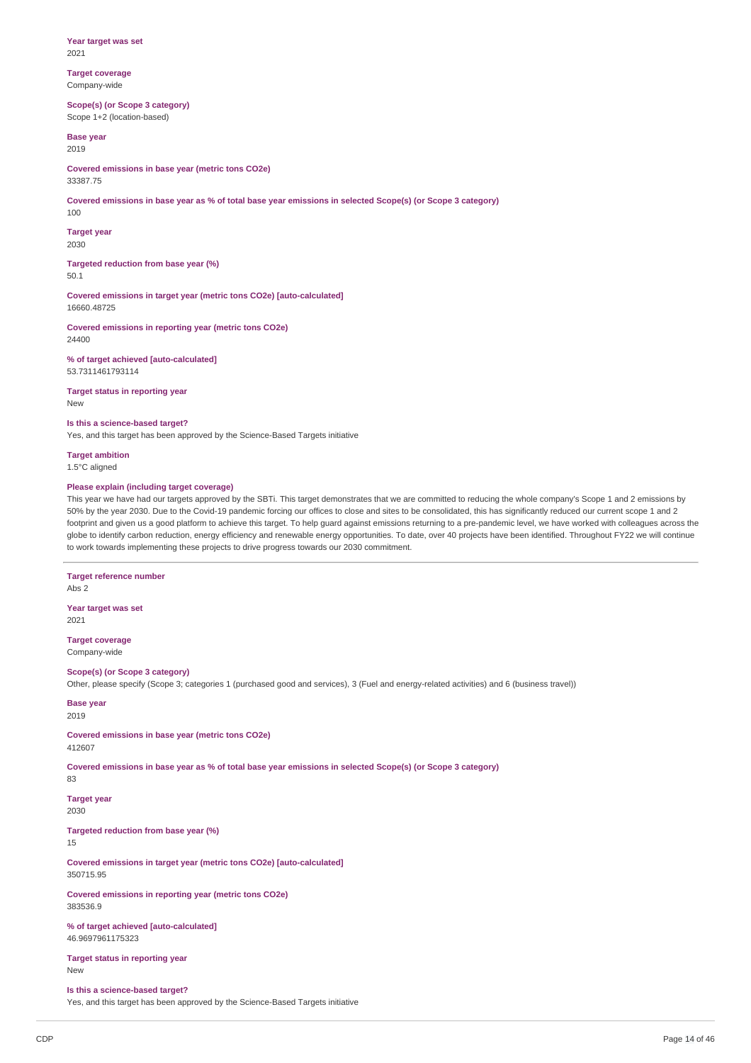**Year target was set**
2021

**Target coverage**
Company-wide

**Scope(s) (or Scope 3 category)**
Scope 1+2 (location-based)

**Base year**
2019

**Covered emissions in base year (metric tons CO2e)**
33387.75

**Covered emissions in base year as % of total base year emissions in selected Scope(s) (or Scope 3 category)**
100

**Target year**
2030

**Targeted reduction from base year (%)**
50.1

**Covered emissions in target year (metric tons CO2e) [auto-calculated]**
16660.48725

**Covered emissions in reporting year (metric tons CO2e)**
24400

**% of target achieved [auto-calculated]**
53.7311461793114

**Target status in reporting year**
New

**Is this a science-based target?**
Yes, and this target has been approved by the Science-Based Targets initiative

**Target ambition**
1.5°C aligned

**Please explain (including target coverage)**
This year we have had our targets approved by the SBTi. This target demonstrates that we are committed to reducing the whole company's Scope 1 and 2 emissions by 50% by the year 2030. Due to the Covid-19 pandemic forcing our offices to close and sites to be consolidated, this has significantly reduced our current scope 1 and 2 footprint and given us a good platform to achieve this target. To help guard against emissions returning to a pre-pandemic level, we have worked with colleagues across the globe to identify carbon reduction, energy efficiency and renewable energy opportunities. To date, over 40 projects have been identified. Throughout FY22 we will continue to work towards implementing these projects to drive progress towards our 2030 commitment.

---

**Target reference number**
Abs 2

**Year target was set**
2021

**Target coverage**
Company-wide

**Scope(s) (or Scope 3 category)**
Other, please specify (Scope 3; categories 1 (purchased good and services), 3 (Fuel and energy-related activities) and 6 (business travel))

**Base year**
2019

**Covered emissions in base year (metric tons CO2e)**
412607

**Covered emissions in base year as % of total base year emissions in selected Scope(s) (or Scope 3 category)**
83

**Target year**
2030

**Targeted reduction from base year (%)**
15

**Covered emissions in target year (metric tons CO2e) [auto-calculated]**
350715.95

**Covered emissions in reporting year (metric tons CO2e)**
383536.9

**% of target achieved [auto-calculated]**
46.9697961175323

**Target status in reporting year**
New

**Is this a science-based target?**
Yes, and this target has been approved by the Science-Based Targets initiative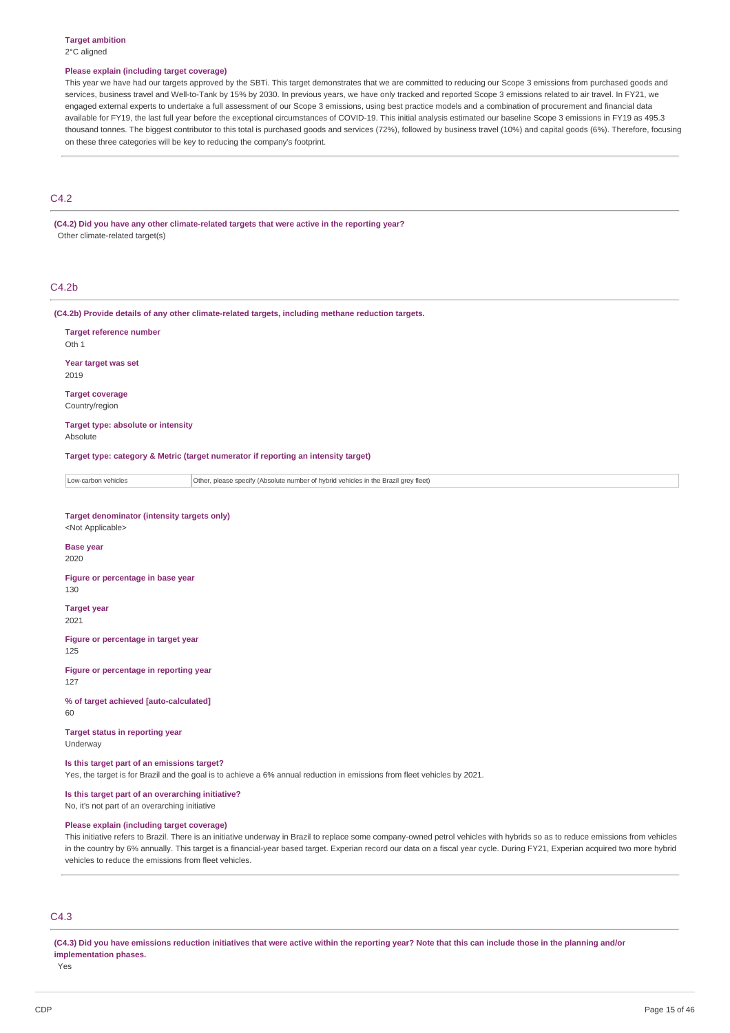**Target ambition**
2°C aligned

**Please explain (including target coverage)**
This year we have had our targets approved by the SBTi. This target demonstrates that we are committed to reducing our Scope 3 emissions from purchased goods and services, business travel and Well-to-Tank by 15% by 2030. In previous years, we have only tracked and reported Scope 3 emissions related to air travel. In FY21, we engaged external experts to undertake a full assessment of our Scope 3 emissions, using best practice models and a combination of procurement and financial data available for FY19, the last full year before the exceptional circumstances of COVID-19. This initial analysis estimated our baseline Scope 3 emissions in FY19 as 495.3 thousand tonnes. The biggest contributor to this total is purchased goods and services (72%), followed by business travel (10%) and capital goods (6%). Therefore, focusing on these three categories will be key to reducing the company's footprint.

## C4.2

**(C4.2) Did you have any other climate-related targets that were active in the reporting year?**
Other climate-related target(s)

## C4.2b

**(C4.2b) Provide details of any other climate-related targets, including methane reduction targets.**

**Target reference number**
Oth 1

**Year target was set**
2019

**Target coverage**
Country/region

**Target type: absolute or intensity**
Absolute

**Target type: category & Metric (target numerator if reporting an intensity target)**

| | |
|---|---|
| Low-carbon vehicles | Other, please specify (Absolute number of hybrid vehicles in the Brazil grey fleet) |

**Target denominator (intensity targets only)**
<Not Applicable>

**Base year**
2020

**Figure or percentage in base year**
130

**Target year**
2021

**Figure or percentage in target year**
125

**Figure or percentage in reporting year**
127

**% of target achieved [auto-calculated]**
60

**Target status in reporting year**
Underway

**Is this target part of an emissions target?**
Yes, the target is for Brazil and the goal is to achieve a 6% annual reduction in emissions from fleet vehicles by 2021.

**Is this target part of an overarching initiative?**
No, it's not part of an overarching initiative

**Please explain (including target coverage)**
This initiative refers to Brazil. There is an initiative underway in Brazil to replace some company-owned petrol vehicles with hybrids so as to reduce emissions from vehicles in the country by 6% annually. This target is a financial-year based target. Experian record our data on a fiscal year cycle. During FY21, Experian acquired two more hybrid vehicles to reduce the emissions from fleet vehicles.

## C4.3

**(C4.3) Did you have emissions reduction initiatives that were active within the reporting year? Note that this can include those in the planning and/or implementation phases.**
Yes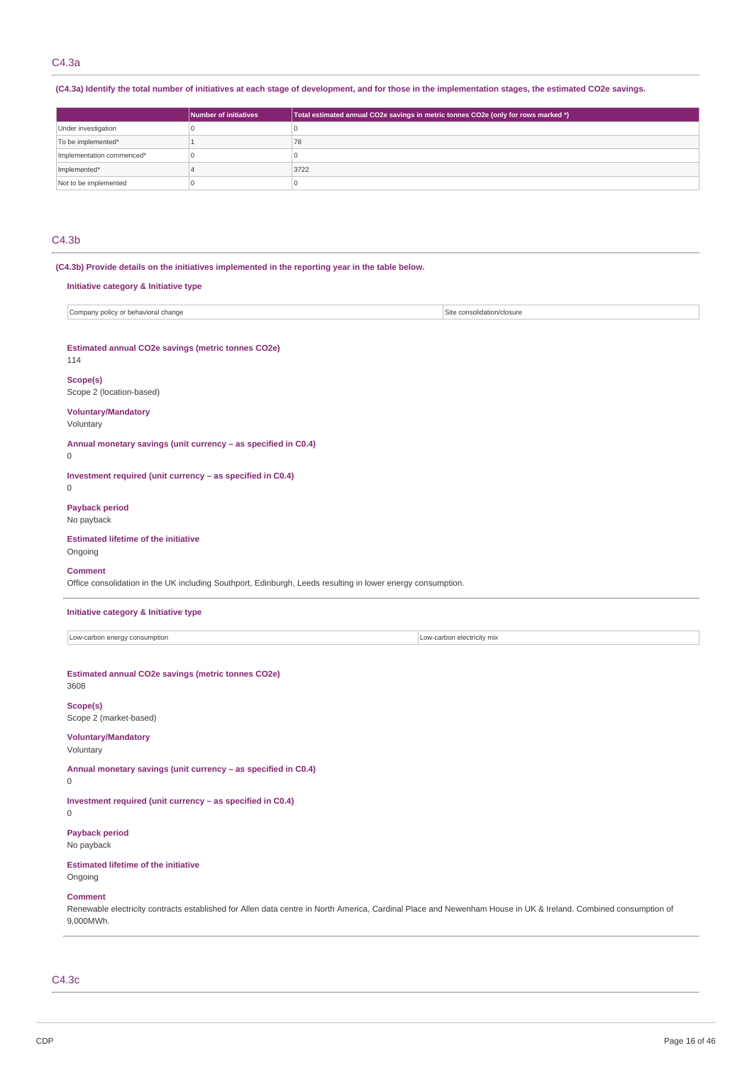## C4.3a

**(C4.3a) Identify the total number of initiatives at each stage of development, and for those in the implementation stages, the estimated CO2e savings.**

| | Number of initiatives | Total estimated annual CO2e savings in metric tonnes CO2e (only for rows marked *) |
|---|---|---|
| Under investigation | 0 | 0 |
| To be implemented* | 1 | 78 |
| Implementation commenced* | 0 | 0 |
| Implemented* | 4 | 3722 |
| Not to be implemented | 0 | 0 |

## C4.3b

**(C4.3b) Provide details on the initiatives implemented in the reporting year in the table below.**

**Initiative category & Initiative type**

| | |
|---|---|
| Company policy or behavioral change | Site consolidation/closure |

**Estimated annual CO2e savings (metric tonnes CO2e)**
114

**Scope(s)**
Scope 2 (location-based)

**Voluntary/Mandatory**
Voluntary

**Annual monetary savings (unit currency – as specified in C0.4)**
0

**Investment required (unit currency – as specified in C0.4)**
0

**Payback period**
No payback

**Estimated lifetime of the initiative**
Ongoing

**Comment**
Office consolidation in the UK including Southport, Edinburgh, Leeds resulting in lower energy consumption.

---

**Initiative category & Initiative type**

| | |
|---|---|
| Low-carbon energy consumption | Low-carbon electricity mix |

**Estimated annual CO2e savings (metric tonnes CO2e)**
3608

**Scope(s)**
Scope 2 (market-based)

**Voluntary/Mandatory**
Voluntary

**Annual monetary savings (unit currency – as specified in C0.4)**
0

**Investment required (unit currency – as specified in C0.4)**
0

**Payback period**
No payback

**Estimated lifetime of the initiative**
Ongoing

**Comment**
Renewable electricity contracts established for Allen data centre in North America, Cardinal Place and Newenham House in UK & Ireland. Combined consumption of 9,000MWh.

## C4.3c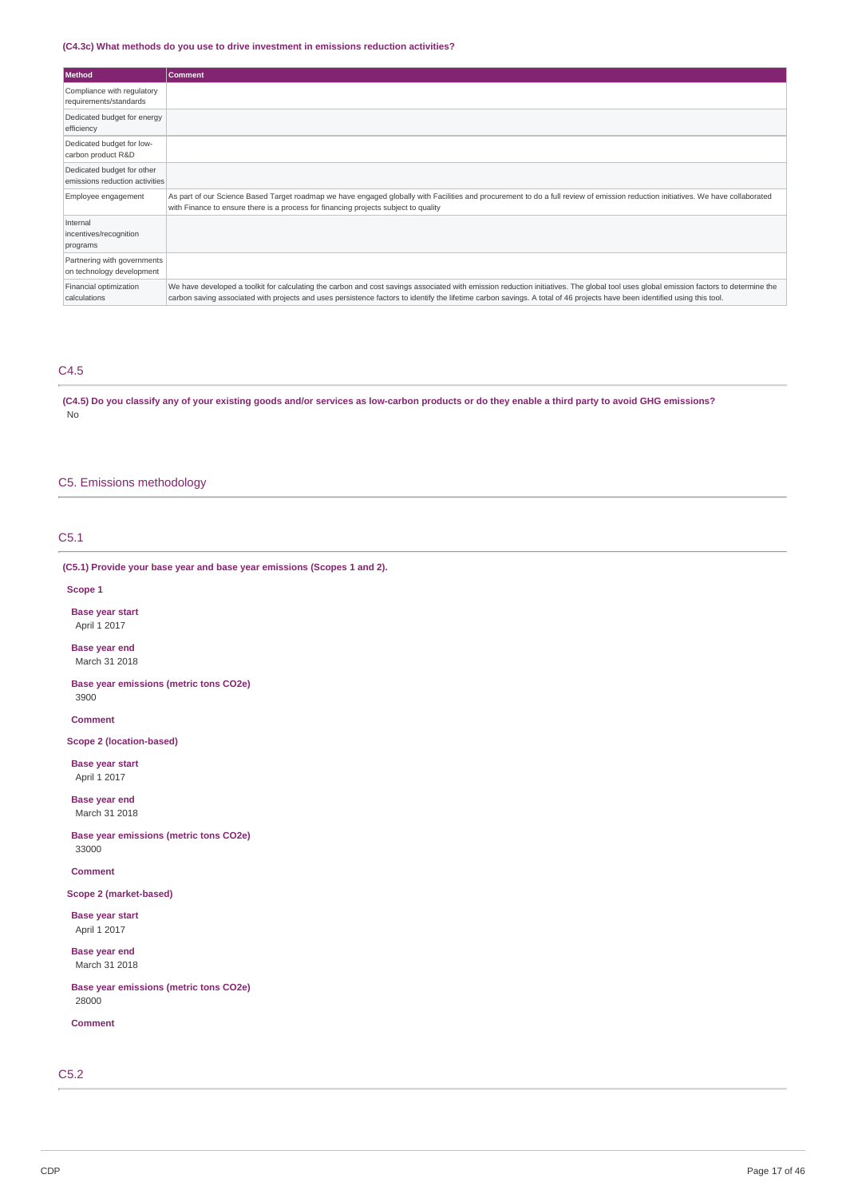**(C4.3c) What methods do you use to drive investment in emissions reduction activities?**

| Method | Comment |
|---|---|
| Compliance with regulatory requirements/standards | |
| Dedicated budget for energy efficiency | |
| Dedicated budget for low-carbon product R&D | |
| Dedicated budget for other emissions reduction activities | |
| Employee engagement | As part of our Science Based Target roadmap we have engaged globally with Facilities and procurement to do a full review of emission reduction initiatives. We have collaborated with Finance to ensure there is a process for financing projects subject to quality |
| Internal incentives/recognition programs | |
| Partnering with governments on technology development | |
| Financial optimization calculations | We have developed a toolkit for calculating the carbon and cost savings associated with emission reduction initiatives. The global tool uses global emission factors to determine the carbon saving associated with projects and uses persistence factors to identify the lifetime carbon savings. A total of 46 projects have been identified using this tool. |

## C4.5

**(C4.5) Do you classify any of your existing goods and/or services as low-carbon products or do they enable a third party to avoid GHG emissions?**

No

# C5. Emissions methodology

## C5.1

**(C5.1) Provide your base year and base year emissions (Scopes 1 and 2).**

**Scope 1**

**Base year start**

April 1 2017

**Base year end**

March 31 2018

**Base year emissions (metric tons CO2e)**

3900

**Comment**

**Scope 2 (location-based)**

**Base year start**

April 1 2017

**Base year end**

March 31 2018

**Base year emissions (metric tons CO2e)**

33000

**Comment**

**Scope 2 (market-based)**

**Base year start**

April 1 2017

**Base year end**

March 31 2018

**Base year emissions (metric tons CO2e)**

28000

**Comment**

## C5.2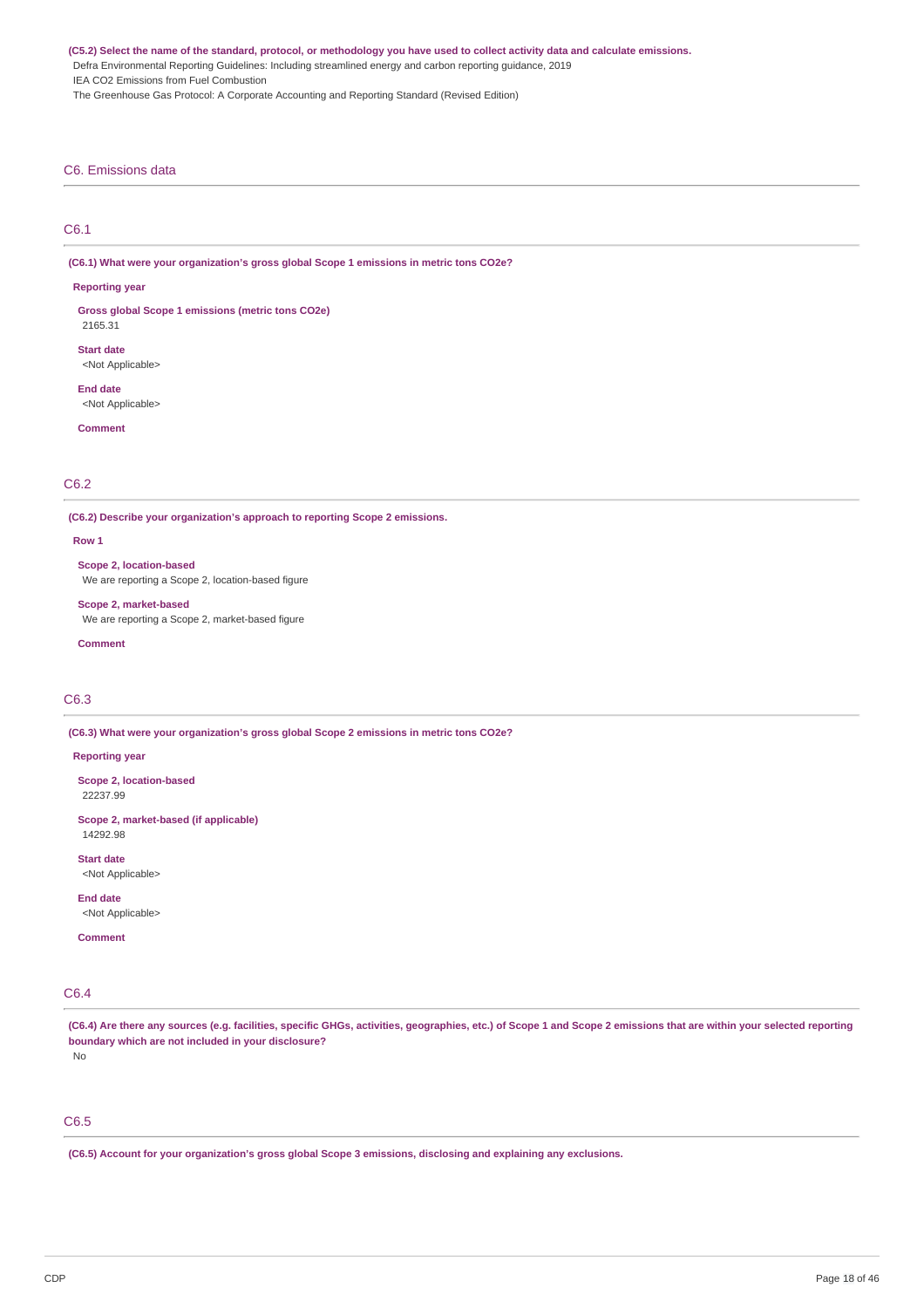**(C5.2) Select the name of the standard, protocol, or methodology you have used to collect activity data and calculate emissions.**

Defra Environmental Reporting Guidelines: Including streamlined energy and carbon reporting guidance, 2019

IEA CO2 Emissions from Fuel Combustion

The Greenhouse Gas Protocol: A Corporate Accounting and Reporting Standard (Revised Edition)

## C6. Emissions data

### C6.1

**(C6.1) What were your organization's gross global Scope 1 emissions in metric tons CO2e?**

**Reporting year**

**Gross global Scope 1 emissions (metric tons CO2e)**
2165.31

**Start date**
<Not Applicable>

**End date**
<Not Applicable>

**Comment**

### C6.2

**(C6.2) Describe your organization's approach to reporting Scope 2 emissions.**

**Row 1**

**Scope 2, location-based**
We are reporting a Scope 2, location-based figure

**Scope 2, market-based**
We are reporting a Scope 2, market-based figure

**Comment**

### C6.3

**(C6.3) What were your organization's gross global Scope 2 emissions in metric tons CO2e?**

**Reporting year**

**Scope 2, location-based**
22237.99

**Scope 2, market-based (if applicable)**
14292.98

**Start date**
<Not Applicable>

**End date**
<Not Applicable>

**Comment**

### C6.4

**(C6.4) Are there any sources (e.g. facilities, specific GHGs, activities, geographies, etc.) of Scope 1 and Scope 2 emissions that are within your selected reporting boundary which are not included in your disclosure?**

No

### C6.5

**(C6.5) Account for your organization's gross global Scope 3 emissions, disclosing and explaining any exclusions.**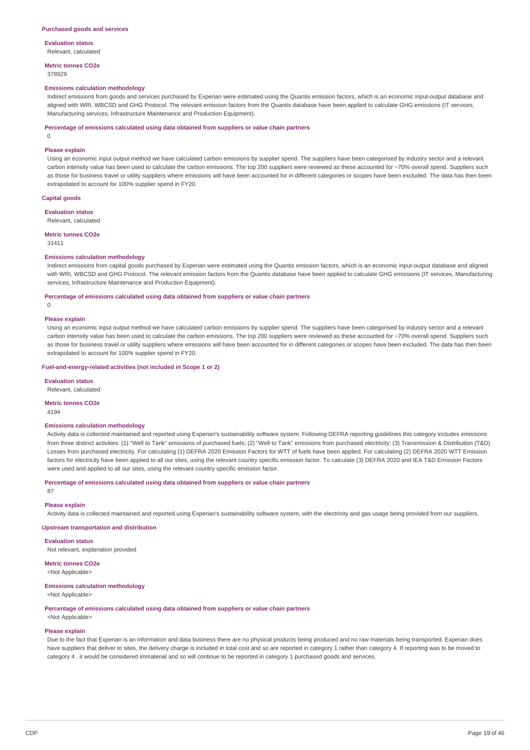### Purchased goods and services

**Evaluation status**

Relevant, calculated

**Metric tonnes CO2e**

378929

**Emissions calculation methodology**

Indirect emissions from goods and services purchased by Experian were estimated using the Quantis emission factors, which is an economic input-output database and aligned with WRI, WBCSD and GHG Protocol. The relevant emission factors from the Quantis database have been applied to calculate GHG emissions (IT services, Manufacturing services, Infrastructure Maintenance and Production Equipment).

**Percentage of emissions calculated using data obtained from suppliers or value chain partners**

0

**Please explain**

Using an economic input output method we have calculated carbon emissions by supplier spend. The suppliers have been categorised by industry sector and a relevant carbon intensity value has been used to calculate the carbon emissions. The top 200 suppliers were reviewed as these accounted for ~70% overall spend. Suppliers such as those for business travel or utility suppliers where emissions will have been accounted for in different categories or scopes have been excluded. The data has then been extrapolated to account for 100% supplier spend in FY20.

### Capital goods

**Evaluation status**

Relevant, calculated

**Metric tonnes CO2e**

31411

**Emissions calculation methodology**

Indirect emissions from capital goods purchased by Experian were estimated using the Quantis emission factors, which is an economic input-output database and aligned with WRI, WBCSD and GHG Protocol. The relevant emission factors from the Quantis database have been applied to calculate GHG emissions (IT services, Manufacturing services, Infrastructure Maintenance and Production Equipment).

**Percentage of emissions calculated using data obtained from suppliers or value chain partners**

0

**Please explain**

Using an economic input output method we have calculated carbon emissions by supplier spend. The suppliers have been categorised by industry sector and a relevant carbon intensity value has been used to calculate the carbon emissions. The top 200 suppliers were reviewed as these accounted for ~70% overall spend. Suppliers such as those for business travel or utility suppliers where emissions will have been accounted for in different categories or scopes have been excluded. The data has then been extrapolated to account for 100% supplier spend in FY20.

### Fuel-and-energy-related activities (not included in Scope 1 or 2)

**Evaluation status**

Relevant, calculated

**Metric tonnes CO2e**

4194

**Emissions calculation methodology**

Activity data is collected maintained and reported using Experian's sustainability software system. Following DEFRA reporting guidelines this category includes emissions from three distinct activities: (1) "Well to Tank" emissions of purchased fuels; (2) "Well to Tank" emissions from purchased electricity; (3) Transmission & Distribution (T&D) Losses from purchased electricity. For calculating (1) DEFRA 2020 Emission Factors for WTT of fuels have been applied. For calculating (2) DEFRA 2020 WTT Emission factors for electricity have been applied to all our sites, using the relevant country specific emission factor. To calculate (3) DEFRA 2020 and IEA T&D Emission Factors were used and applied to all our sites, using the relevant country specific emission factor.

**Percentage of emissions calculated using data obtained from suppliers or value chain partners**

87

**Please explain**

Activity data is collected maintained and reported using Experian's sustainability software system, with the electricity and gas usage being provided from our suppliers.

### Upstream transportation and distribution

**Evaluation status**

Not relevant, explanation provided

**Metric tonnes CO2e**

<Not Applicable>

**Emissions calculation methodology**

<Not Applicable>

**Percentage of emissions calculated using data obtained from suppliers or value chain partners**

<Not Applicable>

**Please explain**

Due to the fact that Experian is an information and data business there are no physical products being produced and no raw materials being transported. Experian does have suppliers that deliver to sites, the delivery charge is included in total cost and so are reported in category 1 rather than category 4. If reporting was to be moved to category 4 , it would be considered immaterial and so will continue to be reported in category 1 purchased goods and services.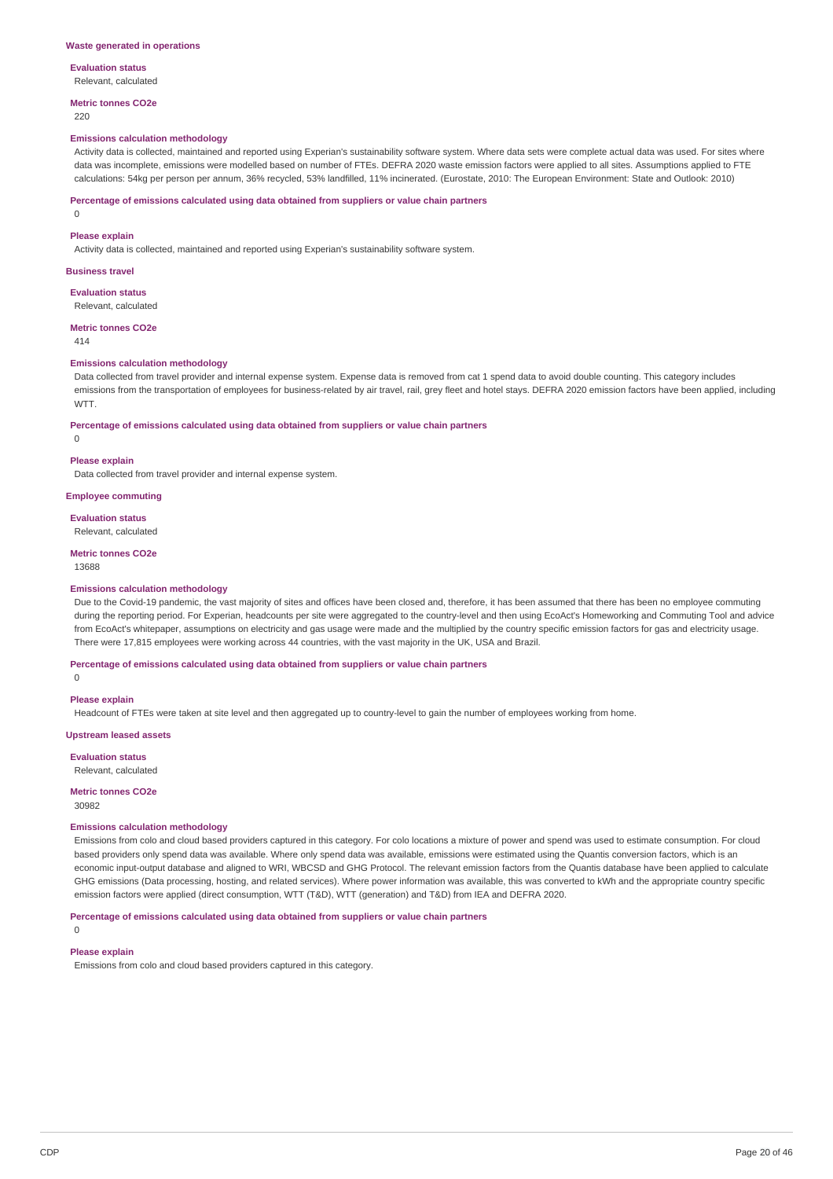### Waste generated in operations

**Evaluation status**

Relevant, calculated

**Metric tonnes CO2e**

220

**Emissions calculation methodology**

Activity data is collected, maintained and reported using Experian's sustainability software system. Where data sets were complete actual data was used. For sites where data was incomplete, emissions were modelled based on number of FTEs. DEFRA 2020 waste emission factors were applied to all sites. Assumptions applied to FTE calculations: 54kg per person per annum, 36% recycled, 53% landfilled, 11% incinerated. (Eurostate, 2010: The European Environment: State and Outlook: 2010)

**Percentage of emissions calculated using data obtained from suppliers or value chain partners**

0

**Please explain**

Activity data is collected, maintained and reported using Experian's sustainability software system.

### Business travel

**Evaluation status**

Relevant, calculated

**Metric tonnes CO2e**

414

**Emissions calculation methodology**

Data collected from travel provider and internal expense system. Expense data is removed from cat 1 spend data to avoid double counting. This category includes emissions from the transportation of employees for business-related by air travel, rail, grey fleet and hotel stays. DEFRA 2020 emission factors have been applied, including WTT.

**Percentage of emissions calculated using data obtained from suppliers or value chain partners**

0

**Please explain**

Data collected from travel provider and internal expense system.

### Employee commuting

**Evaluation status**

Relevant, calculated

**Metric tonnes CO2e**

13688

**Emissions calculation methodology**

Due to the Covid-19 pandemic, the vast majority of sites and offices have been closed and, therefore, it has been assumed that there has been no employee commuting during the reporting period. For Experian, headcounts per site were aggregated to the country-level and then using EcoAct's Homeworking and Commuting Tool and advice from EcoAct's whitepaper, assumptions on electricity and gas usage were made and the multiplied by the country specific emission factors for gas and electricity usage. There were 17,815 employees were working across 44 countries, with the vast majority in the UK, USA and Brazil.

**Percentage of emissions calculated using data obtained from suppliers or value chain partners**

0

**Please explain**

Headcount of FTEs were taken at site level and then aggregated up to country-level to gain the number of employees working from home.

### Upstream leased assets

**Evaluation status**

Relevant, calculated

**Metric tonnes CO2e**

30982

**Emissions calculation methodology**

Emissions from colo and cloud based providers captured in this category. For colo locations a mixture of power and spend was used to estimate consumption. For cloud based providers only spend data was available. Where only spend data was available, emissions were estimated using the Quantis conversion factors, which is an economic input-output database and aligned to WRI, WBCSD and GHG Protocol. The relevant emission factors from the Quantis database have been applied to calculate GHG emissions (Data processing, hosting, and related services). Where power information was available, this was converted to kWh and the appropriate country specific emission factors were applied (direct consumption, WTT (T&D), WTT (generation) and T&D) from IEA and DEFRA 2020.

**Percentage of emissions calculated using data obtained from suppliers or value chain partners**

0

**Please explain**

Emissions from colo and cloud based providers captured in this category.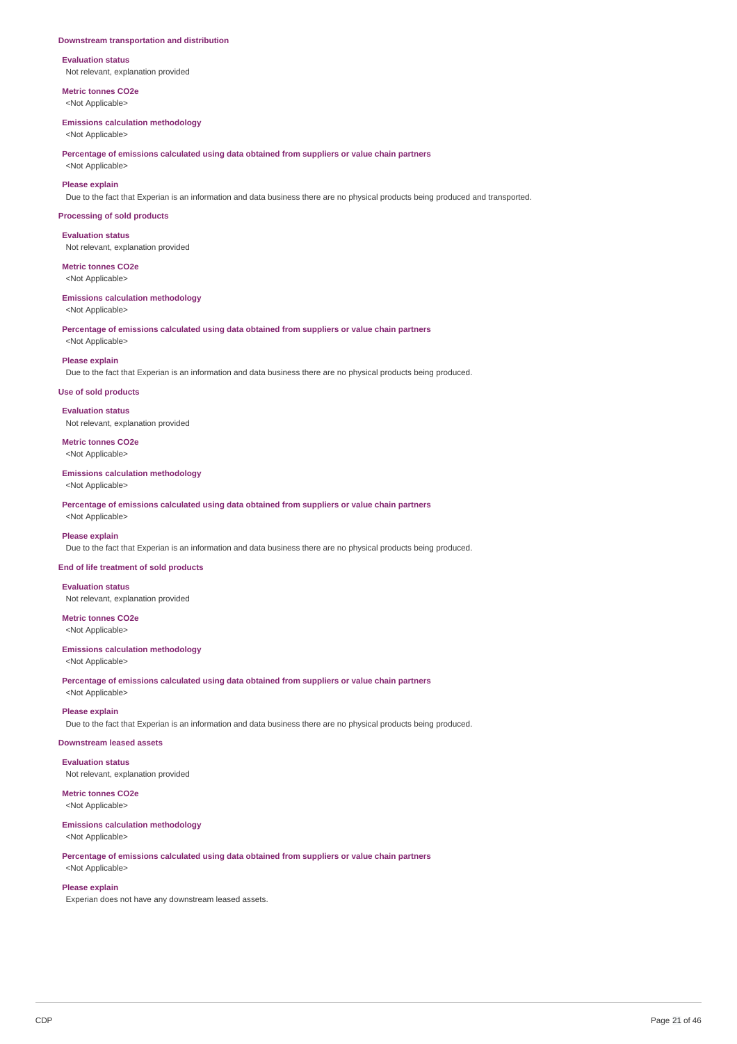**Downstream transportation and distribution**

**Evaluation status**
Not relevant, explanation provided

**Metric tonnes CO2e**
<Not Applicable>

**Emissions calculation methodology**
<Not Applicable>

**Percentage of emissions calculated using data obtained from suppliers or value chain partners**
<Not Applicable>

**Please explain**
Due to the fact that Experian is an information and data business there are no physical products being produced and transported.

**Processing of sold products**

**Evaluation status**
Not relevant, explanation provided

**Metric tonnes CO2e**
<Not Applicable>

**Emissions calculation methodology**
<Not Applicable>

**Percentage of emissions calculated using data obtained from suppliers or value chain partners**
<Not Applicable>

**Please explain**
Due to the fact that Experian is an information and data business there are no physical products being produced.

**Use of sold products**

**Evaluation status**
Not relevant, explanation provided

**Metric tonnes CO2e**
<Not Applicable>

**Emissions calculation methodology**
<Not Applicable>

**Percentage of emissions calculated using data obtained from suppliers or value chain partners**
<Not Applicable>

**Please explain**
Due to the fact that Experian is an information and data business there are no physical products being produced.

**End of life treatment of sold products**

**Evaluation status**
Not relevant, explanation provided

**Metric tonnes CO2e**
<Not Applicable>

**Emissions calculation methodology**
<Not Applicable>

**Percentage of emissions calculated using data obtained from suppliers or value chain partners**
<Not Applicable>

**Please explain**
Due to the fact that Experian is an information and data business there are no physical products being produced.

**Downstream leased assets**

**Evaluation status**
Not relevant, explanation provided

**Metric tonnes CO2e**
<Not Applicable>

**Emissions calculation methodology**
<Not Applicable>

**Percentage of emissions calculated using data obtained from suppliers or value chain partners**
<Not Applicable>

**Please explain**
Experian does not have any downstream leased assets.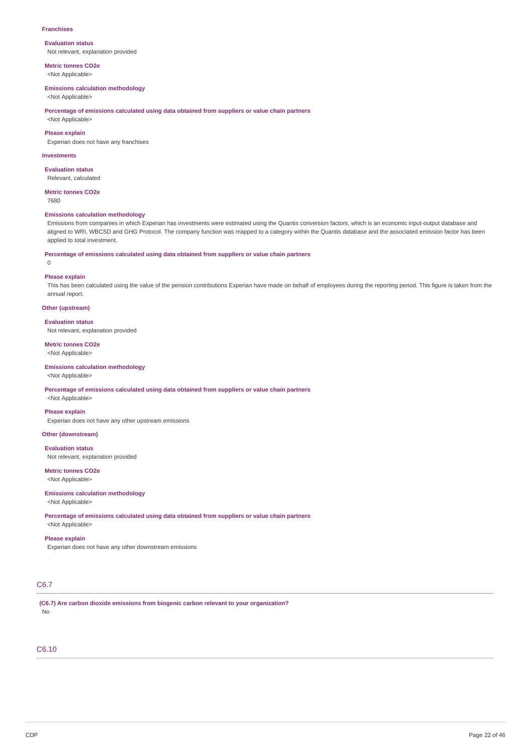**Franchises**

**Evaluation status**
Not relevant, explanation provided

**Metric tonnes CO2e**
<Not Applicable>

**Emissions calculation methodology**
<Not Applicable>

**Percentage of emissions calculated using data obtained from suppliers or value chain partners**
<Not Applicable>

**Please explain**
Experian does not have any franchises

**Investments**

**Evaluation status**
Relevant, calculated

**Metric tonnes CO2e**
7680

**Emissions calculation methodology**
Emissions from companies in which Experian has investments were estimated using the Quantis conversion factors, which is an economic input-output database and aligned to WRI, WBCSD and GHG Protocol. The company function was mapped to a category within the Quantis database and the associated emission factor has been applied to total investment.

**Percentage of emissions calculated using data obtained from suppliers or value chain partners**
0

**Please explain**
This has been calculated using the value of the pension contributions Experian have made on behalf of employees during the reporting period. This figure is taken from the annual report.

**Other (upstream)**

**Evaluation status**
Not relevant, explanation provided

**Metric tonnes CO2e**
<Not Applicable>

**Emissions calculation methodology**
<Not Applicable>

**Percentage of emissions calculated using data obtained from suppliers or value chain partners**
<Not Applicable>

**Please explain**
Experian does not have any other upstream emissions

**Other (downstream)**

**Evaluation status**
Not relevant, explanation provided

**Metric tonnes CO2e**
<Not Applicable>

**Emissions calculation methodology**
<Not Applicable>

**Percentage of emissions calculated using data obtained from suppliers or value chain partners**
<Not Applicable>

**Please explain**
Experian does not have any other downstream emissions

## C6.7

**(C6.7) Are carbon dioxide emissions from biogenic carbon relevant to your organization?**
No

## C6.10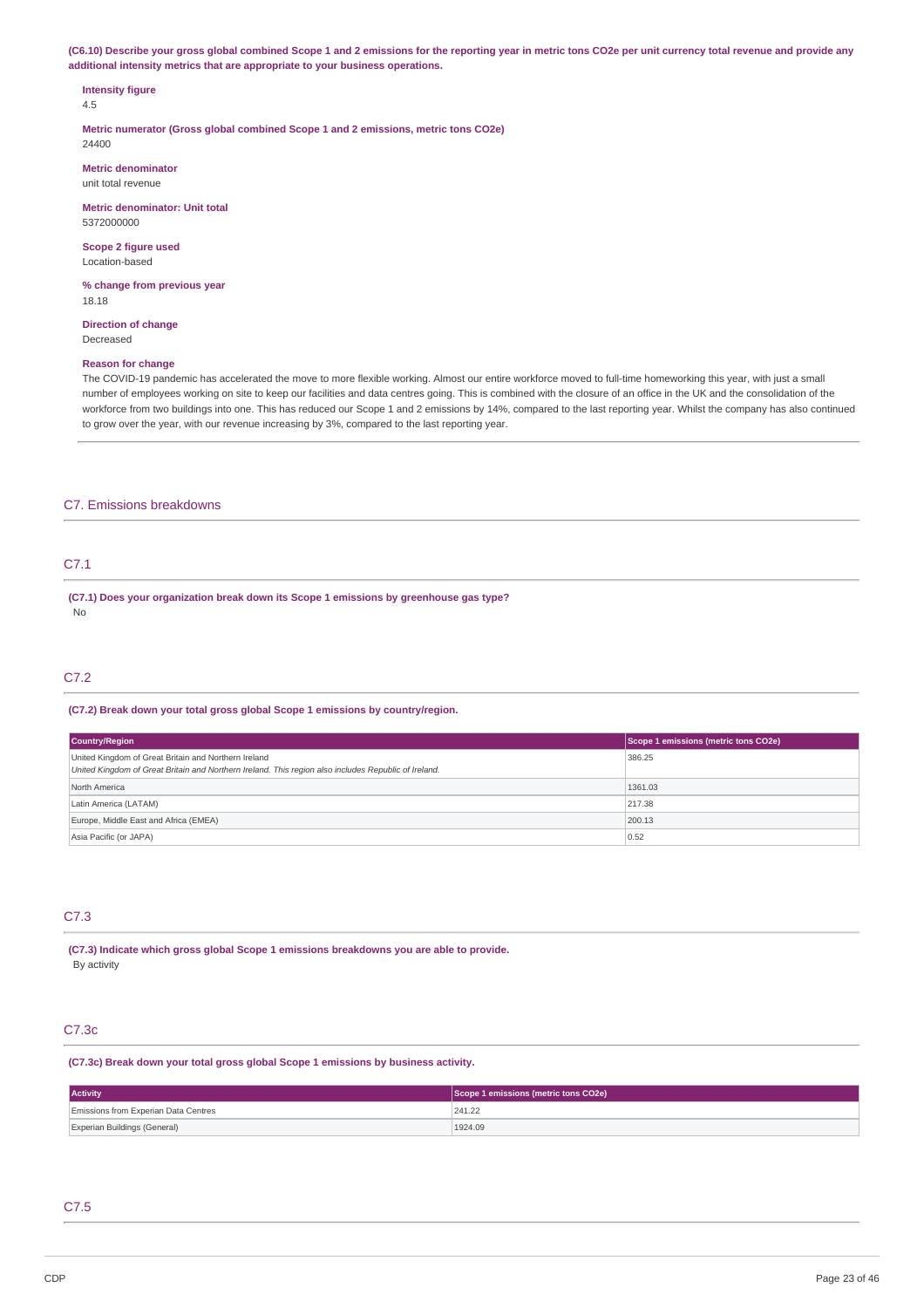**(C6.10) Describe your gross global combined Scope 1 and 2 emissions for the reporting year in metric tons CO2e per unit currency total revenue and provide any additional intensity metrics that are appropriate to your business operations.**

**Intensity figure**
4.5

**Metric numerator (Gross global combined Scope 1 and 2 emissions, metric tons CO2e)**
24400

**Metric denominator**
unit total revenue

**Metric denominator: Unit total**
5372000000

**Scope 2 figure used**
Location-based

**% change from previous year**
18.18

**Direction of change**
Decreased

**Reason for change**
The COVID-19 pandemic has accelerated the move to more flexible working. Almost our entire workforce moved to full-time homeworking this year, with just a small number of employees working on site to keep our facilities and data centres going. This is combined with the closure of an office in the UK and the consolidation of the workforce from two buildings into one. This has reduced our Scope 1 and 2 emissions by 14%, compared to the last reporting year. Whilst the company has also continued to grow over the year, with our revenue increasing by 3%, compared to the last reporting year.

## C7. Emissions breakdowns

### C7.1

**(C7.1) Does your organization break down its Scope 1 emissions by greenhouse gas type?**
No

### C7.2

**(C7.2) Break down your total gross global Scope 1 emissions by country/region.**

| Country/Region | Scope 1 emissions (metric tons CO2e) |
|---|---|
| United Kingdom of Great Britain and Northern Ireland<br>*United Kingdom of Great Britain and Northern Ireland. This region also includes Republic of Ireland.* | 386.25 |
| North America | 1361.03 |
| Latin America (LATAM) | 217.38 |
| Europe, Middle East and Africa (EMEA) | 200.13 |
| Asia Pacific (or JAPA) | 0.52 |

### C7.3

**(C7.3) Indicate which gross global Scope 1 emissions breakdowns you are able to provide.**
By activity

### C7.3c

**(C7.3c) Break down your total gross global Scope 1 emissions by business activity.**

| Activity | Scope 1 emissions (metric tons CO2e) |
|---|---|
| Emissions from Experian Data Centres | 241.22 |
| Experian Buildings (General) | 1924.09 |

### C7.5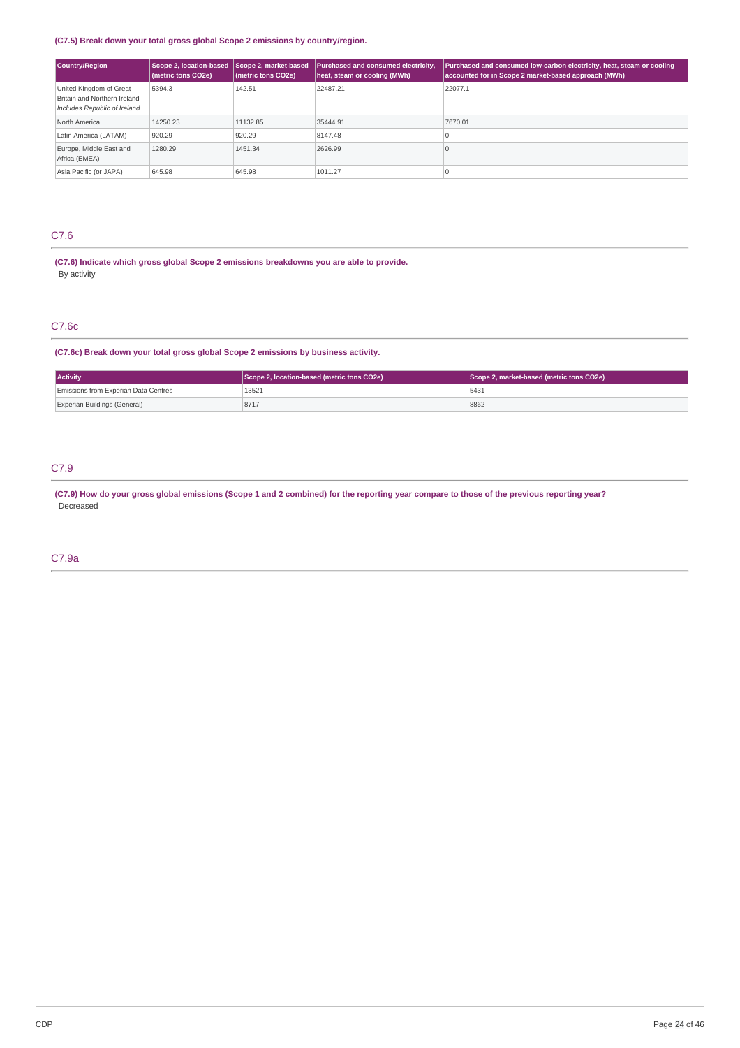**(C7.5) Break down your total gross global Scope 2 emissions by country/region.**

| Country/Region | Scope 2, location-based (metric tons CO2e) | Scope 2, market-based (metric tons CO2e) | Purchased and consumed electricity, heat, steam or cooling (MWh) | Purchased and consumed low-carbon electricity, heat, steam or cooling accounted for in Scope 2 market-based approach (MWh) |
|---|---|---|---|---|
| United Kingdom of Great Britain and Northern Ireland *Includes Republic of Ireland* | 5394.3 | 142.51 | 22487.21 | 22077.1 |
| North America | 14250.23 | 11132.85 | 35444.91 | 7670.01 |
| Latin America (LATAM) | 920.29 | 920.29 | 8147.48 | 0 |
| Europe, Middle East and Africa (EMEA) | 1280.29 | 1451.34 | 2626.99 | 0 |
| Asia Pacific (or JAPA) | 645.98 | 645.98 | 1011.27 | 0 |

## C7.6

**(C7.6) Indicate which gross global Scope 2 emissions breakdowns you are able to provide.**

By activity

## C7.6c

**(C7.6c) Break down your total gross global Scope 2 emissions by business activity.**

| Activity | Scope 2, location-based (metric tons CO2e) | Scope 2, market-based (metric tons CO2e) |
|---|---|---|
| Emissions from Experian Data Centres | 13521 | 5431 |
| Experian Buildings (General) | 8717 | 8862 |

## C7.9

**(C7.9) How do your gross global emissions (Scope 1 and 2 combined) for the reporting year compare to those of the previous reporting year?**

Decreased

## C7.9a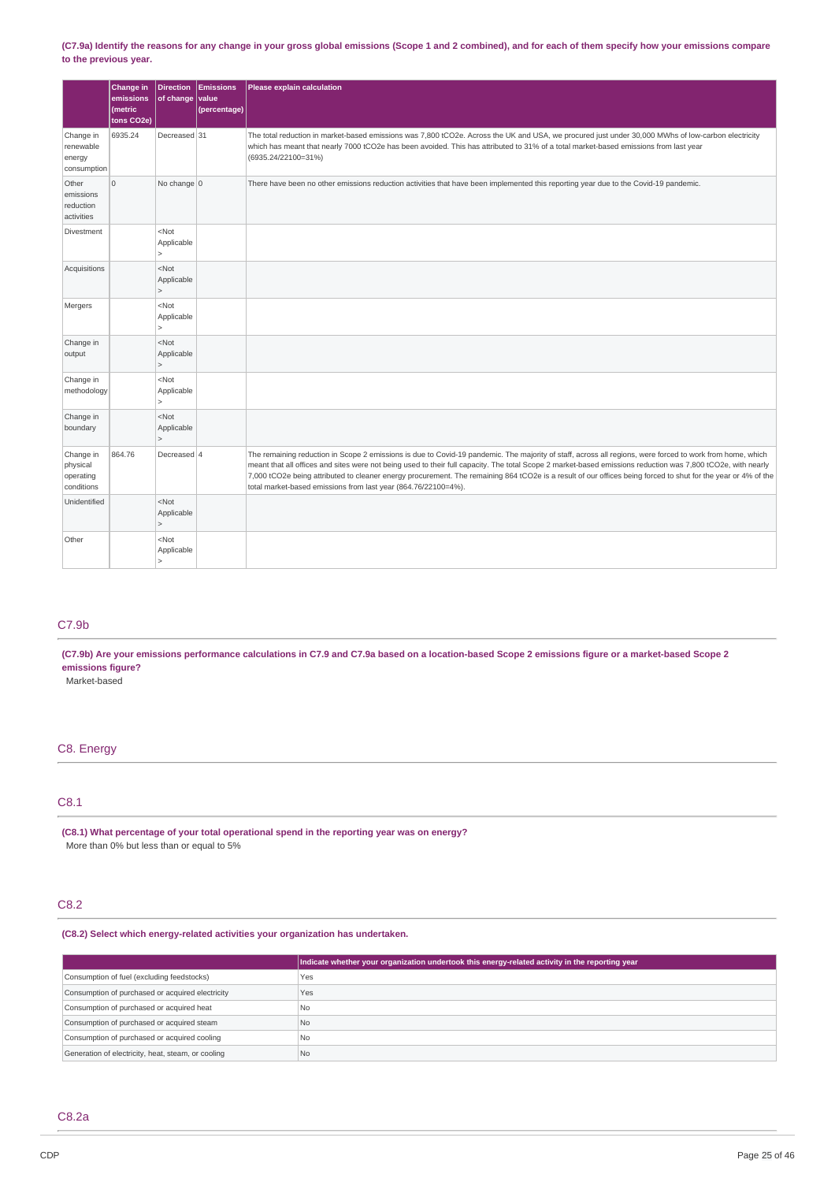**(C7.9a) Identify the reasons for any change in your gross global emissions (Scope 1 and 2 combined), and for each of them specify how your emissions compare to the previous year.**

| | Change in emissions (metric tons CO2e) | Direction of change | Emissions value (percentage) | Please explain calculation |
|---|---|---|---|---|
| Change in renewable energy consumption | 6935.24 | Decreased | 31 | The total reduction in market-based emissions was 7,800 tCO2e. Across the UK and USA, we procured just under 30,000 MWhs of low-carbon electricity which has meant that nearly 7000 tCO2e has been avoided. This has attributed to 31% of a total market-based emissions from last year (6935.24/22100=31%) |
| Other emissions reduction activities | 0 | No change | 0 | There have been no other emissions reduction activities that have been implemented this reporting year due to the Covid-19 pandemic. |
| Divestment | | <Not Applicable> | | |
| Acquisitions | | <Not Applicable> | | |
| Mergers | | <Not Applicable> | | |
| Change in output | | <Not Applicable> | | |
| Change in methodology | | <Not Applicable> | | |
| Change in boundary | | <Not Applicable> | | |
| Change in physical operating conditions | 864.76 | Decreased | 4 | The remaining reduction in Scope 2 emissions is due to Covid-19 pandemic. The majority of staff, across all regions, were forced to work from home, which meant that all offices and sites were not being used to their full capacity. The total Scope 2 market-based emissions reduction was 7,800 tCO2e, with nearly 7,000 tCO2e being attributed to cleaner energy procurement. The remaining 864 tCO2e is a result of our offices being forced to shut for the year or 4% of the total market-based emissions from last year (864.76/22100=4%). |
| Unidentified | | <Not Applicable> | | |
| Other | | <Not Applicable> | | |

## C7.9b

**(C7.9b) Are your emissions performance calculations in C7.9 and C7.9a based on a location-based Scope 2 emissions figure or a market-based Scope 2 emissions figure?**

Market-based

# C8. Energy

## C8.1

**(C8.1) What percentage of your total operational spend in the reporting year was on energy?**

More than 0% but less than or equal to 5%

## C8.2

**(C8.2) Select which energy-related activities your organization has undertaken.**

| | Indicate whether your organization undertook this energy-related activity in the reporting year |
|---|---|
| Consumption of fuel (excluding feedstocks) | Yes |
| Consumption of purchased or acquired electricity | Yes |
| Consumption of purchased or acquired heat | No |
| Consumption of purchased or acquired steam | No |
| Consumption of purchased or acquired cooling | No |
| Generation of electricity, heat, steam, or cooling | No |

## C8.2a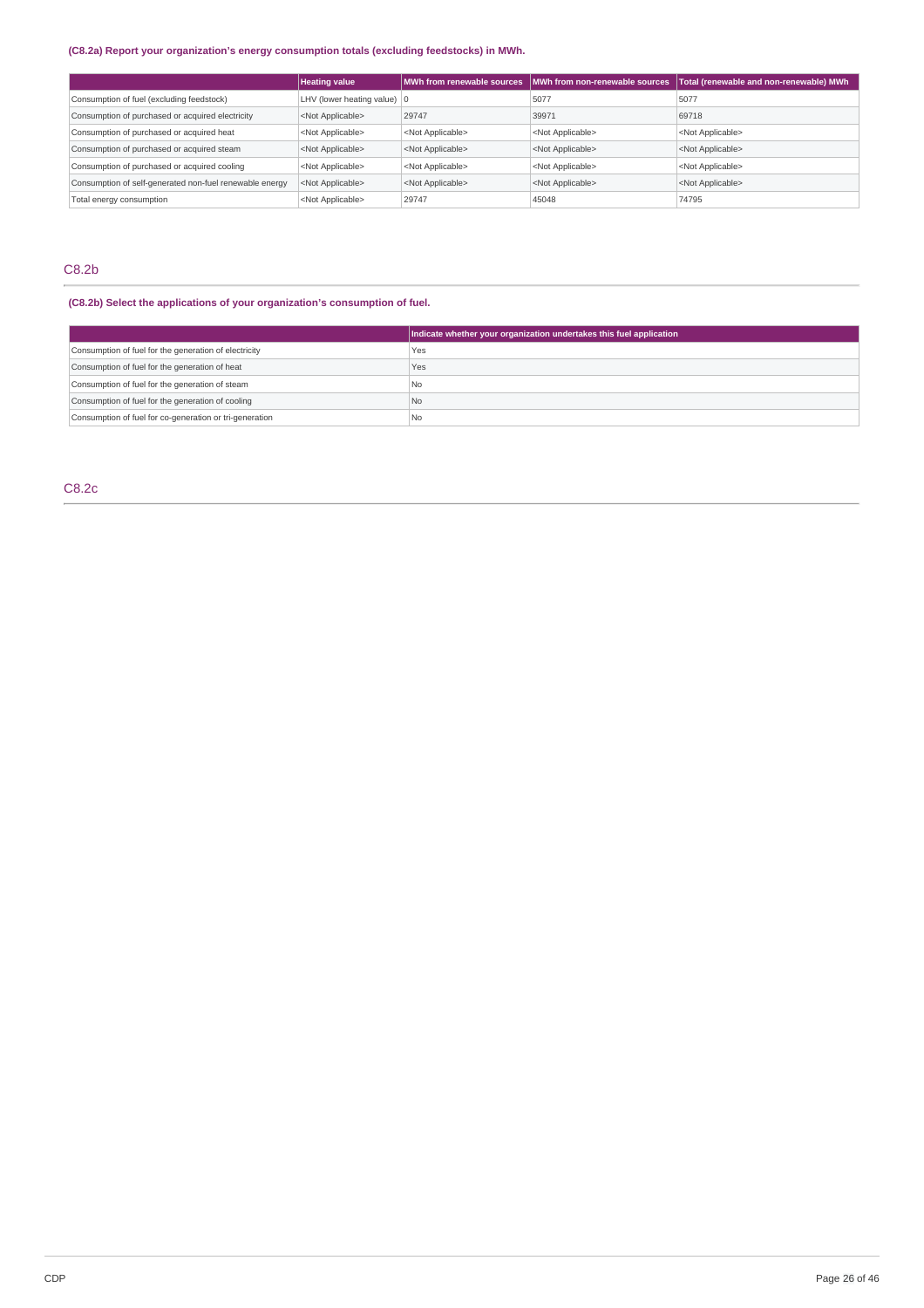**(C8.2a) Report your organization's energy consumption totals (excluding feedstocks) in MWh.**

| | Heating value | MWh from renewable sources | MWh from non-renewable sources | Total (renewable and non-renewable) MWh |
|---|---|---|---|---|
| Consumption of fuel (excluding feedstock) | LHV (lower heating value) | 0 | 5077 | 5077 |
| Consumption of purchased or acquired electricity | <Not Applicable> | 29747 | 39971 | 69718 |
| Consumption of purchased or acquired heat | <Not Applicable> | <Not Applicable> | <Not Applicable> | <Not Applicable> |
| Consumption of purchased or acquired steam | <Not Applicable> | <Not Applicable> | <Not Applicable> | <Not Applicable> |
| Consumption of purchased or acquired cooling | <Not Applicable> | <Not Applicable> | <Not Applicable> | <Not Applicable> |
| Consumption of self-generated non-fuel renewable energy | <Not Applicable> | <Not Applicable> | <Not Applicable> | <Not Applicable> |
| Total energy consumption | <Not Applicable> | 29747 | 45048 | 74795 |

## C8.2b

**(C8.2b) Select the applications of your organization's consumption of fuel.**

| | Indicate whether your organization undertakes this fuel application |
|---|---|
| Consumption of fuel for the generation of electricity | Yes |
| Consumption of fuel for the generation of heat | Yes |
| Consumption of fuel for the generation of steam | No |
| Consumption of fuel for the generation of cooling | No |
| Consumption of fuel for co-generation or tri-generation | No |

## C8.2c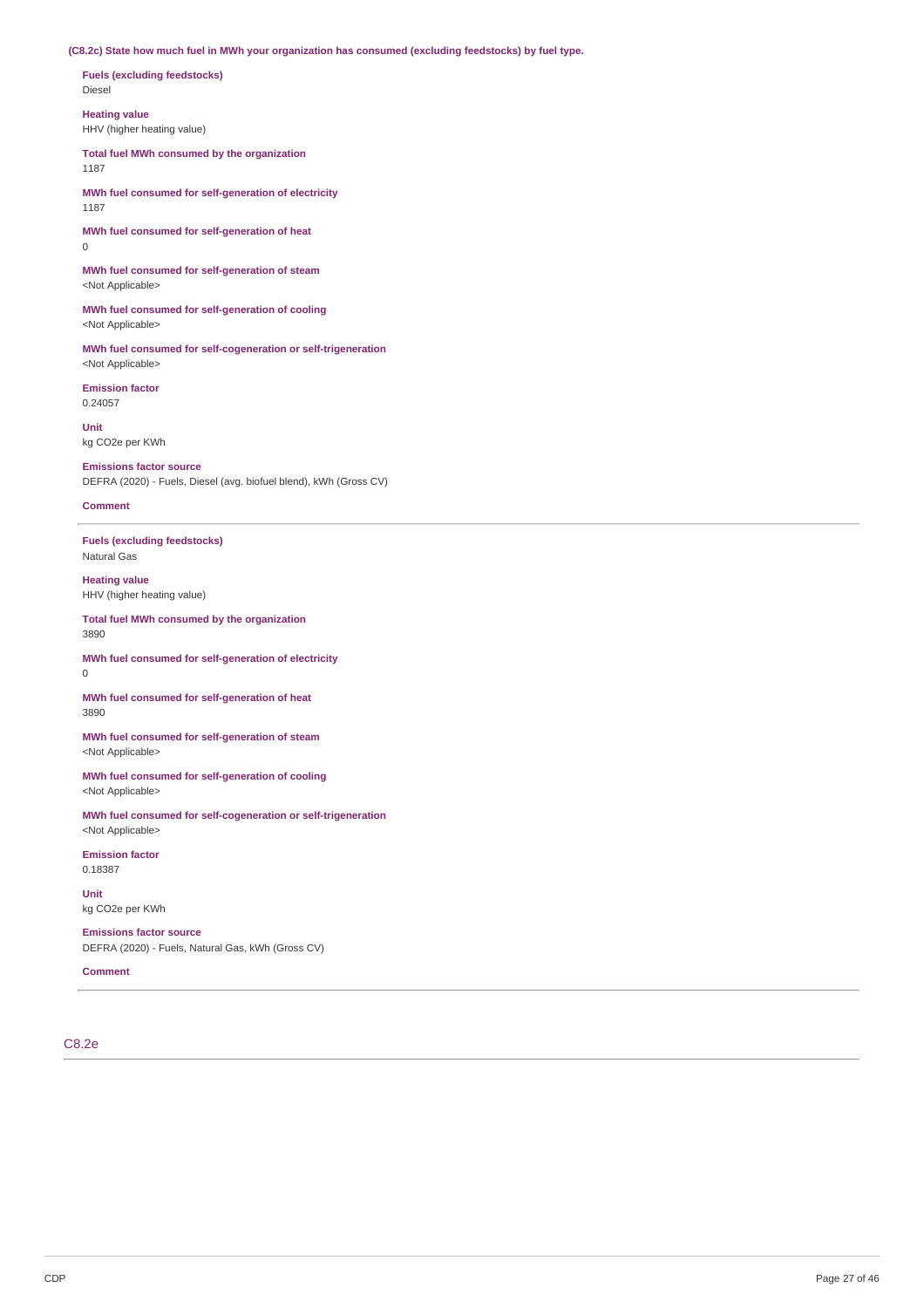**(C8.2c) State how much fuel in MWh your organization has consumed (excluding feedstocks) by fuel type.**

**Fuels (excluding feedstocks)**
Diesel

**Heating value**
HHV (higher heating value)

**Total fuel MWh consumed by the organization**
1187

**MWh fuel consumed for self-generation of electricity**
1187

**MWh fuel consumed for self-generation of heat**
0

**MWh fuel consumed for self-generation of steam**
<Not Applicable>

**MWh fuel consumed for self-generation of cooling**
<Not Applicable>

**MWh fuel consumed for self-cogeneration or self-trigeneration**
<Not Applicable>

**Emission factor**
0.24057

**Unit**
kg CO2e per KWh

**Emissions factor source**
DEFRA (2020) - Fuels, Diesel (avg. biofuel blend), kWh (Gross CV)

**Comment**

---

**Fuels (excluding feedstocks)**
Natural Gas

**Heating value**
HHV (higher heating value)

**Total fuel MWh consumed by the organization**
3890

**MWh fuel consumed for self-generation of electricity**
0

**MWh fuel consumed for self-generation of heat**
3890

**MWh fuel consumed for self-generation of steam**
<Not Applicable>

**MWh fuel consumed for self-generation of cooling**
<Not Applicable>

**MWh fuel consumed for self-cogeneration or self-trigeneration**
<Not Applicable>

**Emission factor**
0.18387

**Unit**
kg CO2e per KWh

**Emissions factor source**
DEFRA (2020) - Fuels, Natural Gas, kWh (Gross CV)

**Comment**

---

## C8.2e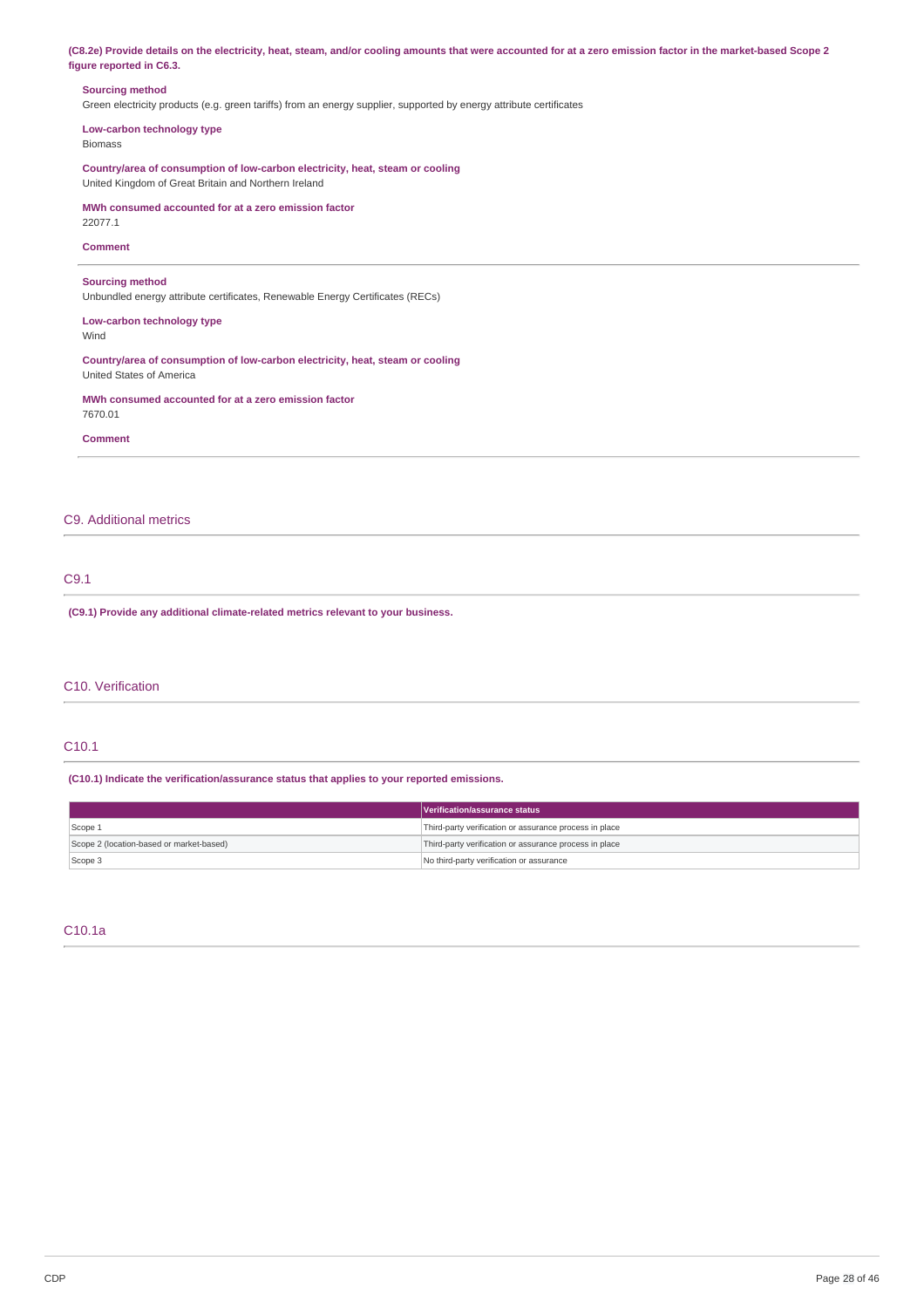**(C8.2e) Provide details on the electricity, heat, steam, and/or cooling amounts that were accounted for at a zero emission factor in the market-based Scope 2 figure reported in C6.3.**

**Sourcing method**
Green electricity products (e.g. green tariffs) from an energy supplier, supported by energy attribute certificates

**Low-carbon technology type**
Biomass

**Country/area of consumption of low-carbon electricity, heat, steam or cooling**
United Kingdom of Great Britain and Northern Ireland

**MWh consumed accounted for at a zero emission factor**
22077.1

**Comment**

---

**Sourcing method**
Unbundled energy attribute certificates, Renewable Energy Certificates (RECs)

**Low-carbon technology type**
Wind

**Country/area of consumption of low-carbon electricity, heat, steam or cooling**
United States of America

**MWh consumed accounted for at a zero emission factor**
7670.01

**Comment**

---

## C9. Additional metrics

### C9.1

**(C9.1) Provide any additional climate-related metrics relevant to your business.**

## C10. Verification

### C10.1

**(C10.1) Indicate the verification/assurance status that applies to your reported emissions.**

| | Verification/assurance status |
|---|---|
| Scope 1 | Third-party verification or assurance process in place |
| Scope 2 (location-based or market-based) | Third-party verification or assurance process in place |
| Scope 3 | No third-party verification or assurance |

### C10.1a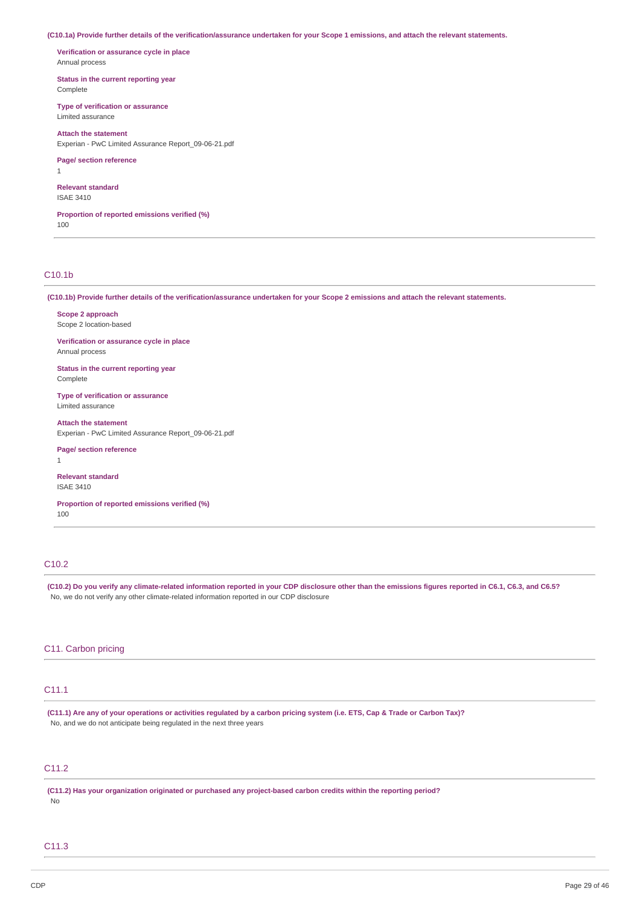**(C10.1a) Provide further details of the verification/assurance undertaken for your Scope 1 emissions, and attach the relevant statements.**

**Verification or assurance cycle in place**
Annual process

**Status in the current reporting year**
Complete

**Type of verification or assurance**
Limited assurance

**Attach the statement**
Experian - PwC Limited Assurance Report_09-06-21.pdf

**Page/ section reference**
1

**Relevant standard**
ISAE 3410

**Proportion of reported emissions verified (%)**
100

## C10.1b

**(C10.1b) Provide further details of the verification/assurance undertaken for your Scope 2 emissions and attach the relevant statements.**

**Scope 2 approach**
Scope 2 location-based

**Verification or assurance cycle in place**
Annual process

**Status in the current reporting year**
Complete

**Type of verification or assurance**
Limited assurance

**Attach the statement**
Experian - PwC Limited Assurance Report_09-06-21.pdf

**Page/ section reference**
1

**Relevant standard**
ISAE 3410

**Proportion of reported emissions verified (%)**
100

## C10.2

**(C10.2) Do you verify any climate-related information reported in your CDP disclosure other than the emissions figures reported in C6.1, C6.3, and C6.5?**
No, we do not verify any other climate-related information reported in our CDP disclosure

# C11. Carbon pricing

## C11.1

**(C11.1) Are any of your operations or activities regulated by a carbon pricing system (i.e. ETS, Cap & Trade or Carbon Tax)?**
No, and we do not anticipate being regulated in the next three years

## C11.2

**(C11.2) Has your organization originated or purchased any project-based carbon credits within the reporting period?**
No

## C11.3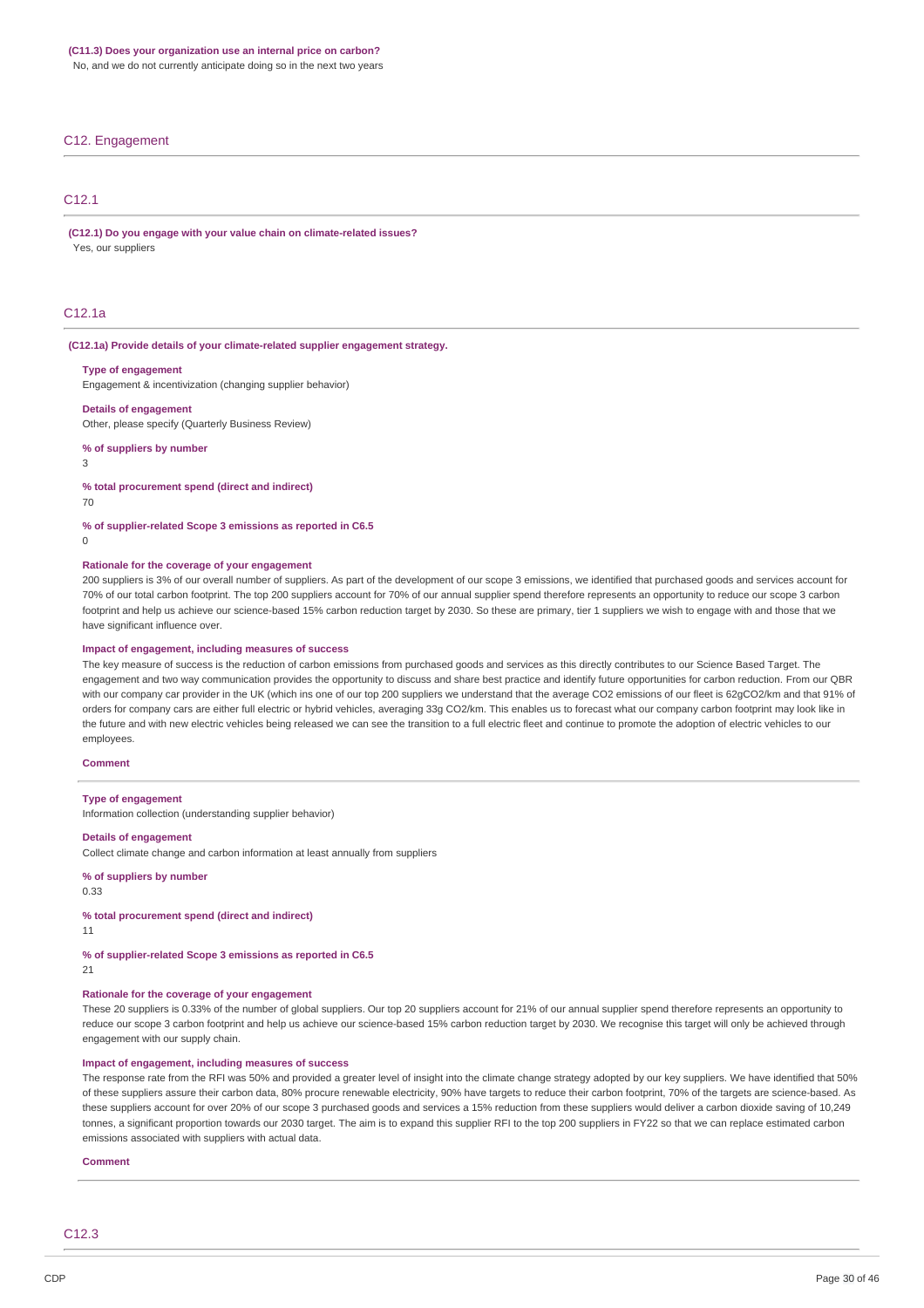**(C11.3) Does your organization use an internal price on carbon?**

No, and we do not currently anticipate doing so in the next two years

## C12. Engagement

### C12.1

**(C12.1) Do you engage with your value chain on climate-related issues?**

Yes, our suppliers

### C12.1a

**(C12.1a) Provide details of your climate-related supplier engagement strategy.**

**Type of engagement**

Engagement & incentivization (changing supplier behavior)

**Details of engagement**

Other, please specify (Quarterly Business Review)

**% of suppliers by number**

3

**% total procurement spend (direct and indirect)**

70

**% of supplier-related Scope 3 emissions as reported in C6.5**

0

**Rationale for the coverage of your engagement**

200 suppliers is 3% of our overall number of suppliers. As part of the development of our scope 3 emissions, we identified that purchased goods and services account for 70% of our total carbon footprint. The top 200 suppliers account for 70% of our annual supplier spend therefore represents an opportunity to reduce our scope 3 carbon footprint and help us achieve our science-based 15% carbon reduction target by 2030. So these are primary, tier 1 suppliers we wish to engage with and those that we have significant influence over.

**Impact of engagement, including measures of success**

The key measure of success is the reduction of carbon emissions from purchased goods and services as this directly contributes to our Science Based Target. The engagement and two way communication provides the opportunity to discuss and share best practice and identify future opportunities for carbon reduction. From our QBR with our company car provider in the UK (which ins one of our top 200 suppliers we understand that the average $CO_2$ emissions of our fleet is 62g$CO_2$/km and that 91% of orders for company cars are either full electric or hybrid vehicles, averaging 33g $CO_2$/km. This enables us to forecast what our company carbon footprint may look like in the future and with new electric vehicles being released we can see the transition to a full electric fleet and continue to promote the adoption of electric vehicles to our employees.

**Comment**

---

**Type of engagement**

Information collection (understanding supplier behavior)

**Details of engagement**

Collect climate change and carbon information at least annually from suppliers

**% of suppliers by number**

0.33

**% total procurement spend (direct and indirect)**

11

**% of supplier-related Scope 3 emissions as reported in C6.5**

21

**Rationale for the coverage of your engagement**

These 20 suppliers is 0.33% of the number of global suppliers. Our top 20 suppliers account for 21% of our annual supplier spend therefore represents an opportunity to reduce our scope 3 carbon footprint and help us achieve our science-based 15% carbon reduction target by 2030. We recognise this target will only be achieved through engagement with our supply chain.

**Impact of engagement, including measures of success**

The response rate from the RFI was 50% and provided a greater level of insight into the climate change strategy adopted by our key suppliers. We have identified that 50% of these suppliers assure their carbon data, 80% procure renewable electricity, 90% have targets to reduce their carbon footprint, 70% of the targets are science-based. As these suppliers account for over 20% of our scope 3 purchased goods and services a 15% reduction from these suppliers would deliver a carbon dioxide saving of 10,249 tonnes, a significant proportion towards our 2030 target. The aim is to expand this supplier RFI to the top 200 suppliers in FY22 so that we can replace estimated carbon emissions associated with suppliers with actual data.

**Comment**

### C12.3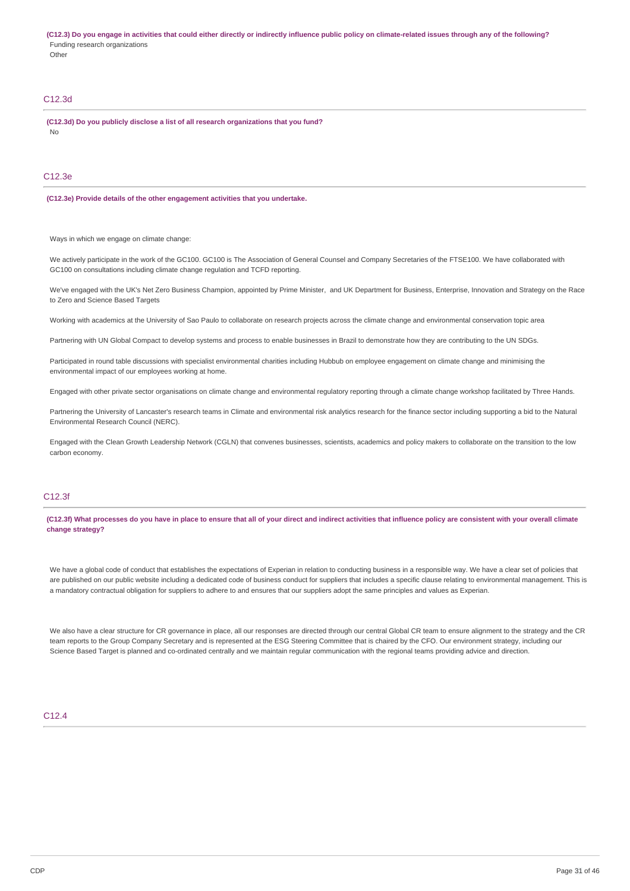**(C12.3) Do you engage in activities that could either directly or indirectly influence public policy on climate-related issues through any of the following?**

Funding research organizations

Other

## C12.3d

**(C12.3d) Do you publicly disclose a list of all research organizations that you fund?**

No

## C12.3e

**(C12.3e) Provide details of the other engagement activities that you undertake.**

Ways in which we engage on climate change:

We actively participate in the work of the GC100. GC100 is The Association of General Counsel and Company Secretaries of the FTSE100. We have collaborated with GC100 on consultations including climate change regulation and TCFD reporting.

We've engaged with the UK's Net Zero Business Champion, appointed by Prime Minister, and UK Department for Business, Enterprise, Innovation and Strategy on the Race to Zero and Science Based Targets

Working with academics at the University of Sao Paulo to collaborate on research projects across the climate change and environmental conservation topic area

Partnering with UN Global Compact to develop systems and process to enable businesses in Brazil to demonstrate how they are contributing to the UN SDGs.

Participated in round table discussions with specialist environmental charities including Hubbub on employee engagement on climate change and minimising the environmental impact of our employees working at home.

Engaged with other private sector organisations on climate change and environmental regulatory reporting through a climate change workshop facilitated by Three Hands.

Partnering the University of Lancaster's research teams in Climate and environmental risk analytics research for the finance sector including supporting a bid to the Natural Environmental Research Council (NERC).

Engaged with the Clean Growth Leadership Network (CGLN) that convenes businesses, scientists, academics and policy makers to collaborate on the transition to the low carbon economy.

## C12.3f

**(C12.3f) What processes do you have in place to ensure that all of your direct and indirect activities that influence policy are consistent with your overall climate change strategy?**

We have a global code of conduct that establishes the expectations of Experian in relation to conducting business in a responsible way. We have a clear set of policies that are published on our public website including a dedicated code of business conduct for suppliers that includes a specific clause relating to environmental management. This is a mandatory contractual obligation for suppliers to adhere to and ensures that our suppliers adopt the same principles and values as Experian.

We also have a clear structure for CR governance in place, all our responses are directed through our central Global CR team to ensure alignment to the strategy and the CR team reports to the Group Company Secretary and is represented at the ESG Steering Committee that is chaired by the CFO. Our environment strategy, including our Science Based Target is planned and co-ordinated centrally and we maintain regular communication with the regional teams providing advice and direction.

## C12.4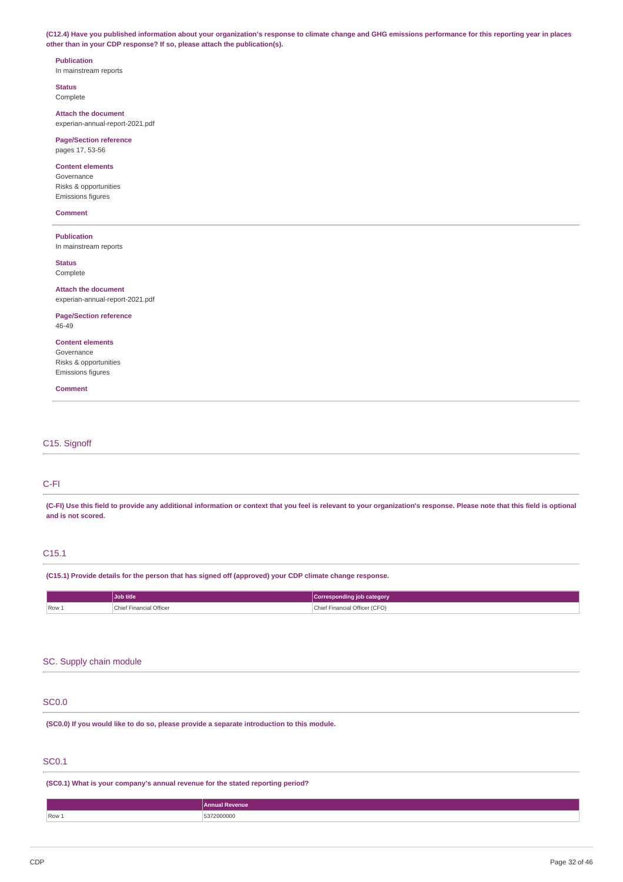**(C12.4) Have you published information about your organization's response to climate change and GHG emissions performance for this reporting year in places other than in your CDP response? If so, please attach the publication(s).**

**Publication**
In mainstream reports

**Status**
Complete

**Attach the document**
experian-annual-report-2021.pdf

**Page/Section reference**
pages 17, 53-56

**Content elements**
Governance
Risks & opportunities
Emissions figures

**Comment**

---

**Publication**
In mainstream reports

**Status**
Complete

**Attach the document**
experian-annual-report-2021.pdf

**Page/Section reference**
46-49

**Content elements**
Governance
Risks & opportunities
Emissions figures

**Comment**

---

## C15. Signoff

## C-FI

**(C-FI) Use this field to provide any additional information or context that you feel is relevant to your organization's response. Please note that this field is optional and is not scored.**

## C15.1

**(C15.1) Provide details for the person that has signed off (approved) your CDP climate change response.**

| | Job title | Corresponding job category |
|---|---|---|
| Row 1 | Chief Financial Officer | Chief Financial Officer (CFO) |

## SC. Supply chain module

## SC0.0

**(SC0.0) If you would like to do so, please provide a separate introduction to this module.**

## SC0.1

**(SC0.1) What is your company's annual revenue for the stated reporting period?**

| | Annual Revenue |
|---|---|
| Row 1 | 5372000000 |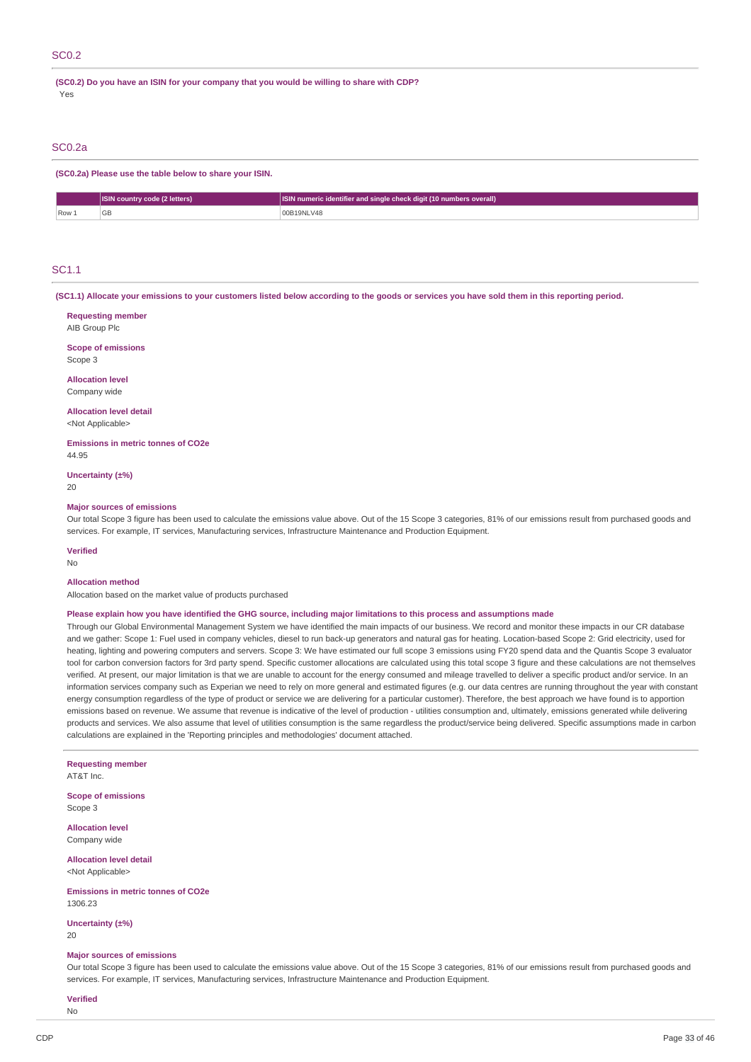## SC0.2

**(SC0.2) Do you have an ISIN for your company that you would be willing to share with CDP?**

Yes

## SC0.2a

**(SC0.2a) Please use the table below to share your ISIN.**

| | ISIN country code (2 letters) | ISIN numeric identifier and single check digit (10 numbers overall) |
|---|---|---|
| Row 1 | GB | 00B19NLV48 |

## SC1.1

**(SC1.1) Allocate your emissions to your customers listed below according to the goods or services you have sold them in this reporting period.**

**Requesting member**
AIB Group Plc

**Scope of emissions**
Scope 3

**Allocation level**
Company wide

**Allocation level detail**
<Not Applicable>

**Emissions in metric tonnes of CO2e**
44.95

**Uncertainty (±%)**
20

**Major sources of emissions**
Our total Scope 3 figure has been used to calculate the emissions value above. Out of the 15 Scope 3 categories, 81% of our emissions result from purchased goods and services. For example, IT services, Manufacturing services, Infrastructure Maintenance and Production Equipment.

**Verified**
No

**Allocation method**
Allocation based on the market value of products purchased

**Please explain how you have identified the GHG source, including major limitations to this process and assumptions made**
Through our Global Environmental Management System we have identified the main impacts of our business. We record and monitor these impacts in our CR database and we gather: Scope 1: Fuel used in company vehicles, diesel to run back-up generators and natural gas for heating. Location-based Scope 2: Grid electricity, used for heating, lighting and powering computers and servers. Scope 3: We have estimated our full scope 3 emissions using FY20 spend data and the Quantis Scope 3 evaluator tool for carbon conversion factors for 3rd party spend. Specific customer allocations are calculated using this total scope 3 figure and these calculations are not themselves verified. At present, our major limitation is that we are unable to account for the energy consumed and mileage travelled to deliver a specific product and/or service. In an information services company such as Experian we need to rely on more general and estimated figures (e.g. our data centres are running throughout the year with constant energy consumption regardless of the type of product or service we are delivering for a particular customer). Therefore, the best approach we have found is to apportion emissions based on revenue. We assume that revenue is indicative of the level of production - utilities consumption and, ultimately, emissions generated while delivering products and services. We also assume that level of utilities consumption is the same regardless the product/service being delivered. Specific assumptions made in carbon calculations are explained in the 'Reporting principles and methodologies' document attached.

---

**Requesting member**
AT&T Inc.

**Scope of emissions**
Scope 3

**Allocation level**
Company wide

**Allocation level detail**
<Not Applicable>

**Emissions in metric tonnes of CO2e**
1306.23

**Uncertainty (±%)**
20

**Major sources of emissions**
Our total Scope 3 figure has been used to calculate the emissions value above. Out of the 15 Scope 3 categories, 81% of our emissions result from purchased goods and services. For example, IT services, Manufacturing services, Infrastructure Maintenance and Production Equipment.

**Verified**
No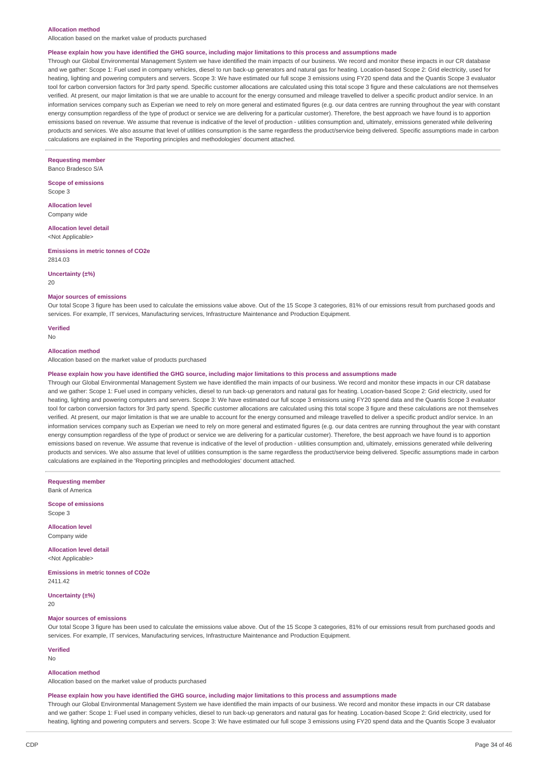**Allocation method**

Allocation based on the market value of products purchased

**Please explain how you have identified the GHG source, including major limitations to this process and assumptions made**

Through our Global Environmental Management System we have identified the main impacts of our business. We record and monitor these impacts in our CR database and we gather: Scope 1: Fuel used in company vehicles, diesel to run back-up generators and natural gas for heating. Location-based Scope 2: Grid electricity, used for heating, lighting and powering computers and servers. Scope 3: We have estimated our full scope 3 emissions using FY20 spend data and the Quantis Scope 3 evaluator tool for carbon conversion factors for 3rd party spend. Specific customer allocations are calculated using this total scope 3 figure and these calculations are not themselves verified. At present, our major limitation is that we are unable to account for the energy consumed and mileage travelled to deliver a specific product and/or service. In an information services company such as Experian we need to rely on more general and estimated figures (e.g. our data centres are running throughout the year with constant energy consumption regardless of the type of product or service we are delivering for a particular customer). Therefore, the best approach we have found is to apportion emissions based on revenue. We assume that revenue is indicative of the level of production - utilities consumption and, ultimately, emissions generated while delivering products and services. We also assume that level of utilities consumption is the same regardless the product/service being delivered. Specific assumptions made in carbon calculations are explained in the 'Reporting principles and methodologies' document attached.

---

**Requesting member**

Banco Bradesco S/A

**Scope of emissions**

Scope 3

**Allocation level**

Company wide

**Allocation level detail**

<Not Applicable>

**Emissions in metric tonnes of CO2e**

2814.03

**Uncertainty (±%)**

20

**Major sources of emissions**

Our total Scope 3 figure has been used to calculate the emissions value above. Out of the 15 Scope 3 categories, 81% of our emissions result from purchased goods and services. For example, IT services, Manufacturing services, Infrastructure Maintenance and Production Equipment.

**Verified**

No

**Allocation method**

Allocation based on the market value of products purchased

**Please explain how you have identified the GHG source, including major limitations to this process and assumptions made**

Through our Global Environmental Management System we have identified the main impacts of our business. We record and monitor these impacts in our CR database and we gather: Scope 1: Fuel used in company vehicles, diesel to run back-up generators and natural gas for heating. Location-based Scope 2: Grid electricity, used for heating, lighting and powering computers and servers. Scope 3: We have estimated our full scope 3 emissions using FY20 spend data and the Quantis Scope 3 evaluator tool for carbon conversion factors for 3rd party spend. Specific customer allocations are calculated using this total scope 3 figure and these calculations are not themselves verified. At present, our major limitation is that we are unable to account for the energy consumed and mileage travelled to deliver a specific product and/or service. In an information services company such as Experian we need to rely on more general and estimated figures (e.g. our data centres are running throughout the year with constant energy consumption regardless of the type of product or service we are delivering for a particular customer). Therefore, the best approach we have found is to apportion emissions based on revenue. We assume that revenue is indicative of the level of production - utilities consumption and, ultimately, emissions generated while delivering products and services. We also assume that level of utilities consumption is the same regardless the product/service being delivered. Specific assumptions made in carbon calculations are explained in the 'Reporting principles and methodologies' document attached.

---

**Requesting member**

Bank of America

**Scope of emissions**

Scope 3

**Allocation level**

Company wide

**Allocation level detail**

<Not Applicable>

**Emissions in metric tonnes of CO2e**

2411.42

**Uncertainty (±%)**

20

**Major sources of emissions**

Our total Scope 3 figure has been used to calculate the emissions value above. Out of the 15 Scope 3 categories, 81% of our emissions result from purchased goods and services. For example, IT services, Manufacturing services, Infrastructure Maintenance and Production Equipment.

**Verified**

No

**Allocation method**

Allocation based on the market value of products purchased

**Please explain how you have identified the GHG source, including major limitations to this process and assumptions made**

Through our Global Environmental Management System we have identified the main impacts of our business. We record and monitor these impacts in our CR database and we gather: Scope 1: Fuel used in company vehicles, diesel to run back-up generators and natural gas for heating. Location-based Scope 2: Grid electricity, used for heating, lighting and powering computers and servers. Scope 3: We have estimated our full scope 3 emissions using FY20 spend data and the Quantis Scope 3 evaluator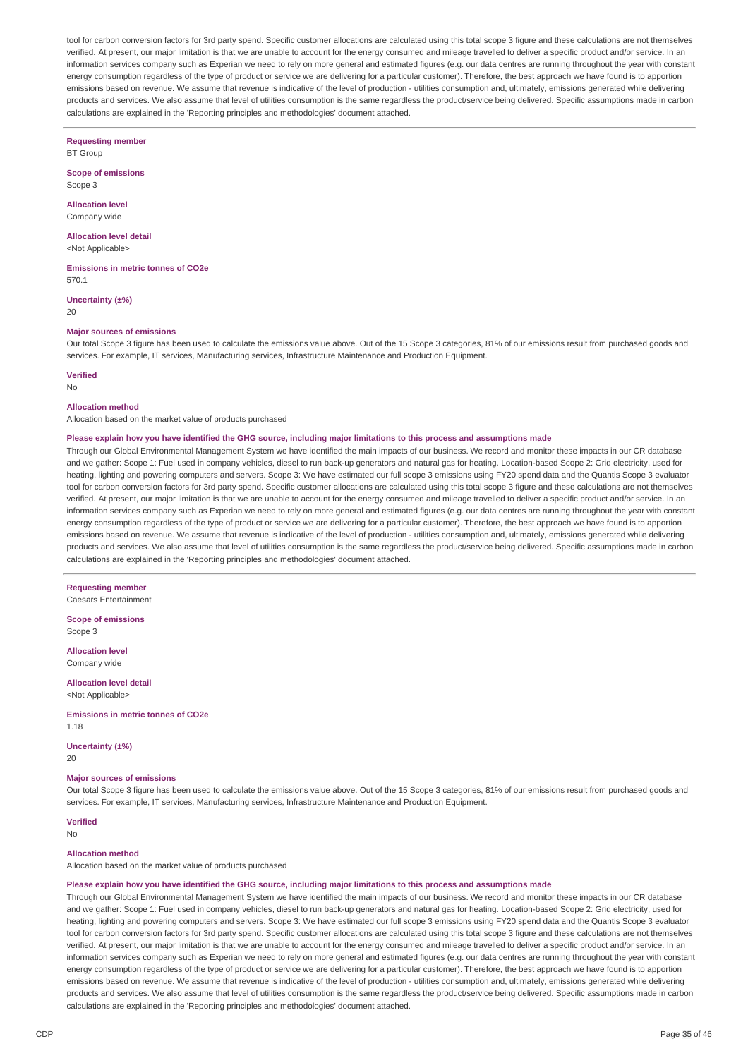tool for carbon conversion factors for 3rd party spend. Specific customer allocations are calculated using this total scope 3 figure and these calculations are not themselves verified. At present, our major limitation is that we are unable to account for the energy consumed and mileage travelled to deliver a specific product and/or service. In an information services company such as Experian we need to rely on more general and estimated figures (e.g. our data centres are running throughout the year with constant energy consumption regardless of the type of product or service we are delivering for a particular customer). Therefore, the best approach we have found is to apportion emissions based on revenue. We assume that revenue is indicative of the level of production - utilities consumption and, ultimately, emissions generated while delivering products and services. We also assume that level of utilities consumption is the same regardless the product/service being delivered. Specific assumptions made in carbon calculations are explained in the 'Reporting principles and methodologies' document attached.

**Requesting member**
BT Group

**Scope of emissions**
Scope 3

**Allocation level**
Company wide

**Allocation level detail**
<Not Applicable>

**Emissions in metric tonnes of CO2e**
570.1

**Uncertainty (±%)**
20

**Major sources of emissions**
Our total Scope 3 figure has been used to calculate the emissions value above. Out of the 15 Scope 3 categories, 81% of our emissions result from purchased goods and services. For example, IT services, Manufacturing services, Infrastructure Maintenance and Production Equipment.

**Verified**
No

**Allocation method**
Allocation based on the market value of products purchased

**Please explain how you have identified the GHG source, including major limitations to this process and assumptions made**
Through our Global Environmental Management System we have identified the main impacts of our business. We record and monitor these impacts in our CR database and we gather: Scope 1: Fuel used in company vehicles, diesel to run back-up generators and natural gas for heating. Location-based Scope 2: Grid electricity, used for heating, lighting and powering computers and servers. Scope 3: We have estimated our full scope 3 emissions using FY20 spend data and the Quantis Scope 3 evaluator tool for carbon conversion factors for 3rd party spend. Specific customer allocations are calculated using this total scope 3 figure and these calculations are not themselves verified. At present, our major limitation is that we are unable to account for the energy consumed and mileage travelled to deliver a specific product and/or service. In an information services company such as Experian we need to rely on more general and estimated figures (e.g. our data centres are running throughout the year with constant energy consumption regardless of the type of product or service we are delivering for a particular customer). Therefore, the best approach we have found is to apportion emissions based on revenue. We assume that revenue is indicative of the level of production - utilities consumption and, ultimately, emissions generated while delivering products and services. We also assume that level of utilities consumption is the same regardless the product/service being delivered. Specific assumptions made in carbon calculations are explained in the 'Reporting principles and methodologies' document attached.

**Requesting member**
Caesars Entertainment

**Scope of emissions**
Scope 3

**Allocation level**
Company wide

**Allocation level detail**
<Not Applicable>

**Emissions in metric tonnes of CO2e**
1.18

**Uncertainty (±%)**
20

**Major sources of emissions**
Our total Scope 3 figure has been used to calculate the emissions value above. Out of the 15 Scope 3 categories, 81% of our emissions result from purchased goods and services. For example, IT services, Manufacturing services, Infrastructure Maintenance and Production Equipment.

**Verified**
No

**Allocation method**
Allocation based on the market value of products purchased

**Please explain how you have identified the GHG source, including major limitations to this process and assumptions made**
Through our Global Environmental Management System we have identified the main impacts of our business. We record and monitor these impacts in our CR database and we gather: Scope 1: Fuel used in company vehicles, diesel to run back-up generators and natural gas for heating. Location-based Scope 2: Grid electricity, used for heating, lighting and powering computers and servers. Scope 3: We have estimated our full scope 3 emissions using FY20 spend data and the Quantis Scope 3 evaluator tool for carbon conversion factors for 3rd party spend. Specific customer allocations are calculated using this total scope 3 figure and these calculations are not themselves verified. At present, our major limitation is that we are unable to account for the energy consumed and mileage travelled to deliver a specific product and/or service. In an information services company such as Experian we need to rely on more general and estimated figures (e.g. our data centres are running throughout the year with constant energy consumption regardless of the type of product or service we are delivering for a particular customer). Therefore, the best approach we have found is to apportion emissions based on revenue. We assume that revenue is indicative of the level of production - utilities consumption and, ultimately, emissions generated while delivering products and services. We also assume that level of utilities consumption is the same regardless the product/service being delivered. Specific assumptions made in carbon calculations are explained in the 'Reporting principles and methodologies' document attached.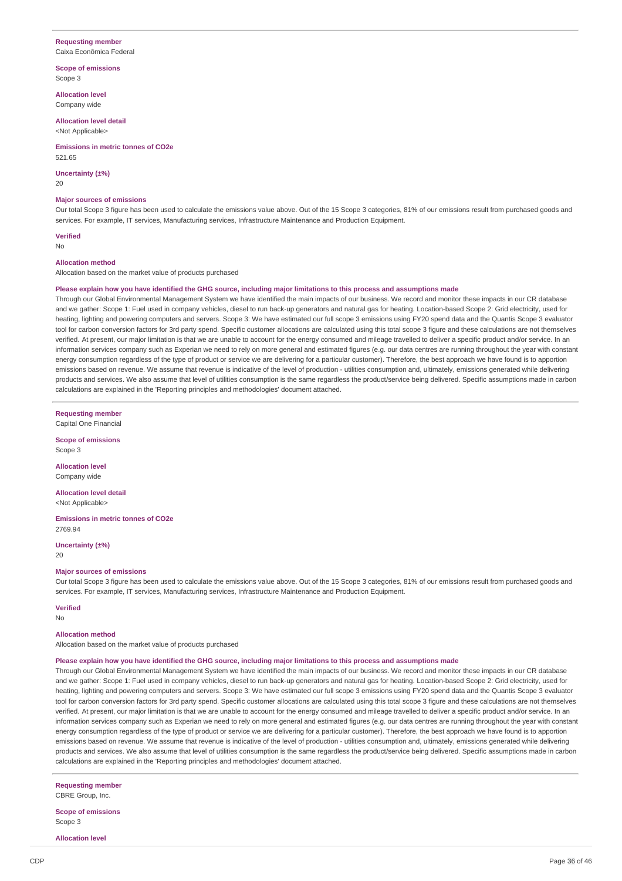**Requesting member**

Caixa Econômica Federal

**Scope of emissions**

Scope 3

**Allocation level**

Company wide

**Allocation level detail**

<Not Applicable>

**Emissions in metric tonnes of CO2e**

521.65

**Uncertainty (±%)**

20

**Major sources of emissions**

Our total Scope 3 figure has been used to calculate the emissions value above. Out of the 15 Scope 3 categories, 81% of our emissions result from purchased goods and services. For example, IT services, Manufacturing services, Infrastructure Maintenance and Production Equipment.

**Verified**

No

**Allocation method**

Allocation based on the market value of products purchased

**Please explain how you have identified the GHG source, including major limitations to this process and assumptions made**

Through our Global Environmental Management System we have identified the main impacts of our business. We record and monitor these impacts in our CR database and we gather: Scope 1: Fuel used in company vehicles, diesel to run back-up generators and natural gas for heating. Location-based Scope 2: Grid electricity, used for heating, lighting and powering computers and servers. Scope 3: We have estimated our full scope 3 emissions using FY20 spend data and the Quantis Scope 3 evaluator tool for carbon conversion factors for 3rd party spend. Specific customer allocations are calculated using this total scope 3 figure and these calculations are not themselves verified. At present, our major limitation is that we are unable to account for the energy consumed and mileage travelled to deliver a specific product and/or service. In an information services company such as Experian we need to rely on more general and estimated figures (e.g. our data centres are running throughout the year with constant energy consumption regardless of the type of product or service we are delivering for a particular customer). Therefore, the best approach we have found is to apportion emissions based on revenue. We assume that revenue is indicative of the level of production - utilities consumption and, ultimately, emissions generated while delivering products and services. We also assume that level of utilities consumption is the same regardless the product/service being delivered. Specific assumptions made in carbon calculations are explained in the 'Reporting principles and methodologies' document attached.

---

**Requesting member**

Capital One Financial

**Scope of emissions**

Scope 3

**Allocation level**

Company wide

**Allocation level detail**

<Not Applicable>

**Emissions in metric tonnes of CO2e**

2769.94

**Uncertainty (±%)**

20

**Major sources of emissions**

Our total Scope 3 figure has been used to calculate the emissions value above. Out of the 15 Scope 3 categories, 81% of our emissions result from purchased goods and services. For example, IT services, Manufacturing services, Infrastructure Maintenance and Production Equipment.

**Verified**

No

**Allocation method**

Allocation based on the market value of products purchased

**Please explain how you have identified the GHG source, including major limitations to this process and assumptions made**

Through our Global Environmental Management System we have identified the main impacts of our business. We record and monitor these impacts in our CR database and we gather: Scope 1: Fuel used in company vehicles, diesel to run back-up generators and natural gas for heating. Location-based Scope 2: Grid electricity, used for heating, lighting and powering computers and servers. Scope 3: We have estimated our full scope 3 emissions using FY20 spend data and the Quantis Scope 3 evaluator tool for carbon conversion factors for 3rd party spend. Specific customer allocations are calculated using this total scope 3 figure and these calculations are not themselves verified. At present, our major limitation is that we are unable to account for the energy consumed and mileage travelled to deliver a specific product and/or service. In an information services company such as Experian we need to rely on more general and estimated figures (e.g. our data centres are running throughout the year with constant energy consumption regardless of the type of product or service we are delivering for a particular customer). Therefore, the best approach we have found is to apportion emissions based on revenue. We assume that revenue is indicative of the level of production - utilities consumption and, ultimately, emissions generated while delivering products and services. We also assume that level of utilities consumption is the same regardless the product/service being delivered. Specific assumptions made in carbon calculations are explained in the 'Reporting principles and methodologies' document attached.

---

**Requesting member**

CBRE Group, Inc.

**Scope of emissions**

Scope 3

**Allocation level**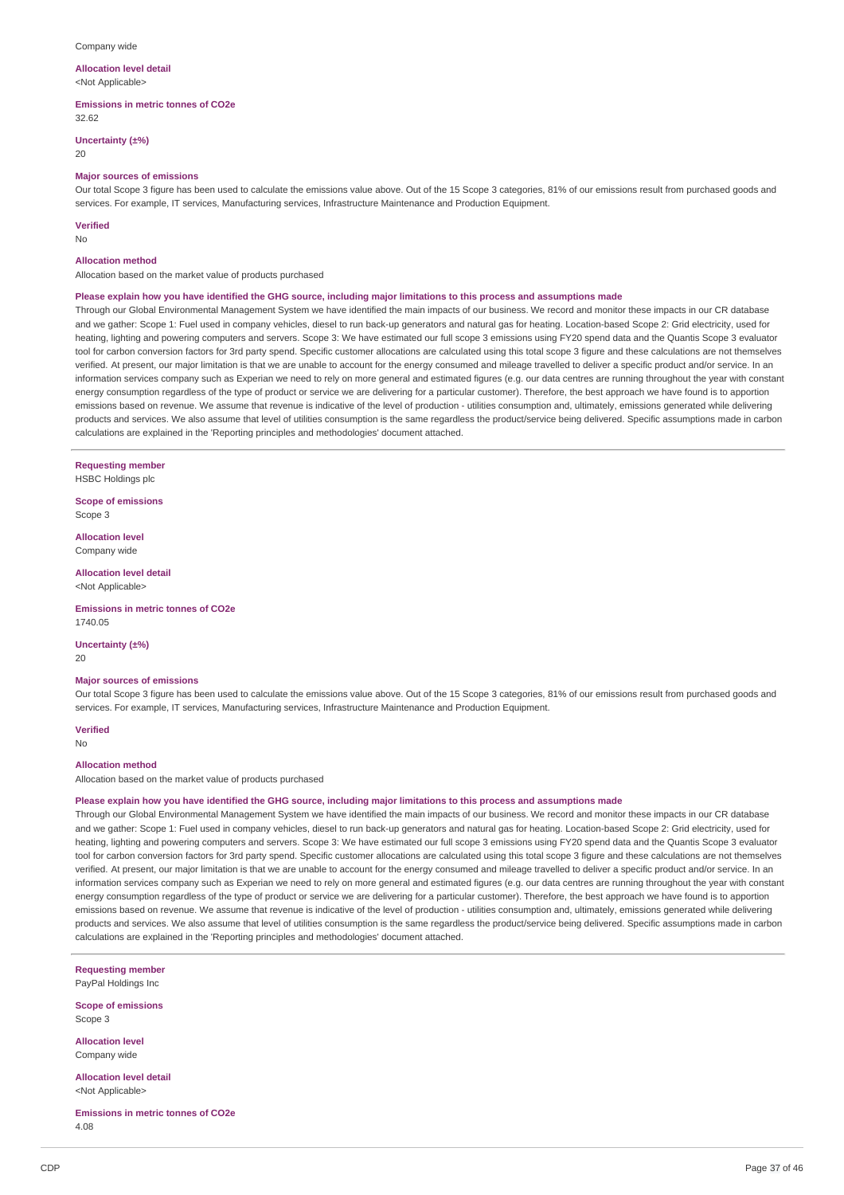Company wide

**Allocation level detail**
<Not Applicable>

**Emissions in metric tonnes of CO2e**
32.62

**Uncertainty (±%)**
20

**Major sources of emissions**
Our total Scope 3 figure has been used to calculate the emissions value above. Out of the 15 Scope 3 categories, 81% of our emissions result from purchased goods and services. For example, IT services, Manufacturing services, Infrastructure Maintenance and Production Equipment.

**Verified**
No

**Allocation method**
Allocation based on the market value of products purchased

**Please explain how you have identified the GHG source, including major limitations to this process and assumptions made**
Through our Global Environmental Management System we have identified the main impacts of our business. We record and monitor these impacts in our CR database and we gather: Scope 1: Fuel used in company vehicles, diesel to run back-up generators and natural gas for heating. Location-based Scope 2: Grid electricity, used for heating, lighting and powering computers and servers. Scope 3: We have estimated our full scope 3 emissions using FY20 spend data and the Quantis Scope 3 evaluator tool for carbon conversion factors for 3rd party spend. Specific customer allocations are calculated using this total scope 3 figure and these calculations are not themselves verified. At present, our major limitation is that we are unable to account for the energy consumed and mileage travelled to deliver a specific product and/or service. In an information services company such as Experian we need to rely on more general and estimated figures (e.g. our data centres are running throughout the year with constant energy consumption regardless of the type of product or service we are delivering for a particular customer). Therefore, the best approach we have found is to apportion emissions based on revenue. We assume that revenue is indicative of the level of production - utilities consumption and, ultimately, emissions generated while delivering products and services. We also assume that level of utilities consumption is the same regardless the product/service being delivered. Specific assumptions made in carbon calculations are explained in the 'Reporting principles and methodologies' document attached.

**Requesting member**
HSBC Holdings plc

**Scope of emissions**
Scope 3

**Allocation level**
Company wide

**Allocation level detail**
<Not Applicable>

**Emissions in metric tonnes of CO2e**
1740.05

**Uncertainty (±%)**
20

**Major sources of emissions**
Our total Scope 3 figure has been used to calculate the emissions value above. Out of the 15 Scope 3 categories, 81% of our emissions result from purchased goods and services. For example, IT services, Manufacturing services, Infrastructure Maintenance and Production Equipment.

**Verified**
No

**Allocation method**
Allocation based on the market value of products purchased

**Please explain how you have identified the GHG source, including major limitations to this process and assumptions made**
Through our Global Environmental Management System we have identified the main impacts of our business. We record and monitor these impacts in our CR database and we gather: Scope 1: Fuel used in company vehicles, diesel to run back-up generators and natural gas for heating. Location-based Scope 2: Grid electricity, used for heating, lighting and powering computers and servers. Scope 3: We have estimated our full scope 3 emissions using FY20 spend data and the Quantis Scope 3 evaluator tool for carbon conversion factors for 3rd party spend. Specific customer allocations are calculated using this total scope 3 figure and these calculations are not themselves verified. At present, our major limitation is that we are unable to account for the energy consumed and mileage travelled to deliver a specific product and/or service. In an information services company such as Experian we need to rely on more general and estimated figures (e.g. our data centres are running throughout the year with constant energy consumption regardless of the type of product or service we are delivering for a particular customer). Therefore, the best approach we have found is to apportion emissions based on revenue. We assume that revenue is indicative of the level of production - utilities consumption and, ultimately, emissions generated while delivering products and services. We also assume that level of utilities consumption is the same regardless the product/service being delivered. Specific assumptions made in carbon calculations are explained in the 'Reporting principles and methodologies' document attached.

**Requesting member**
PayPal Holdings Inc

**Scope of emissions**
Scope 3

**Allocation level**
Company wide

**Allocation level detail**
<Not Applicable>

**Emissions in metric tonnes of CO2e**
4.08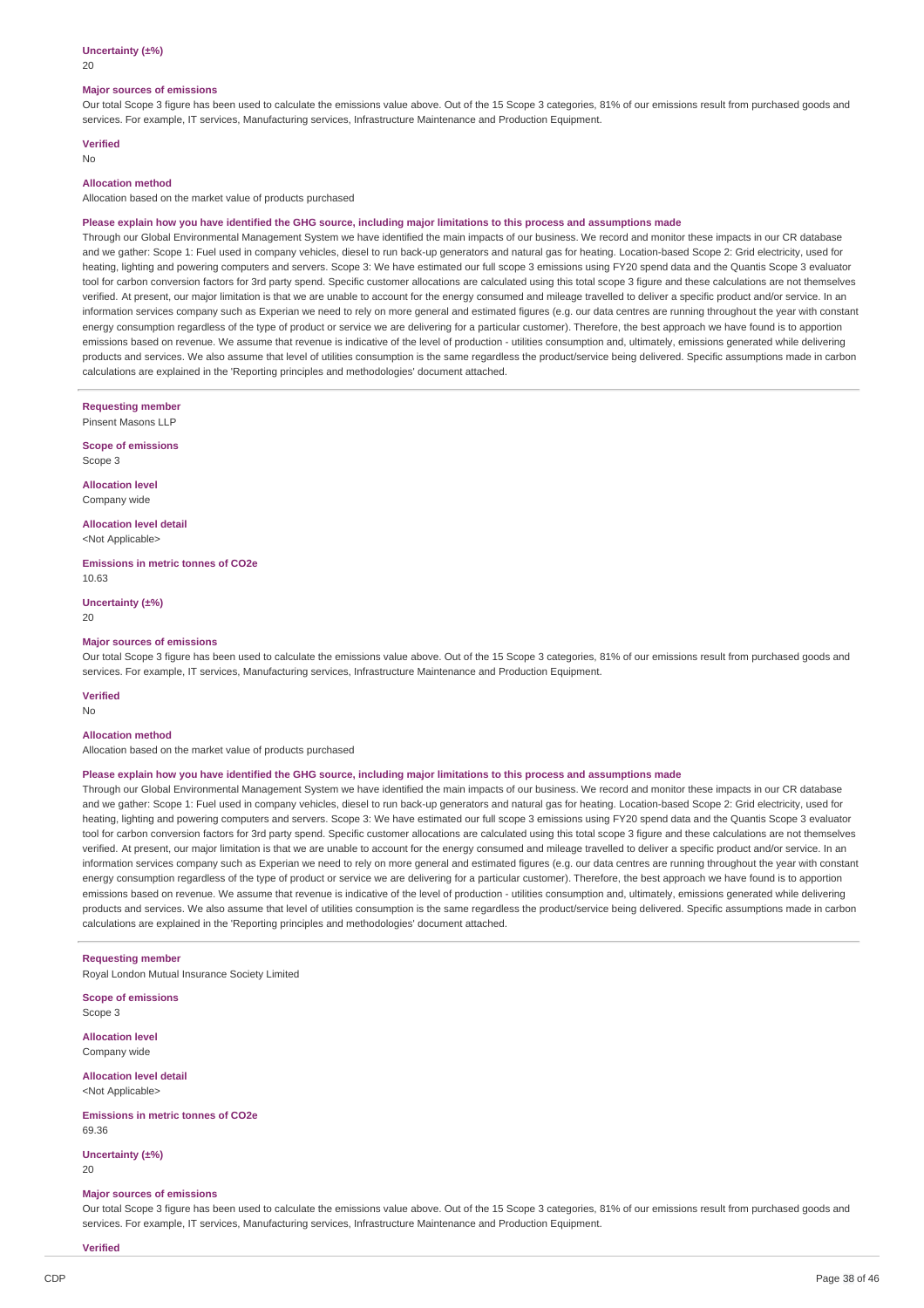**Uncertainty (±%)**

20

**Major sources of emissions**

Our total Scope 3 figure has been used to calculate the emissions value above. Out of the 15 Scope 3 categories, 81% of our emissions result from purchased goods and services. For example, IT services, Manufacturing services, Infrastructure Maintenance and Production Equipment.

**Verified**

No

**Allocation method**

Allocation based on the market value of products purchased

**Please explain how you have identified the GHG source, including major limitations to this process and assumptions made**

Through our Global Environmental Management System we have identified the main impacts of our business. We record and monitor these impacts in our CR database and we gather: Scope 1: Fuel used in company vehicles, diesel to run back-up generators and natural gas for heating. Location-based Scope 2: Grid electricity, used for heating, lighting and powering computers and servers. Scope 3: We have estimated our full scope 3 emissions using FY20 spend data and the Quantis Scope 3 evaluator tool for carbon conversion factors for 3rd party spend. Specific customer allocations are calculated using this total scope 3 figure and these calculations are not themselves verified. At present, our major limitation is that we are unable to account for the energy consumed and mileage travelled to deliver a specific product and/or service. In an information services company such as Experian we need to rely on more general and estimated figures (e.g. our data centres are running throughout the year with constant energy consumption regardless of the type of product or service we are delivering for a particular customer). Therefore, the best approach we have found is to apportion emissions based on revenue. We assume that revenue is indicative of the level of production - utilities consumption and, ultimately, emissions generated while delivering products and services. We also assume that level of utilities consumption is the same regardless the product/service being delivered. Specific assumptions made in carbon calculations are explained in the 'Reporting principles and methodologies' document attached.

---

**Requesting member**

Pinsent Masons LLP

**Scope of emissions**

Scope 3

**Allocation level**

Company wide

**Allocation level detail**

<Not Applicable>

**Emissions in metric tonnes of CO2e**

10.63

**Uncertainty (±%)**

20

**Major sources of emissions**

Our total Scope 3 figure has been used to calculate the emissions value above. Out of the 15 Scope 3 categories, 81% of our emissions result from purchased goods and services. For example, IT services, Manufacturing services, Infrastructure Maintenance and Production Equipment.

**Verified**

No

**Allocation method**

Allocation based on the market value of products purchased

**Please explain how you have identified the GHG source, including major limitations to this process and assumptions made**

Through our Global Environmental Management System we have identified the main impacts of our business. We record and monitor these impacts in our CR database and we gather: Scope 1: Fuel used in company vehicles, diesel to run back-up generators and natural gas for heating. Location-based Scope 2: Grid electricity, used for heating, lighting and powering computers and servers. Scope 3: We have estimated our full scope 3 emissions using FY20 spend data and the Quantis Scope 3 evaluator tool for carbon conversion factors for 3rd party spend. Specific customer allocations are calculated using this total scope 3 figure and these calculations are not themselves verified. At present, our major limitation is that we are unable to account for the energy consumed and mileage travelled to deliver a specific product and/or service. In an information services company such as Experian we need to rely on more general and estimated figures (e.g. our data centres are running throughout the year with constant energy consumption regardless of the type of product or service we are delivering for a particular customer). Therefore, the best approach we have found is to apportion emissions based on revenue. We assume that revenue is indicative of the level of production - utilities consumption and, ultimately, emissions generated while delivering products and services. We also assume that level of utilities consumption is the same regardless the product/service being delivered. Specific assumptions made in carbon calculations are explained in the 'Reporting principles and methodologies' document attached.

---

**Requesting member**

Royal London Mutual Insurance Society Limited

**Scope of emissions**

Scope 3

**Allocation level**

Company wide

**Allocation level detail**

<Not Applicable>

**Emissions in metric tonnes of CO2e**

69.36

**Uncertainty (±%)**

20

**Major sources of emissions**

Our total Scope 3 figure has been used to calculate the emissions value above. Out of the 15 Scope 3 categories, 81% of our emissions result from purchased goods and services. For example, IT services, Manufacturing services, Infrastructure Maintenance and Production Equipment.

**Verified**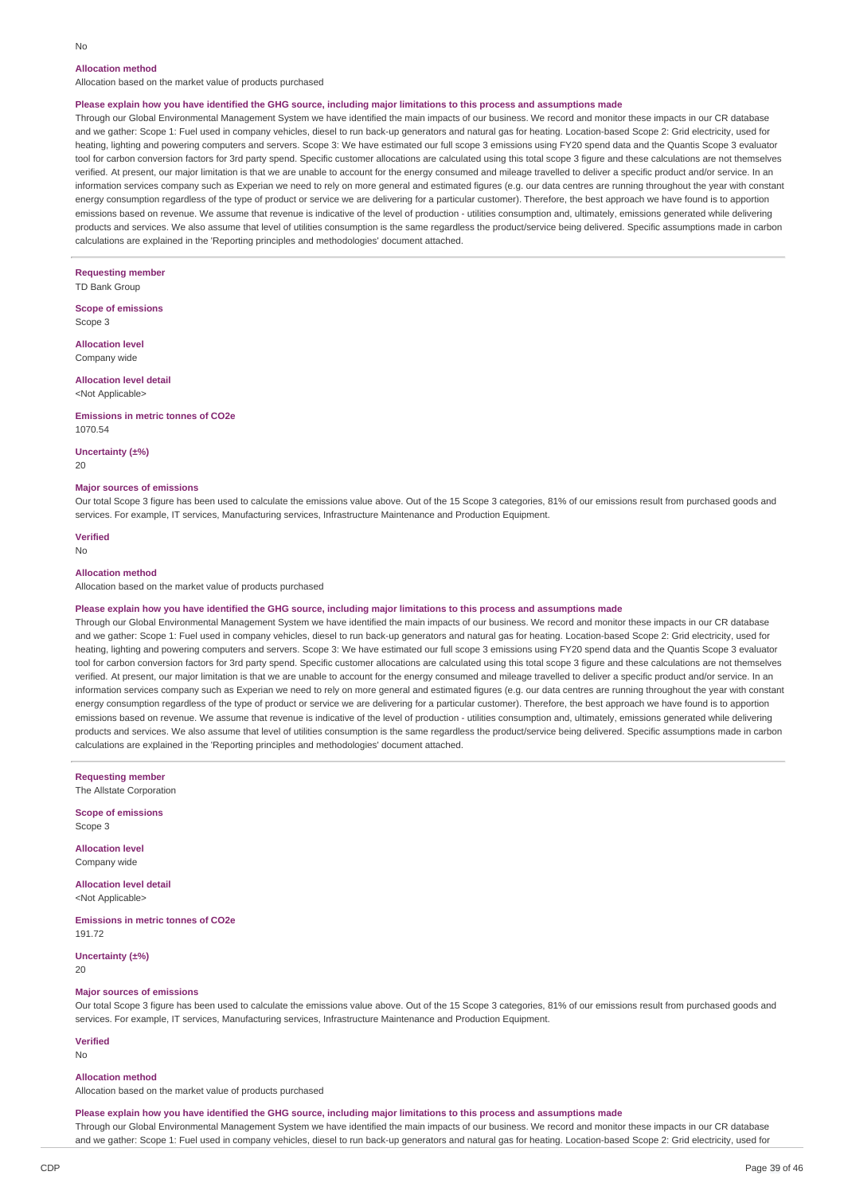No

**Allocation method**

Allocation based on the market value of products purchased

**Please explain how you have identified the GHG source, including major limitations to this process and assumptions made**

Through our Global Environmental Management System we have identified the main impacts of our business. We record and monitor these impacts in our CR database and we gather: Scope 1: Fuel used in company vehicles, diesel to run back-up generators and natural gas for heating. Location-based Scope 2: Grid electricity, used for heating, lighting and powering computers and servers. Scope 3: We have estimated our full scope 3 emissions using FY20 spend data and the Quantis Scope 3 evaluator tool for carbon conversion factors for 3rd party spend. Specific customer allocations are calculated using this total scope 3 figure and these calculations are not themselves verified. At present, our major limitation is that we are unable to account for the energy consumed and mileage travelled to deliver a specific product and/or service. In an information services company such as Experian we need to rely on more general and estimated figures (e.g. our data centres are running throughout the year with constant energy consumption regardless of the type of product or service we are delivering for a particular customer). Therefore, the best approach we have found is to apportion emissions based on revenue. We assume that revenue is indicative of the level of production - utilities consumption and, ultimately, emissions generated while delivering products and services. We also assume that level of utilities consumption is the same regardless the product/service being delivered. Specific assumptions made in carbon calculations are explained in the 'Reporting principles and methodologies' document attached.

**Requesting member**

TD Bank Group

**Scope of emissions**

Scope 3

**Allocation level**

Company wide

**Allocation level detail**

<Not Applicable>

**Emissions in metric tonnes of CO2e**

1070.54

**Uncertainty (±%)**

20

**Major sources of emissions**

Our total Scope 3 figure has been used to calculate the emissions value above. Out of the 15 Scope 3 categories, 81% of our emissions result from purchased goods and services. For example, IT services, Manufacturing services, Infrastructure Maintenance and Production Equipment.

**Verified**

No

**Allocation method**

Allocation based on the market value of products purchased

**Please explain how you have identified the GHG source, including major limitations to this process and assumptions made**

Through our Global Environmental Management System we have identified the main impacts of our business. We record and monitor these impacts in our CR database and we gather: Scope 1: Fuel used in company vehicles, diesel to run back-up generators and natural gas for heating. Location-based Scope 2: Grid electricity, used for heating, lighting and powering computers and servers. Scope 3: We have estimated our full scope 3 emissions using FY20 spend data and the Quantis Scope 3 evaluator tool for carbon conversion factors for 3rd party spend. Specific customer allocations are calculated using this total scope 3 figure and these calculations are not themselves verified. At present, our major limitation is that we are unable to account for the energy consumed and mileage travelled to deliver a specific product and/or service. In an information services company such as Experian we need to rely on more general and estimated figures (e.g. our data centres are running throughout the year with constant energy consumption regardless of the type of product or service we are delivering for a particular customer). Therefore, the best approach we have found is to apportion emissions based on revenue. We assume that revenue is indicative of the level of production - utilities consumption and, ultimately, emissions generated while delivering products and services. We also assume that level of utilities consumption is the same regardless the product/service being delivered. Specific assumptions made in carbon calculations are explained in the 'Reporting principles and methodologies' document attached.

**Requesting member**

The Allstate Corporation

**Scope of emissions**

Scope 3

**Allocation level**

Company wide

**Allocation level detail**

<Not Applicable>

**Emissions in metric tonnes of CO2e**

191.72

**Uncertainty (±%)**

20

**Major sources of emissions**

Our total Scope 3 figure has been used to calculate the emissions value above. Out of the 15 Scope 3 categories, 81% of our emissions result from purchased goods and services. For example, IT services, Manufacturing services, Infrastructure Maintenance and Production Equipment.

**Verified**

No

**Allocation method**

Allocation based on the market value of products purchased

**Please explain how you have identified the GHG source, including major limitations to this process and assumptions made**

Through our Global Environmental Management System we have identified the main impacts of our business. We record and monitor these impacts in our CR database and we gather: Scope 1: Fuel used in company vehicles, diesel to run back-up generators and natural gas for heating. Location-based Scope 2: Grid electricity, used for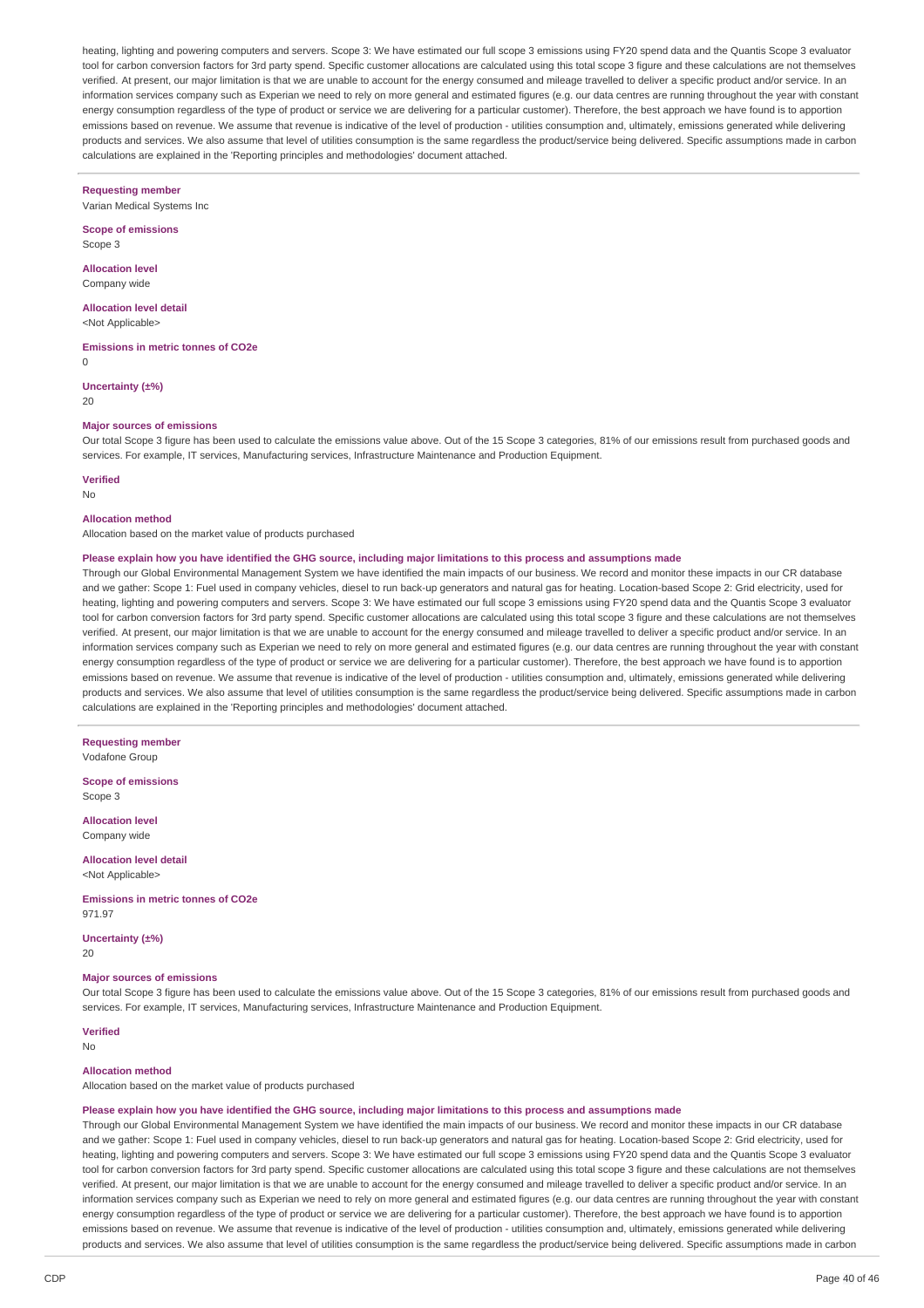heating, lighting and powering computers and servers. Scope 3: We have estimated our full scope 3 emissions using FY20 spend data and the Quantis Scope 3 evaluator tool for carbon conversion factors for 3rd party spend. Specific customer allocations are calculated using this total scope 3 figure and these calculations are not themselves verified. At present, our major limitation is that we are unable to account for the energy consumed and mileage travelled to deliver a specific product and/or service. In an information services company such as Experian we need to rely on more general and estimated figures (e.g. our data centres are running throughout the year with constant energy consumption regardless of the type of product or service we are delivering for a particular customer). Therefore, the best approach we have found is to apportion emissions based on revenue. We assume that revenue is indicative of the level of production - utilities consumption and, ultimately, emissions generated while delivering products and services. We also assume that level of utilities consumption is the same regardless the product/service being delivered. Specific assumptions made in carbon calculations are explained in the 'Reporting principles and methodologies' document attached.

**Requesting member**
Varian Medical Systems Inc

**Scope of emissions**
Scope 3

**Allocation level**
Company wide

**Allocation level detail**
<Not Applicable>

**Emissions in metric tonnes of CO2e**
0

**Uncertainty (±%)**
20

**Major sources of emissions**
Our total Scope 3 figure has been used to calculate the emissions value above. Out of the 15 Scope 3 categories, 81% of our emissions result from purchased goods and services. For example, IT services, Manufacturing services, Infrastructure Maintenance and Production Equipment.

**Verified**
No

**Allocation method**
Allocation based on the market value of products purchased

**Please explain how you have identified the GHG source, including major limitations to this process and assumptions made**
Through our Global Environmental Management System we have identified the main impacts of our business. We record and monitor these impacts in our CR database and we gather: Scope 1: Fuel used in company vehicles, diesel to run back-up generators and natural gas for heating. Location-based Scope 2: Grid electricity, used for heating, lighting and powering computers and servers. Scope 3: We have estimated our full scope 3 emissions using FY20 spend data and the Quantis Scope 3 evaluator tool for carbon conversion factors for 3rd party spend. Specific customer allocations are calculated using this total scope 3 figure and these calculations are not themselves verified. At present, our major limitation is that we are unable to account for the energy consumed and mileage travelled to deliver a specific product and/or service. In an information services company such as Experian we need to rely on more general and estimated figures (e.g. our data centres are running throughout the year with constant energy consumption regardless of the type of product or service we are delivering for a particular customer). Therefore, the best approach we have found is to apportion emissions based on revenue. We assume that revenue is indicative of the level of production - utilities consumption and, ultimately, emissions generated while delivering products and services. We also assume that level of utilities consumption is the same regardless the product/service being delivered. Specific assumptions made in carbon calculations are explained in the 'Reporting principles and methodologies' document attached.

**Requesting member**
Vodafone Group

**Scope of emissions**
Scope 3

**Allocation level**
Company wide

**Allocation level detail**
<Not Applicable>

**Emissions in metric tonnes of CO2e**
971.97

**Uncertainty (±%)**
20

**Major sources of emissions**
Our total Scope 3 figure has been used to calculate the emissions value above. Out of the 15 Scope 3 categories, 81% of our emissions result from purchased goods and services. For example, IT services, Manufacturing services, Infrastructure Maintenance and Production Equipment.

**Verified**
No

**Allocation method**
Allocation based on the market value of products purchased

**Please explain how you have identified the GHG source, including major limitations to this process and assumptions made**
Through our Global Environmental Management System we have identified the main impacts of our business. We record and monitor these impacts in our CR database and we gather: Scope 1: Fuel used in company vehicles, diesel to run back-up generators and natural gas for heating. Location-based Scope 2: Grid electricity, used for heating, lighting and powering computers and servers. Scope 3: We have estimated our full scope 3 emissions using FY20 spend data and the Quantis Scope 3 evaluator tool for carbon conversion factors for 3rd party spend. Specific customer allocations are calculated using this total scope 3 figure and these calculations are not themselves verified. At present, our major limitation is that we are unable to account for the energy consumed and mileage travelled to deliver a specific product and/or service. In an information services company such as Experian we need to rely on more general and estimated figures (e.g. our data centres are running throughout the year with constant energy consumption regardless of the type of product or service we are delivering for a particular customer). Therefore, the best approach we have found is to apportion emissions based on revenue. We assume that revenue is indicative of the level of production - utilities consumption and, ultimately, emissions generated while delivering products and services. We also assume that level of utilities consumption is the same regardless the product/service being delivered. Specific assumptions made in carbon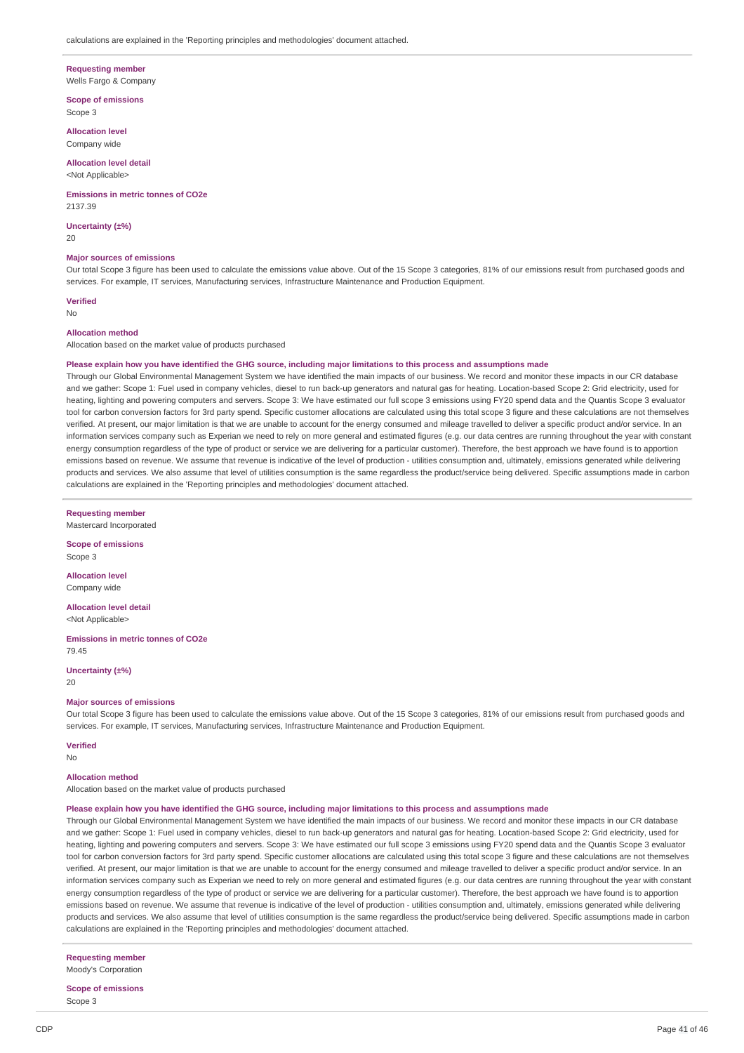calculations are explained in the 'Reporting principles and methodologies' document attached.

**Requesting member**
Wells Fargo & Company

**Scope of emissions**
Scope 3

**Allocation level**
Company wide

**Allocation level detail**
<Not Applicable>

**Emissions in metric tonnes of CO2e**
2137.39

**Uncertainty (±%)**
20

**Major sources of emissions**
Our total Scope 3 figure has been used to calculate the emissions value above. Out of the 15 Scope 3 categories, 81% of our emissions result from purchased goods and services. For example, IT services, Manufacturing services, Infrastructure Maintenance and Production Equipment.

**Verified**
No

**Allocation method**
Allocation based on the market value of products purchased

**Please explain how you have identified the GHG source, including major limitations to this process and assumptions made**
Through our Global Environmental Management System we have identified the main impacts of our business. We record and monitor these impacts in our CR database and we gather: Scope 1: Fuel used in company vehicles, diesel to run back-up generators and natural gas for heating. Location-based Scope 2: Grid electricity, used for heating, lighting and powering computers and servers. Scope 3: We have estimated our full scope 3 emissions using FY20 spend data and the Quantis Scope 3 evaluator tool for carbon conversion factors for 3rd party spend. Specific customer allocations are calculated using this total scope 3 figure and these calculations are not themselves verified. At present, our major limitation is that we are unable to account for the energy consumed and mileage travelled to deliver a specific product and/or service. In an information services company such as Experian we need to rely on more general and estimated figures (e.g. our data centres are running throughout the year with constant energy consumption regardless of the type of product or service we are delivering for a particular customer). Therefore, the best approach we have found is to apportion emissions based on revenue. We assume that revenue is indicative of the level of production - utilities consumption and, ultimately, emissions generated while delivering products and services. We also assume that level of utilities consumption is the same regardless the product/service being delivered. Specific assumptions made in carbon calculations are explained in the 'Reporting principles and methodologies' document attached.

**Requesting member**
Mastercard Incorporated

**Scope of emissions**
Scope 3

**Allocation level**
Company wide

**Allocation level detail**
<Not Applicable>

**Emissions in metric tonnes of CO2e**
79.45

**Uncertainty (±%)**
20

**Major sources of emissions**
Our total Scope 3 figure has been used to calculate the emissions value above. Out of the 15 Scope 3 categories, 81% of our emissions result from purchased goods and services. For example, IT services, Manufacturing services, Infrastructure Maintenance and Production Equipment.

**Verified**
No

**Allocation method**
Allocation based on the market value of products purchased

**Please explain how you have identified the GHG source, including major limitations to this process and assumptions made**
Through our Global Environmental Management System we have identified the main impacts of our business. We record and monitor these impacts in our CR database and we gather: Scope 1: Fuel used in company vehicles, diesel to run back-up generators and natural gas for heating. Location-based Scope 2: Grid electricity, used for heating, lighting and powering computers and servers. Scope 3: We have estimated our full scope 3 emissions using FY20 spend data and the Quantis Scope 3 evaluator tool for carbon conversion factors for 3rd party spend. Specific customer allocations are calculated using this total scope 3 figure and these calculations are not themselves verified. At present, our major limitation is that we are unable to account for the energy consumed and mileage travelled to deliver a specific product and/or service. In an information services company such as Experian we need to rely on more general and estimated figures (e.g. our data centres are running throughout the year with constant energy consumption regardless of the type of product or service we are delivering for a particular customer). Therefore, the best approach we have found is to apportion emissions based on revenue. We assume that revenue is indicative of the level of production - utilities consumption and, ultimately, emissions generated while delivering products and services. We also assume that level of utilities consumption is the same regardless the product/service being delivered. Specific assumptions made in carbon calculations are explained in the 'Reporting principles and methodologies' document attached.

**Requesting member**
Moody's Corporation

**Scope of emissions**
Scope 3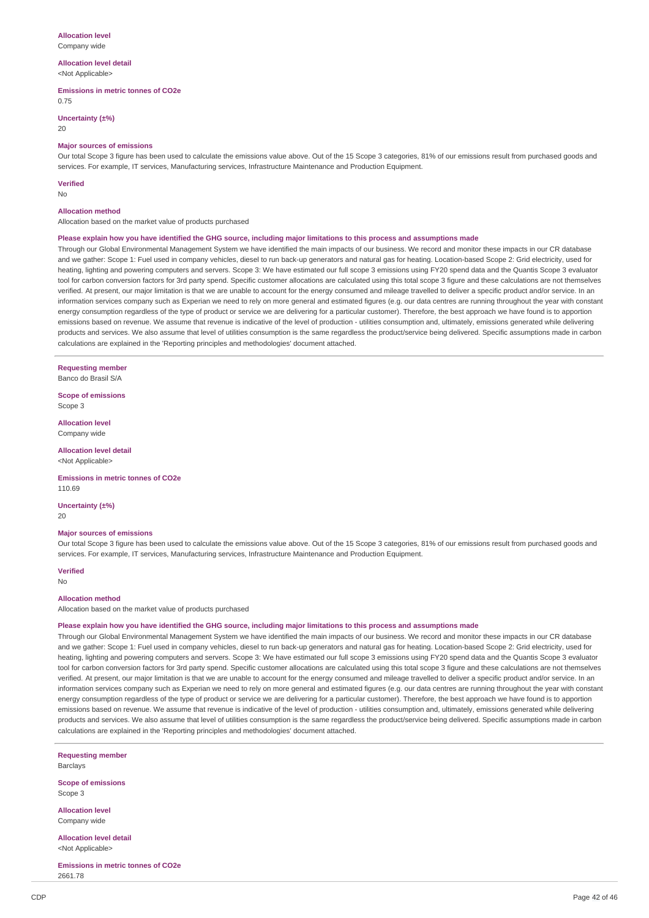**Allocation level**
Company wide

**Allocation level detail**
<Not Applicable>

**Emissions in metric tonnes of CO2e**
0.75

**Uncertainty (±%)**
20

**Major sources of emissions**
Our total Scope 3 figure has been used to calculate the emissions value above. Out of the 15 Scope 3 categories, 81% of our emissions result from purchased goods and services. For example, IT services, Manufacturing services, Infrastructure Maintenance and Production Equipment.

**Verified**
No

**Allocation method**
Allocation based on the market value of products purchased

**Please explain how you have identified the GHG source, including major limitations to this process and assumptions made**
Through our Global Environmental Management System we have identified the main impacts of our business. We record and monitor these impacts in our CR database and we gather: Scope 1: Fuel used in company vehicles, diesel to run back-up generators and natural gas for heating. Location-based Scope 2: Grid electricity, used for heating, lighting and powering computers and servers. Scope 3: We have estimated our full scope 3 emissions using FY20 spend data and the Quantis Scope 3 evaluator tool for carbon conversion factors for 3rd party spend. Specific customer allocations are calculated using this total scope 3 figure and these calculations are not themselves verified. At present, our major limitation is that we are unable to account for the energy consumed and mileage travelled to deliver a specific product and/or service. In an information services company such as Experian we need to rely on more general and estimated figures (e.g. our data centres are running throughout the year with constant energy consumption regardless of the type of product or service we are delivering for a particular customer). Therefore, the best approach we have found is to apportion emissions based on revenue. We assume that revenue is indicative of the level of production - utilities consumption and, ultimately, emissions generated while delivering products and services. We also assume that level of utilities consumption is the same regardless the product/service being delivered. Specific assumptions made in carbon calculations are explained in the 'Reporting principles and methodologies' document attached.

---

**Requesting member**
Banco do Brasil S/A

**Scope of emissions**
Scope 3

**Allocation level**
Company wide

**Allocation level detail**
<Not Applicable>

**Emissions in metric tonnes of CO2e**
110.69

**Uncertainty (±%)**
20

**Major sources of emissions**
Our total Scope 3 figure has been used to calculate the emissions value above. Out of the 15 Scope 3 categories, 81% of our emissions result from purchased goods and services. For example, IT services, Manufacturing services, Infrastructure Maintenance and Production Equipment.

**Verified**
No

**Allocation method**
Allocation based on the market value of products purchased

**Please explain how you have identified the GHG source, including major limitations to this process and assumptions made**
Through our Global Environmental Management System we have identified the main impacts of our business. We record and monitor these impacts in our CR database and we gather: Scope 1: Fuel used in company vehicles, diesel to run back-up generators and natural gas for heating. Location-based Scope 2: Grid electricity, used for heating, lighting and powering computers and servers. Scope 3: We have estimated our full scope 3 emissions using FY20 spend data and the Quantis Scope 3 evaluator tool for carbon conversion factors for 3rd party spend. Specific customer allocations are calculated using this total scope 3 figure and these calculations are not themselves verified. At present, our major limitation is that we are unable to account for the energy consumed and mileage travelled to deliver a specific product and/or service. In an information services company such as Experian we need to rely on more general and estimated figures (e.g. our data centres are running throughout the year with constant energy consumption regardless of the type of product or service we are delivering for a particular customer). Therefore, the best approach we have found is to apportion emissions based on revenue. We assume that revenue is indicative of the level of production - utilities consumption and, ultimately, emissions generated while delivering products and services. We also assume that level of utilities consumption is the same regardless the product/service being delivered. Specific assumptions made in carbon calculations are explained in the 'Reporting principles and methodologies' document attached.

---

**Requesting member**
Barclays

**Scope of emissions**
Scope 3

**Allocation level**
Company wide

**Allocation level detail**
<Not Applicable>

**Emissions in metric tonnes of CO2e**
2661.78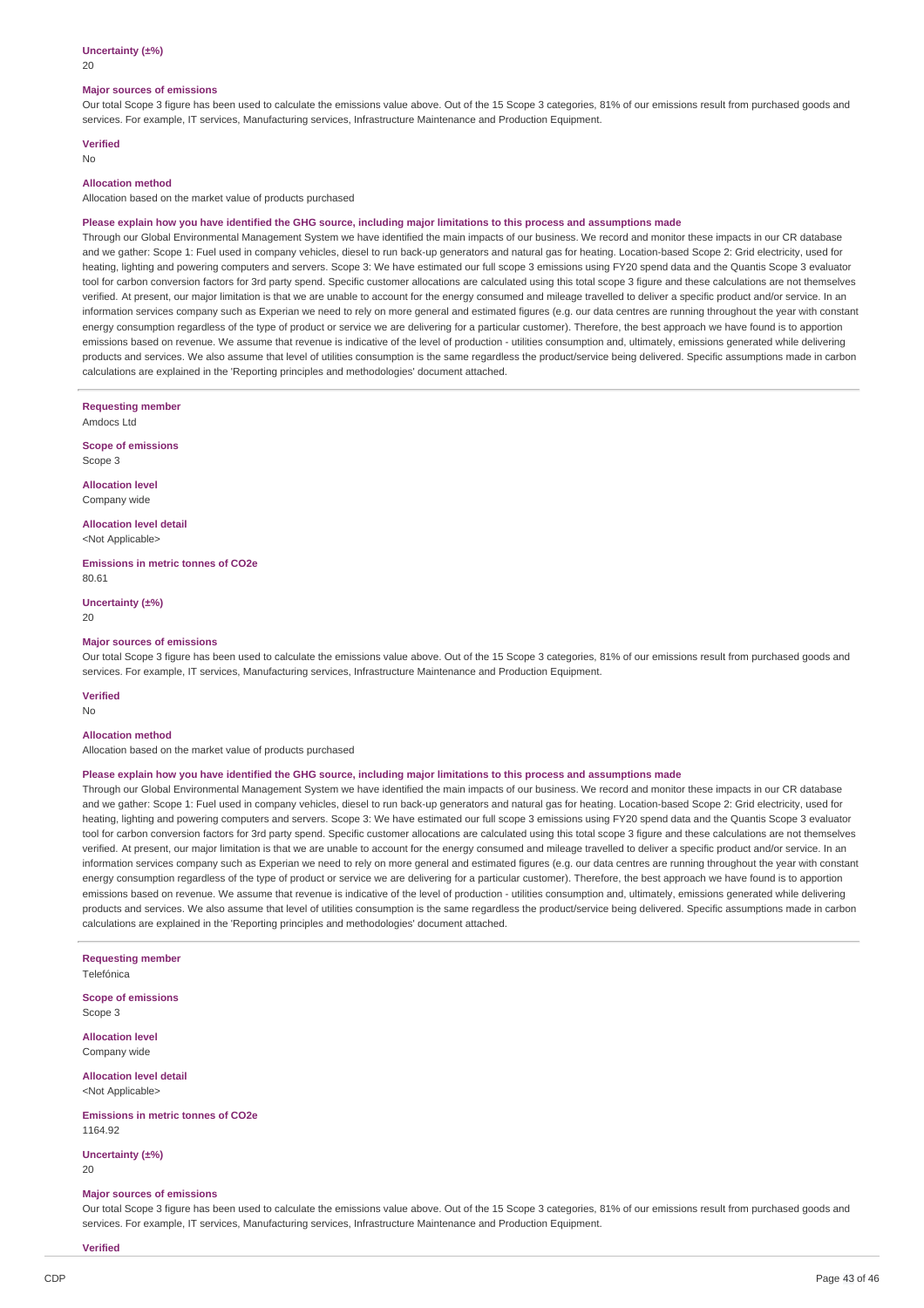**Uncertainty (±%)**
20

**Major sources of emissions**
Our total Scope 3 figure has been used to calculate the emissions value above. Out of the 15 Scope 3 categories, 81% of our emissions result from purchased goods and services. For example, IT services, Manufacturing services, Infrastructure Maintenance and Production Equipment.

**Verified**
No

**Allocation method**
Allocation based on the market value of products purchased

**Please explain how you have identified the GHG source, including major limitations to this process and assumptions made**
Through our Global Environmental Management System we have identified the main impacts of our business. We record and monitor these impacts in our CR database and we gather: Scope 1: Fuel used in company vehicles, diesel to run back-up generators and natural gas for heating. Location-based Scope 2: Grid electricity, used for heating, lighting and powering computers and servers. Scope 3: We have estimated our full scope 3 emissions using FY20 spend data and the Quantis Scope 3 evaluator tool for carbon conversion factors for 3rd party spend. Specific customer allocations are calculated using this total scope 3 figure and these calculations are not themselves verified. At present, our major limitation is that we are unable to account for the energy consumed and mileage travelled to deliver a specific product and/or service. In an information services company such as Experian we need to rely on more general and estimated figures (e.g. our data centres are running throughout the year with constant energy consumption regardless of the type of product or service we are delivering for a particular customer). Therefore, the best approach we have found is to apportion emissions based on revenue. We assume that revenue is indicative of the level of production - utilities consumption and, ultimately, emissions generated while delivering products and services. We also assume that level of utilities consumption is the same regardless the product/service being delivered. Specific assumptions made in carbon calculations are explained in the 'Reporting principles and methodologies' document attached.

---

**Requesting member**
Amdocs Ltd

**Scope of emissions**
Scope 3

**Allocation level**
Company wide

**Allocation level detail**
<Not Applicable>

**Emissions in metric tonnes of CO2e**
80.61

**Uncertainty (±%)**
20

**Major sources of emissions**
Our total Scope 3 figure has been used to calculate the emissions value above. Out of the 15 Scope 3 categories, 81% of our emissions result from purchased goods and services. For example, IT services, Manufacturing services, Infrastructure Maintenance and Production Equipment.

**Verified**
No

**Allocation method**
Allocation based on the market value of products purchased

**Please explain how you have identified the GHG source, including major limitations to this process and assumptions made**
Through our Global Environmental Management System we have identified the main impacts of our business. We record and monitor these impacts in our CR database and we gather: Scope 1: Fuel used in company vehicles, diesel to run back-up generators and natural gas for heating. Location-based Scope 2: Grid electricity, used for heating, lighting and powering computers and servers. Scope 3: We have estimated our full scope 3 emissions using FY20 spend data and the Quantis Scope 3 evaluator tool for carbon conversion factors for 3rd party spend. Specific customer allocations are calculated using this total scope 3 figure and these calculations are not themselves verified. At present, our major limitation is that we are unable to account for the energy consumed and mileage travelled to deliver a specific product and/or service. In an information services company such as Experian we need to rely on more general and estimated figures (e.g. our data centres are running throughout the year with constant energy consumption regardless of the type of product or service we are delivering for a particular customer). Therefore, the best approach we have found is to apportion emissions based on revenue. We assume that revenue is indicative of the level of production - utilities consumption and, ultimately, emissions generated while delivering products and services. We also assume that level of utilities consumption is the same regardless the product/service being delivered. Specific assumptions made in carbon calculations are explained in the 'Reporting principles and methodologies' document attached.

---

**Requesting member**
Telefónica

**Scope of emissions**
Scope 3

**Allocation level**
Company wide

**Allocation level detail**
<Not Applicable>

**Emissions in metric tonnes of CO2e**
1164.92

**Uncertainty (±%)**
20

**Major sources of emissions**
Our total Scope 3 figure has been used to calculate the emissions value above. Out of the 15 Scope 3 categories, 81% of our emissions result from purchased goods and services. For example, IT services, Manufacturing services, Infrastructure Maintenance and Production Equipment.

**Verified**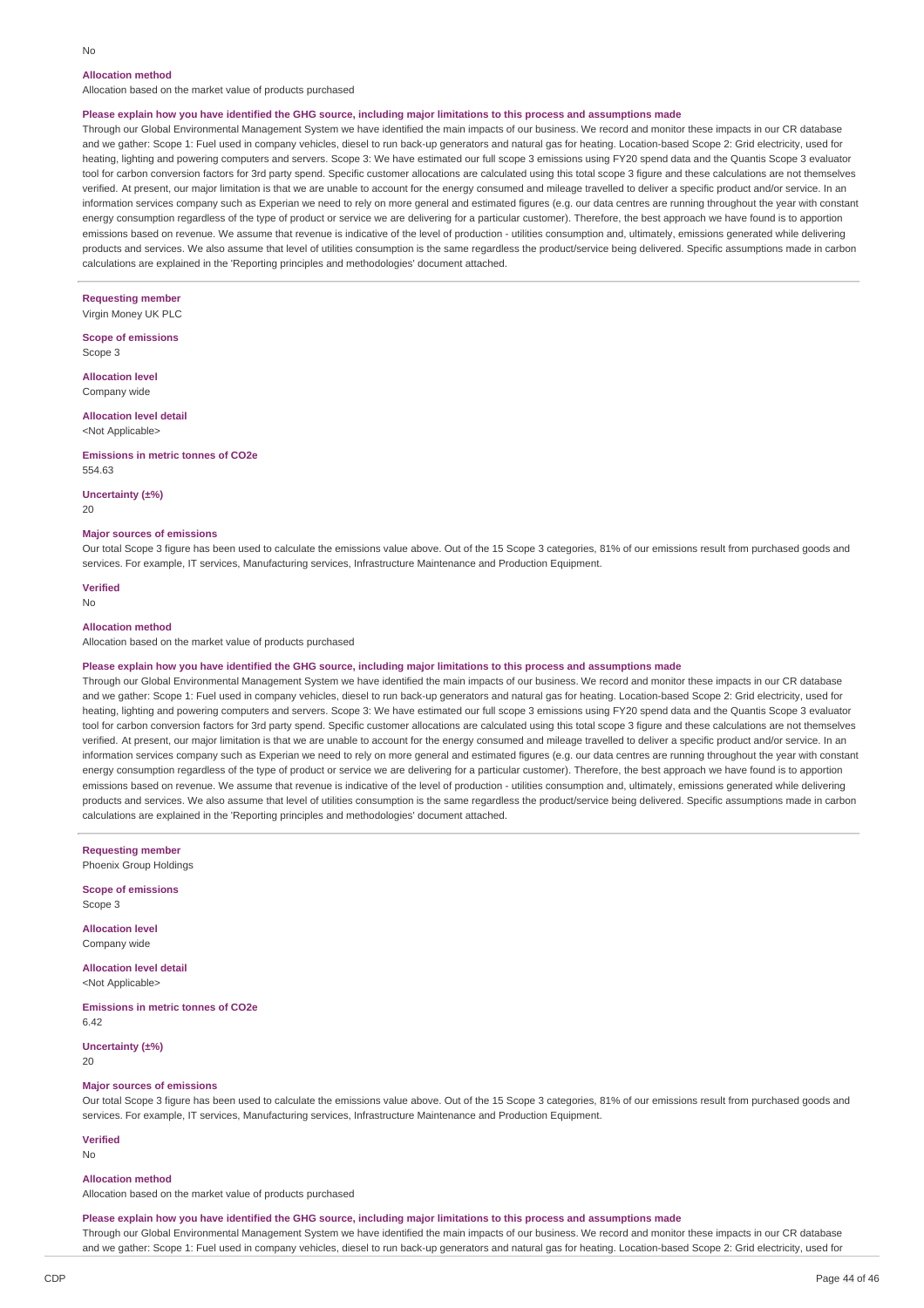No

**Allocation method**

Allocation based on the market value of products purchased

**Please explain how you have identified the GHG source, including major limitations to this process and assumptions made**

Through our Global Environmental Management System we have identified the main impacts of our business. We record and monitor these impacts in our CR database and we gather: Scope 1: Fuel used in company vehicles, diesel to run back-up generators and natural gas for heating. Location-based Scope 2: Grid electricity, used for heating, lighting and powering computers and servers. Scope 3: We have estimated our full scope 3 emissions using FY20 spend data and the Quantis Scope 3 evaluator tool for carbon conversion factors for 3rd party spend. Specific customer allocations are calculated using this total scope 3 figure and these calculations are not themselves verified. At present, our major limitation is that we are unable to account for the energy consumed and mileage travelled to deliver a specific product and/or service. In an information services company such as Experian we need to rely on more general and estimated figures (e.g. our data centres are running throughout the year with constant energy consumption regardless of the type of product or service we are delivering for a particular customer). Therefore, the best approach we have found is to apportion emissions based on revenue. We assume that revenue is indicative of the level of production - utilities consumption and, ultimately, emissions generated while delivering products and services. We also assume that level of utilities consumption is the same regardless the product/service being delivered. Specific assumptions made in carbon calculations are explained in the 'Reporting principles and methodologies' document attached.

---

**Requesting member**

Virgin Money UK PLC

**Scope of emissions**

Scope 3

**Allocation level**

Company wide

**Allocation level detail**

<Not Applicable>

**Emissions in metric tonnes of CO2e**

554.63

**Uncertainty (±%)**

20

**Major sources of emissions**

Our total Scope 3 figure has been used to calculate the emissions value above. Out of the 15 Scope 3 categories, 81% of our emissions result from purchased goods and services. For example, IT services, Manufacturing services, Infrastructure Maintenance and Production Equipment.

**Verified**

No

**Allocation method**

Allocation based on the market value of products purchased

**Please explain how you have identified the GHG source, including major limitations to this process and assumptions made**

Through our Global Environmental Management System we have identified the main impacts of our business. We record and monitor these impacts in our CR database and we gather: Scope 1: Fuel used in company vehicles, diesel to run back-up generators and natural gas for heating. Location-based Scope 2: Grid electricity, used for heating, lighting and powering computers and servers. Scope 3: We have estimated our full scope 3 emissions using FY20 spend data and the Quantis Scope 3 evaluator tool for carbon conversion factors for 3rd party spend. Specific customer allocations are calculated using this total scope 3 figure and these calculations are not themselves verified. At present, our major limitation is that we are unable to account for the energy consumed and mileage travelled to deliver a specific product and/or service. In an information services company such as Experian we need to rely on more general and estimated figures (e.g. our data centres are running throughout the year with constant energy consumption regardless of the type of product or service we are delivering for a particular customer). Therefore, the best approach we have found is to apportion emissions based on revenue. We assume that revenue is indicative of the level of production - utilities consumption and, ultimately, emissions generated while delivering products and services. We also assume that level of utilities consumption is the same regardless the product/service being delivered. Specific assumptions made in carbon calculations are explained in the 'Reporting principles and methodologies' document attached.

---

**Requesting member**

Phoenix Group Holdings

**Scope of emissions**

Scope 3

**Allocation level**

Company wide

**Allocation level detail**

<Not Applicable>

**Emissions in metric tonnes of CO2e**

6.42

**Uncertainty (±%)**

20

**Major sources of emissions**

Our total Scope 3 figure has been used to calculate the emissions value above. Out of the 15 Scope 3 categories, 81% of our emissions result from purchased goods and services. For example, IT services, Manufacturing services, Infrastructure Maintenance and Production Equipment.

**Verified**

No

**Allocation method**

Allocation based on the market value of products purchased

**Please explain how you have identified the GHG source, including major limitations to this process and assumptions made**

Through our Global Environmental Management System we have identified the main impacts of our business. We record and monitor these impacts in our CR database and we gather: Scope 1: Fuel used in company vehicles, diesel to run back-up generators and natural gas for heating. Location-based Scope 2: Grid electricity, used for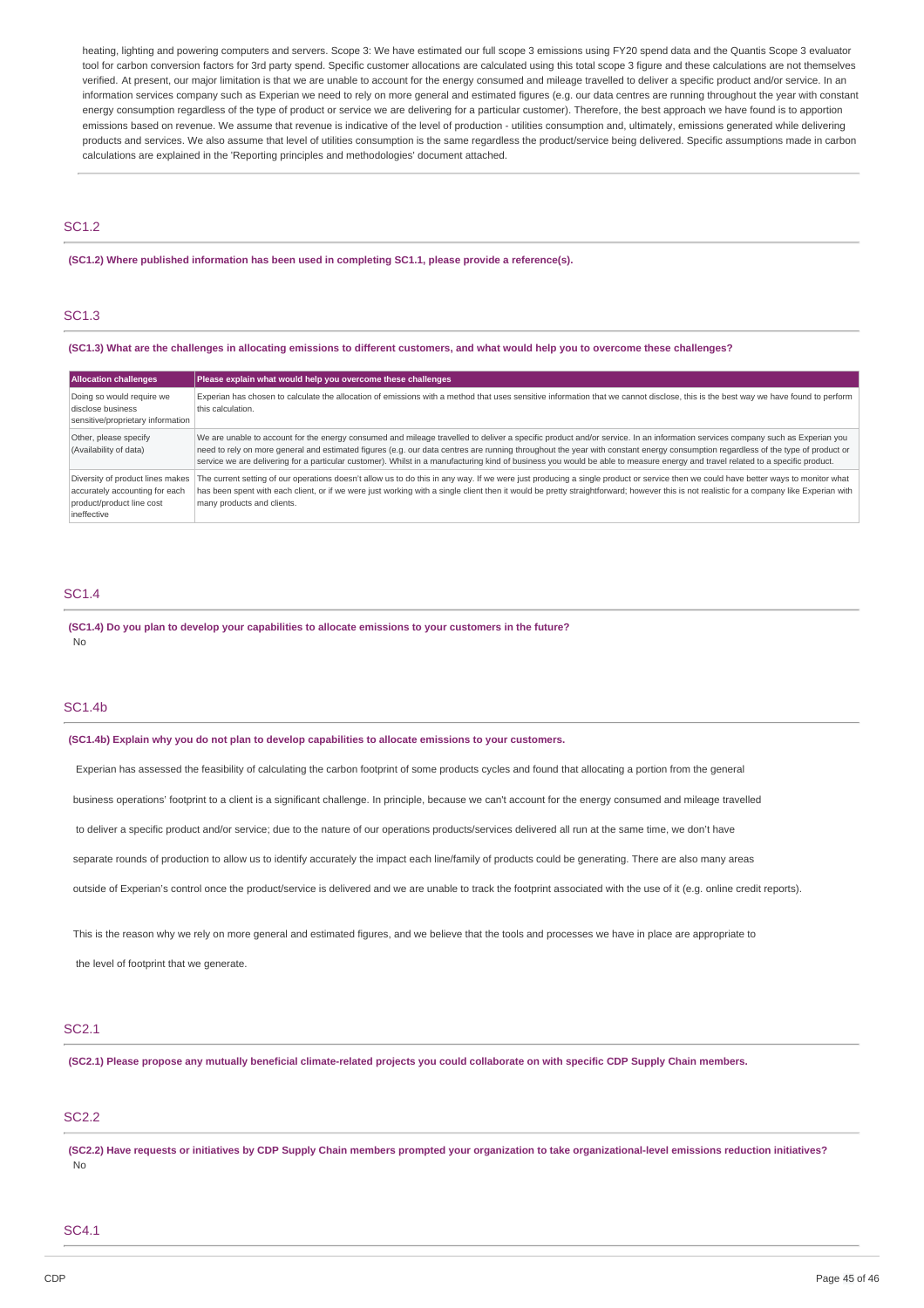heating, lighting and powering computers and servers. Scope 3: We have estimated our full scope 3 emissions using FY20 spend data and the Quantis Scope 3 evaluator tool for carbon conversion factors for 3rd party spend. Specific customer allocations are calculated using this total scope 3 figure and these calculations are not themselves verified. At present, our major limitation is that we are unable to account for the energy consumed and mileage travelled to deliver a specific product and/or service. In an information services company such as Experian we need to rely on more general and estimated figures (e.g. our data centres are running throughout the year with constant energy consumption regardless of the type of product or service we are delivering for a particular customer). Therefore, the best approach we have found is to apportion emissions based on revenue. We assume that revenue is indicative of the level of production - utilities consumption and, ultimately, emissions generated while delivering products and services. We also assume that level of utilities consumption is the same regardless the product/service being delivered. Specific assumptions made in carbon calculations are explained in the 'Reporting principles and methodologies' document attached.

## SC1.2

**(SC1.2) Where published information has been used in completing SC1.1, please provide a reference(s).**

## SC1.3

**(SC1.3) What are the challenges in allocating emissions to different customers, and what would help you to overcome these challenges?**

| Allocation challenges | Please explain what would help you overcome these challenges |
|---|---|
| Doing so would require we disclose business sensitive/proprietary information | Experian has chosen to calculate the allocation of emissions with a method that uses sensitive information that we cannot disclose, this is the best way we have found to perform this calculation. |
| Other, please specify (Availability of data) | We are unable to account for the energy consumed and mileage travelled to deliver a specific product and/or service. In an information services company such as Experian you need to rely on more general and estimated figures (e.g. our data centres are running throughout the year with constant energy consumption regardless of the type of product or service we are delivering for a particular customer). Whilst in a manufacturing kind of business you would be able to measure energy and travel related to a specific product. |
| Diversity of product lines makes accurately accounting for each product/product line cost ineffective | The current setting of our operations doesn't allow us to do this in any way. If we were just producing a single product or service then we could have better ways to monitor what has been spent with each client, or if we were just working with a single client then it would be pretty straightforward; however this is not realistic for a company like Experian with many products and clients. |

## SC1.4

**(SC1.4) Do you plan to develop your capabilities to allocate emissions to your customers in the future?**

No

## SC1.4b

**(SC1.4b) Explain why you do not plan to develop capabilities to allocate emissions to your customers.**

Experian has assessed the feasibility of calculating the carbon footprint of some products cycles and found that allocating a portion from the general business operations' footprint to a client is a significant challenge. In principle, because we can't account for the energy consumed and mileage travelled to deliver a specific product and/or service; due to the nature of our operations products/services delivered all run at the same time, we don't have separate rounds of production to allow us to identify accurately the impact each line/family of products could be generating. There are also many areas outside of Experian's control once the product/service is delivered and we are unable to track the footprint associated with the use of it (e.g. online credit reports).

This is the reason why we rely on more general and estimated figures, and we believe that the tools and processes we have in place are appropriate to the level of footprint that we generate.

## SC2.1

**(SC2.1) Please propose any mutually beneficial climate-related projects you could collaborate on with specific CDP Supply Chain members.**

## SC2.2

**(SC2.2) Have requests or initiatives by CDP Supply Chain members prompted your organization to take organizational-level emissions reduction initiatives?**

No

## SC4.1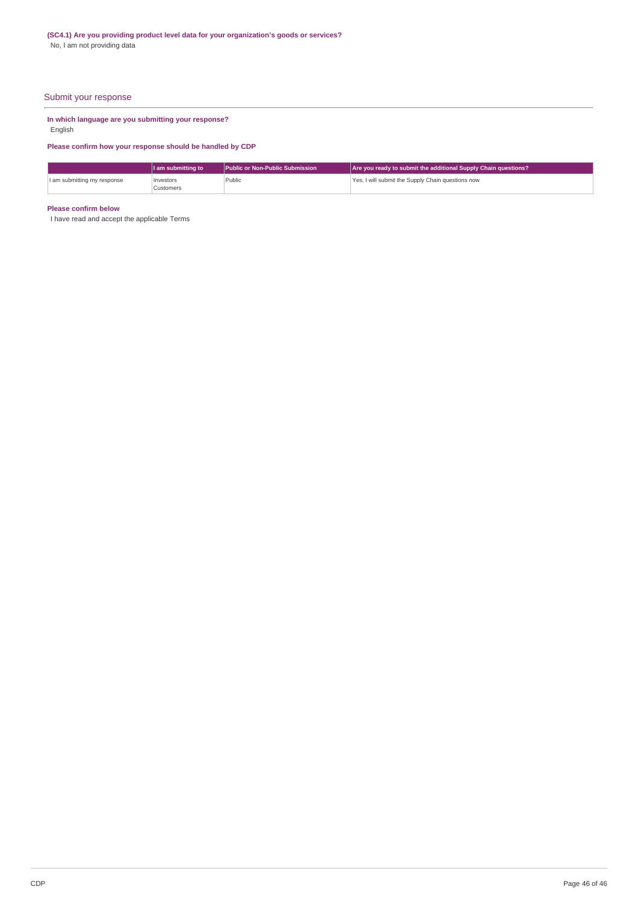**(SC4.1) Are you providing product level data for your organization's goods or services?**

No, I am not providing data

## Submit your response

**In which language are you submitting your response?**

English

**Please confirm how your response should be handled by CDP**

| | I am submitting to | Public or Non-Public Submission | Are you ready to submit the additional Supply Chain questions? |
|---|---|---|---|
| I am submitting my response | Investors<br>Customers | Public | Yes, I will submit the Supply Chain questions now |

**Please confirm below**

I have read and accept the applicable Terms